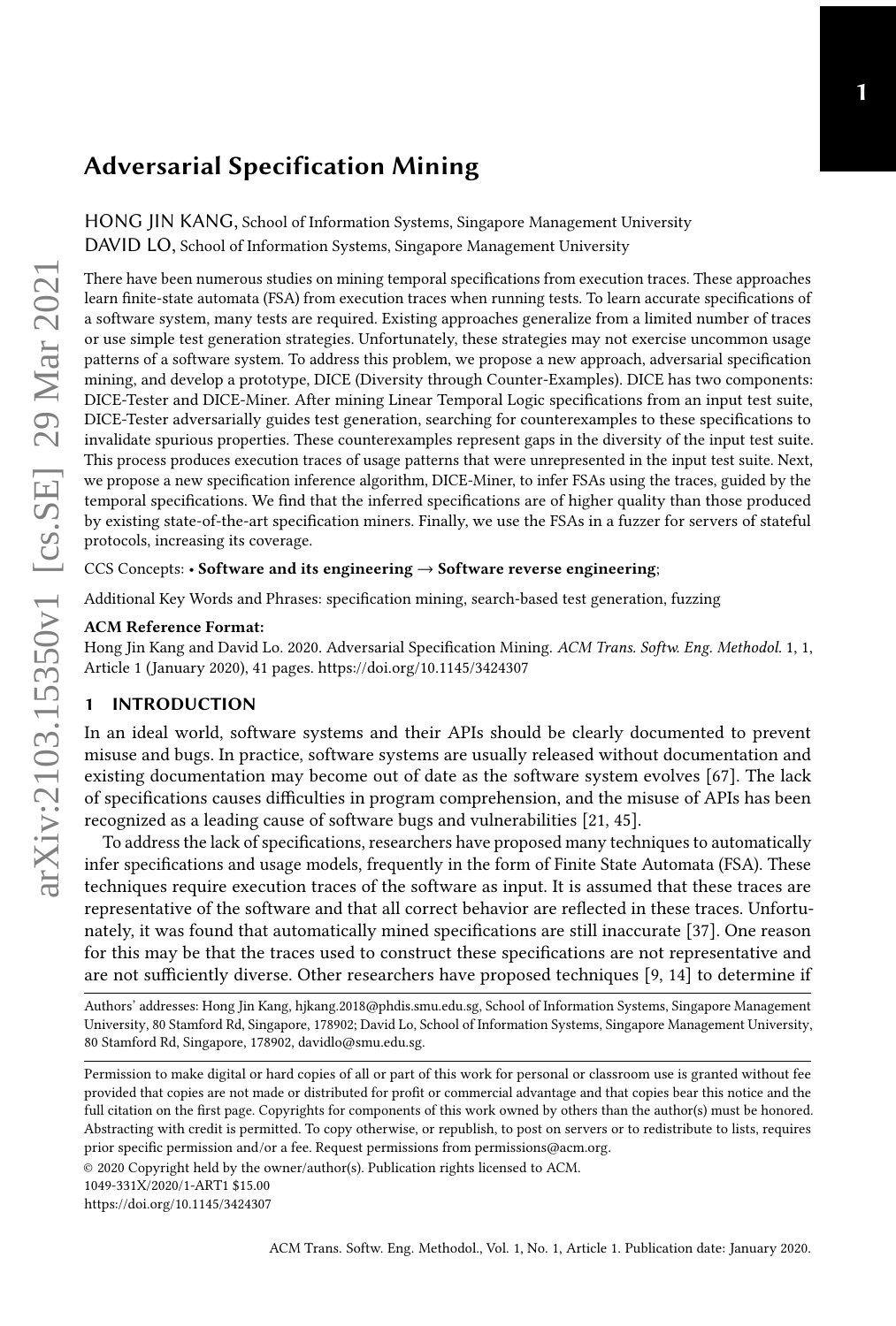# Adversarial Specification Mining

HONG JIN KANG, School of Information Systems, Singapore Management University
DAVID LO, School of Information Systems, Singapore Management University

There have been numerous studies on mining temporal specifications from execution traces. These approaches learn finite-state automata (FSA) from execution traces when running tests. To learn accurate specifications of a software system, many tests are required. Existing approaches generalize from a limited number of traces or use simple test generation strategies. Unfortunately, these strategies may not exercise uncommon usage patterns of a software system. To address this problem, we propose a new approach, adversarial specification mining, and develop a prototype, DICE (Diversity through Counter-Examples). DICE has two components: DICE-Tester and DICE-Miner. After mining Linear Temporal Logic specifications from an input test suite, DICE-Tester adversarially guides test generation, searching for counterexamples to these specifications to invalidate spurious properties. These counterexamples represent gaps in the diversity of the input test suite. This process produces execution traces of usage patterns that were unrepresented in the input test suite. Next, we propose a new specification inference algorithm, DICE-Miner, to infer FSAs using the traces, guided by the temporal specifications. We find that the inferred specifications are of higher quality than those produced by existing state-of-the-art specification miners. Finally, we use the FSAs in a fuzzer for servers of stateful protocols, increasing its coverage.

CCS Concepts: • **Software and its engineering** → **Software reverse engineering**;

Additional Key Words and Phrases: specification mining, search-based test generation, fuzzing

**ACM Reference Format:**
Hong Jin Kang and David Lo. 2020. Adversarial Specification Mining. *ACM Trans. Softw. Eng. Methodol.* 1, 1, Article 1 (January 2020), 41 pages. https://doi.org/10.1145/3424307

## 1 INTRODUCTION

In an ideal world, software systems and their APIs should be clearly documented to prevent misuse and bugs. In practice, software systems are usually released without documentation and existing documentation may become out of date as the software system evolves [67]. The lack of specifications causes difficulties in program comprehension, and the misuse of APIs has been recognized as a leading cause of software bugs and vulnerabilities [21, 45].

To address the lack of specifications, researchers have proposed many techniques to automatically infer specifications and usage models, frequently in the form of Finite State Automata (FSA). These techniques require execution traces of the software as input. It is assumed that these traces are representative of the software and that all correct behavior are reflected in these traces. Unfortunately, it was found that automatically mined specifications are still inaccurate [37]. One reason for this may be that the traces used to construct these specifications are not representative and are not sufficiently diverse. Other researchers have proposed techniques [9, 14] to determine if

Authors' addresses: Hong Jin Kang, hjkang.2018@phdis.smu.edu.sg, School of Information Systems, Singapore Management University, 80 Stamford Rd, Singapore, 178902; David Lo, School of Information Systems, Singapore Management University, 80 Stamford Rd, Singapore, 178902, davidlo@smu.edu.sg.

Permission to make digital or hard copies of all or part of this work for personal or classroom use is granted without fee provided that copies are not made or distributed for profit or commercial advantage and that copies bear this notice and the full citation on the first page. Copyrights for components of this work owned by others than the author(s) must be honored. Abstracting with credit is permitted. To copy otherwise, or republish, to post on servers or to redistribute to lists, requires prior specific permission and/or a fee. Request permissions from permissions@acm.org.

© 2020 Copyright held by the owner/author(s). Publication rights licensed to ACM.
1049-331X/2020/1-ART1 $15.00
https://doi.org/10.1145/3424307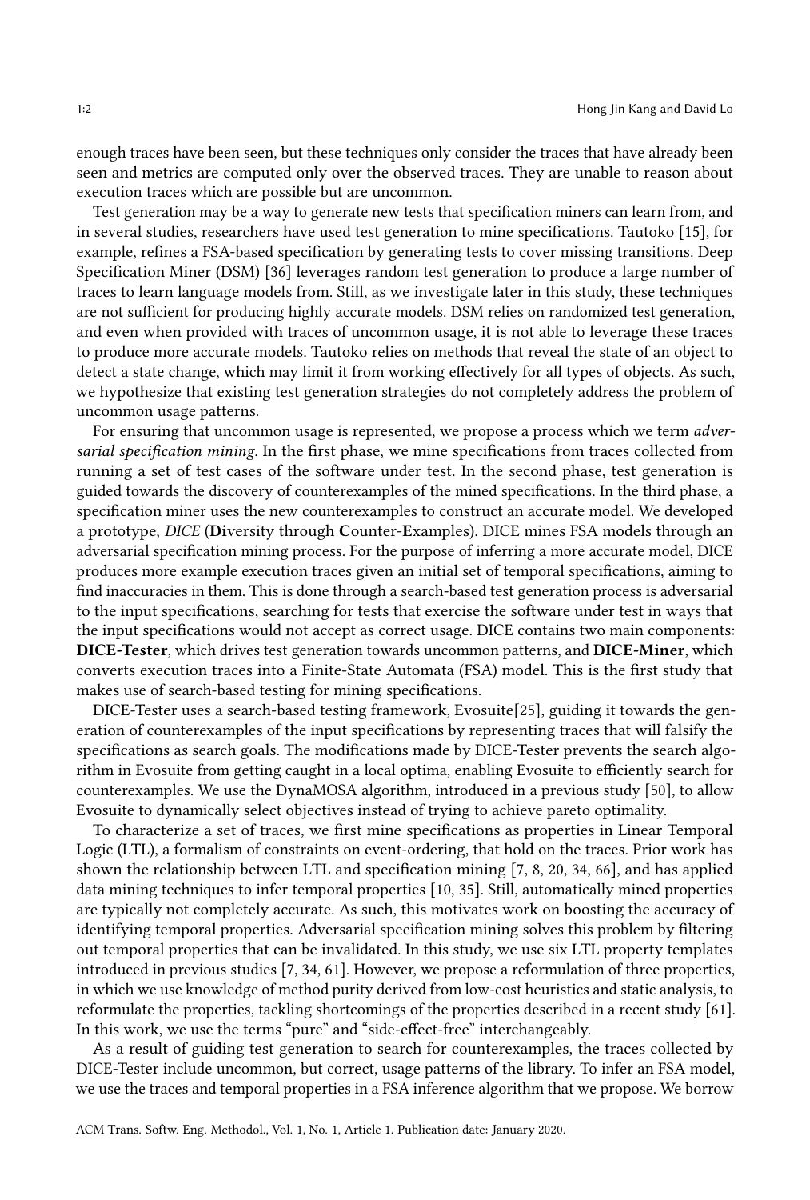enough traces have been seen, but these techniques only consider the traces that have already been seen and metrics are computed only over the observed traces. They are unable to reason about execution traces which are possible but are uncommon.

Test generation may be a way to generate new tests that specification miners can learn from, and in several studies, researchers have used test generation to mine specifications. Tautoko [15], for example, refines a FSA-based specification by generating tests to cover missing transitions. Deep Specification Miner (DSM) [36] leverages random test generation to produce a large number of traces to learn language models from. Still, as we investigate later in this study, these techniques are not sufficient for producing highly accurate models. DSM relies on randomized test generation, and even when provided with traces of uncommon usage, it is not able to leverage these traces to produce more accurate models. Tautoko relies on methods that reveal the state of an object to detect a state change, which may limit it from working effectively for all types of objects. As such, we hypothesize that existing test generation strategies do not completely address the problem of uncommon usage patterns.

For ensuring that uncommon usage is represented, we propose a process which we term *adversarial specification mining*. In the first phase, we mine specifications from traces collected from running a set of test cases of the software under test. In the second phase, test generation is guided towards the discovery of counterexamples of the mined specifications. In the third phase, a specification miner uses the new counterexamples to construct an accurate model. We developed a prototype, *DICE* (**Di**versity through **C**ounter-**E**xamples). DICE mines FSA models through an adversarial specification mining process. For the purpose of inferring a more accurate model, DICE produces more example execution traces given an initial set of temporal specifications, aiming to find inaccuracies in them. This is done through a search-based test generation process is adversarial to the input specifications, searching for tests that exercise the software under test in ways that the input specifications would not accept as correct usage. DICE contains two main components: **DICE-Tester**, which drives test generation towards uncommon patterns, and **DICE-Miner**, which converts execution traces into a Finite-State Automata (FSA) model. This is the first study that makes use of search-based testing for mining specifications.

DICE-Tester uses a search-based testing framework, Evosuite[25], guiding it towards the generation of counterexamples of the input specifications by representing traces that will falsify the specifications as search goals. The modifications made by DICE-Tester prevents the search algorithm in Evosuite from getting caught in a local optima, enabling Evosuite to efficiently search for counterexamples. We use the DynaMOSA algorithm, introduced in a previous study [50], to allow Evosuite to dynamically select objectives instead of trying to achieve pareto optimality.

To characterize a set of traces, we first mine specifications as properties in Linear Temporal Logic (LTL), a formalism of constraints on event-ordering, that hold on the traces. Prior work has shown the relationship between LTL and specification mining [7, 8, 20, 34, 66], and has applied data mining techniques to infer temporal properties [10, 35]. Still, automatically mined properties are typically not completely accurate. As such, this motivates work on boosting the accuracy of identifying temporal properties. Adversarial specification mining solves this problem by filtering out temporal properties that can be invalidated. In this study, we use six LTL property templates introduced in previous studies [7, 34, 61]. However, we propose a reformulation of three properties, in which we use knowledge of method purity derived from low-cost heuristics and static analysis, to reformulate the properties, tackling shortcomings of the properties described in a recent study [61]. In this work, we use the terms "pure" and "side-effect-free" interchangeably.

As a result of guiding test generation to search for counterexamples, the traces collected by DICE-Tester include uncommon, but correct, usage patterns of the library. To infer an FSA model, we use the traces and temporal properties in a FSA inference algorithm that we propose. We borrow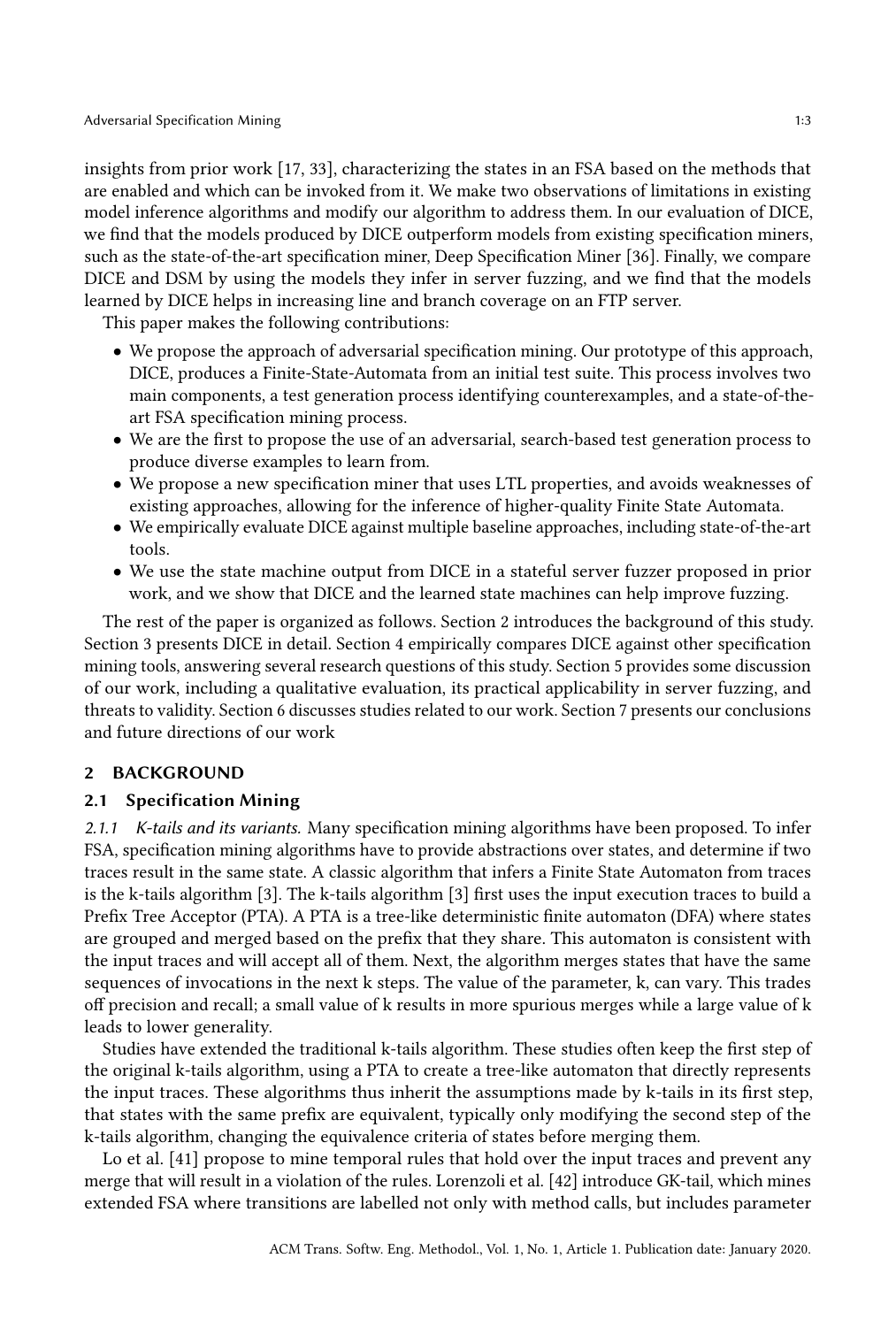insights from prior work [17, 33], characterizing the states in an FSA based on the methods that are enabled and which can be invoked from it. We make two observations of limitations in existing model inference algorithms and modify our algorithm to address them. In our evaluation of DICE, we find that the models produced by DICE outperform models from existing specification miners, such as the state-of-the-art specification miner, Deep Specification Miner [36]. Finally, we compare DICE and DSM by using the models they infer in server fuzzing, and we find that the models learned by DICE helps in increasing line and branch coverage on an FTP server.

This paper makes the following contributions:

- We propose the approach of adversarial specification mining. Our prototype of this approach, DICE, produces a Finite-State-Automata from an initial test suite. This process involves two main components, a test generation process identifying counterexamples, and a state-of-the-art FSA specification mining process.
- We are the first to propose the use of an adversarial, search-based test generation process to produce diverse examples to learn from.
- We propose a new specification miner that uses LTL properties, and avoids weaknesses of existing approaches, allowing for the inference of higher-quality Finite State Automata.
- We empirically evaluate DICE against multiple baseline approaches, including state-of-the-art tools.
- We use the state machine output from DICE in a stateful server fuzzer proposed in prior work, and we show that DICE and the learned state machines can help improve fuzzing.

The rest of the paper is organized as follows. Section 2 introduces the background of this study. Section 3 presents DICE in detail. Section 4 empirically compares DICE against other specification mining tools, answering several research questions of this study. Section 5 provides some discussion of our work, including a qualitative evaluation, its practical applicability in server fuzzing, and threats to validity. Section 6 discusses studies related to our work. Section 7 presents our conclusions and future directions of our work

## 2 BACKGROUND

### 2.1 Specification Mining

*2.1.1 K-tails and its variants.* Many specification mining algorithms have been proposed. To infer FSA, specification mining algorithms have to provide abstractions over states, and determine if two traces result in the same state. A classic algorithm that infers a Finite State Automaton from traces is the k-tails algorithm [3]. The k-tails algorithm [3] first uses the input execution traces to build a Prefix Tree Acceptor (PTA). A PTA is a tree-like deterministic finite automaton (DFA) where states are grouped and merged based on the prefix that they share. This automaton is consistent with the input traces and will accept all of them. Next, the algorithm merges states that have the same sequences of invocations in the next k steps. The value of the parameter, k, can vary. This trades off precision and recall; a small value of k results in more spurious merges while a large value of k leads to lower generality.

Studies have extended the traditional k-tails algorithm. These studies often keep the first step of the original k-tails algorithm, using a PTA to create a tree-like automaton that directly represents the input traces. These algorithms thus inherit the assumptions made by k-tails in its first step, that states with the same prefix are equivalent, typically only modifying the second step of the k-tails algorithm, changing the equivalence criteria of states before merging them.

Lo et al. [41] propose to mine temporal rules that hold over the input traces and prevent any merge that will result in a violation of the rules. Lorenzoli et al. [42] introduce GK-tail, which mines extended FSA where transitions are labelled not only with method calls, but includes parameter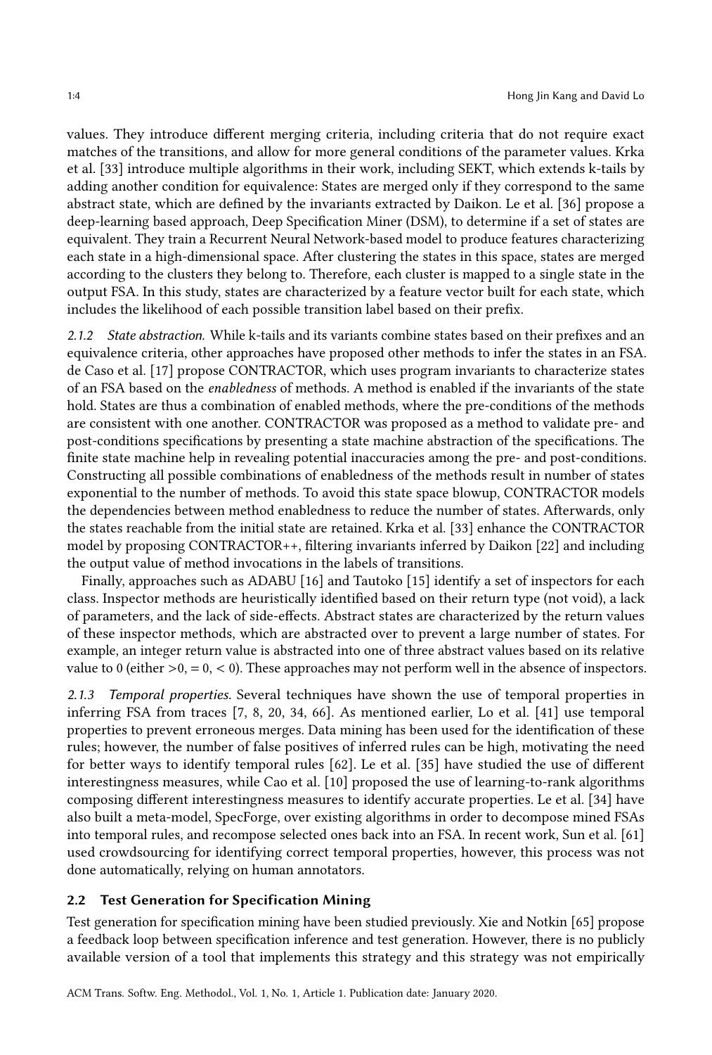values. They introduce different merging criteria, including criteria that do not require exact matches of the transitions, and allow for more general conditions of the parameter values. Krka et al. [33] introduce multiple algorithms in their work, including SEKT, which extends k-tails by adding another condition for equivalence: States are merged only if they correspond to the same abstract state, which are defined by the invariants extracted by Daikon. Le et al. [36] propose a deep-learning based approach, Deep Specification Miner (DSM), to determine if a set of states are equivalent. They train a Recurrent Neural Network-based model to produce features characterizing each state in a high-dimensional space. After clustering the states in this space, states are merged according to the clusters they belong to. Therefore, each cluster is mapped to a single state in the output FSA. In this study, states are characterized by a feature vector built for each state, which includes the likelihood of each possible transition label based on their prefix.

#### 2.1.2 State abstraction.

While k-tails and its variants combine states based on their prefixes and an equivalence criteria, other approaches have proposed other methods to infer the states in an FSA. de Caso et al. [17] propose CONTRACTOR, which uses program invariants to characterize states of an FSA based on the *enabledness* of methods. A method is enabled if the invariants of the state hold. States are thus a combination of enabled methods, where the pre-conditions of the methods are consistent with one another. CONTRACTOR was proposed as a method to validate pre- and post-conditions specifications by presenting a state machine abstraction of the specifications. The finite state machine help in revealing potential inaccuracies among the pre- and post-conditions. Constructing all possible combinations of enabledness of the methods result in number of states exponential to the number of methods. To avoid this state space blowup, CONTRACTOR models the dependencies between method enabledness to reduce the number of states. Afterwards, only the states reachable from the initial state are retained. Krka et al. [33] enhance the CONTRACTOR model by proposing CONTRACTOR++, filtering invariants inferred by Daikon [22] and including the output value of method invocations in the labels of transitions.

Finally, approaches such as ADABU [16] and Tautoko [15] identify a set of inspectors for each class. Inspector methods are heuristically identified based on their return type (not void), a lack of parameters, and the lack of side-effects. Abstract states are characterized by the return values of these inspector methods, which are abstracted over to prevent a large number of states. For example, an integer return value is abstracted into one of three abstract values based on its relative value to 0 (either $>0$, $=0$, $<0$). These approaches may not perform well in the absence of inspectors.

#### 2.1.3 Temporal properties.

Several techniques have shown the use of temporal properties in inferring FSA from traces [7, 8, 20, 34, 66]. As mentioned earlier, Lo et al. [41] use temporal properties to prevent erroneous merges. Data mining has been used for the identification of these rules; however, the number of false positives of inferred rules can be high, motivating the need for better ways to identify temporal rules [62]. Le et al. [35] have studied the use of different interestingness measures, while Cao et al. [10] proposed the use of learning-to-rank algorithms composing different interestingness measures to identify accurate properties. Le et al. [34] have also built a meta-model, SpecForge, over existing algorithms in order to decompose mined FSAs into temporal rules, and recompose selected ones back into an FSA. In recent work, Sun et al. [61] used crowdsourcing for identifying correct temporal properties, however, this process was not done automatically, relying on human annotators.

### 2.2 Test Generation for Specification Mining

Test generation for specification mining have been studied previously. Xie and Notkin [65] propose a feedback loop between specification inference and test generation. However, there is no publicly available version of a tool that implements this strategy and this strategy was not empirically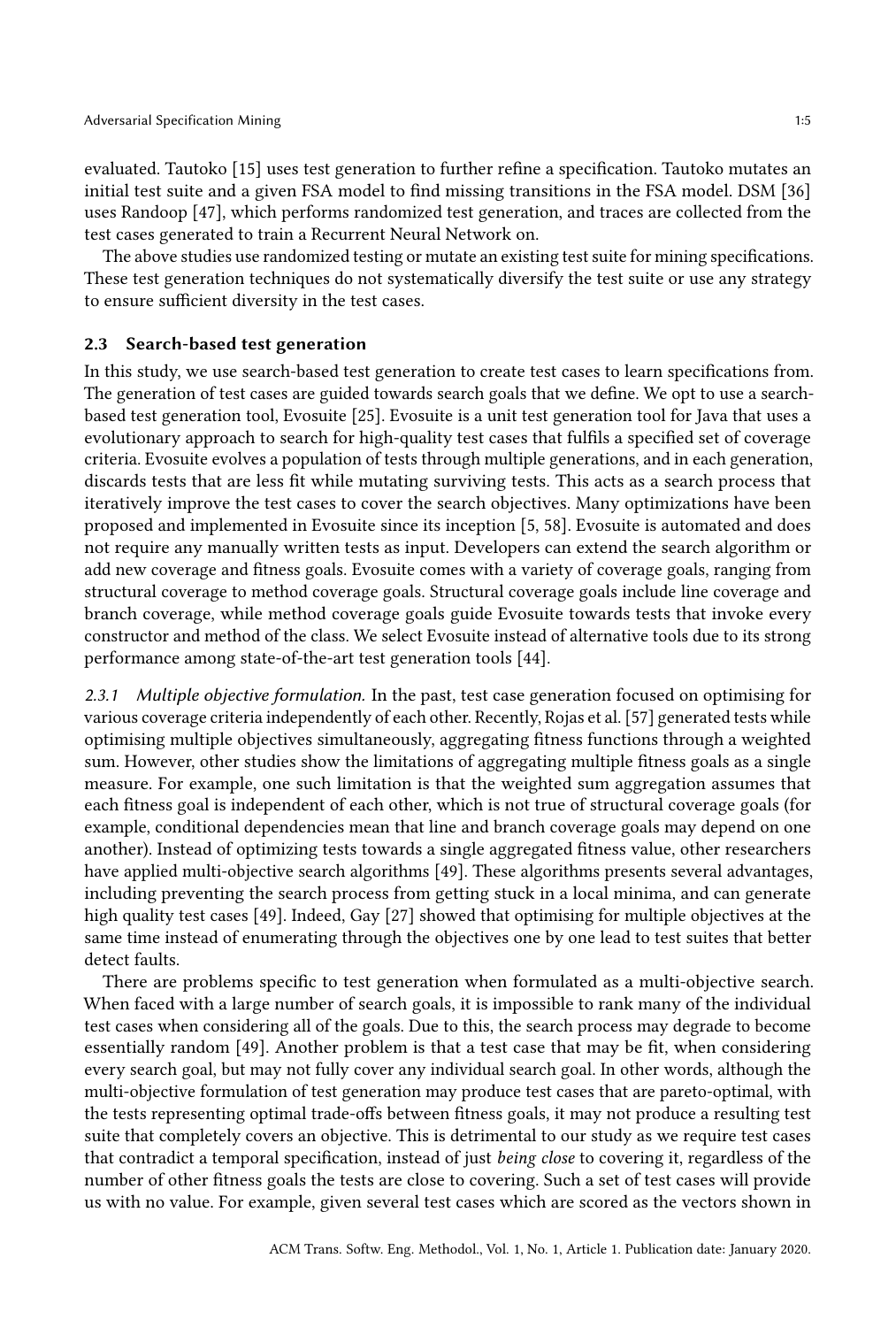evaluated. Tautoko [15] uses test generation to further refine a specification. Tautoko mutates an initial test suite and a given FSA model to find missing transitions in the FSA model. DSM [36] uses Randoop [47], which performs randomized test generation, and traces are collected from the test cases generated to train a Recurrent Neural Network on.

The above studies use randomized testing or mutate an existing test suite for mining specifications. These test generation techniques do not systematically diversify the test suite or use any strategy to ensure sufficient diversity in the test cases.

### 2.3 Search-based test generation

In this study, we use search-based test generation to create test cases to learn specifications from. The generation of test cases are guided towards search goals that we define. We opt to use a search-based test generation tool, Evosuite [25]. Evosuite is a unit test generation tool for Java that uses a evolutionary approach to search for high-quality test cases that fulfils a specified set of coverage criteria. Evosuite evolves a population of tests through multiple generations, and in each generation, discards tests that are less fit while mutating surviving tests. This acts as a search process that iteratively improve the test cases to cover the search objectives. Many optimizations have been proposed and implemented in Evosuite since its inception [5, 58]. Evosuite is automated and does not require any manually written tests as input. Developers can extend the search algorithm or add new coverage and fitness goals. Evosuite comes with a variety of coverage goals, ranging from structural coverage to method coverage goals. Structural coverage goals include line coverage and branch coverage, while method coverage goals guide Evosuite towards tests that invoke every constructor and method of the class. We select Evosuite instead of alternative tools due to its strong performance among state-of-the-art test generation tools [44].

#### 2.3.1 Multiple objective formulation.

In the past, test case generation focused on optimising for various coverage criteria independently of each other. Recently, Rojas et al. [57] generated tests while optimising multiple objectives simultaneously, aggregating fitness functions through a weighted sum. However, other studies show the limitations of aggregating multiple fitness goals as a single measure. For example, one such limitation is that the weighted sum aggregation assumes that each fitness goal is independent of each other, which is not true of structural coverage goals (for example, conditional dependencies mean that line and branch coverage goals may depend on one another). Instead of optimizing tests towards a single aggregated fitness value, other researchers have applied multi-objective search algorithms [49]. These algorithms presents several advantages, including preventing the search process from getting stuck in a local minima, and can generate high quality test cases [49]. Indeed, Gay [27] showed that optimising for multiple objectives at the same time instead of enumerating through the objectives one by one lead to test suites that better detect faults.

There are problems specific to test generation when formulated as a multi-objective search. When faced with a large number of search goals, it is impossible to rank many of the individual test cases when considering all of the goals. Due to this, the search process may degrade to become essentially random [49]. Another problem is that a test case that may be fit, when considering every search goal, but may not fully cover any individual search goal. In other words, although the multi-objective formulation of test generation may produce test cases that are pareto-optimal, with the tests representing optimal trade-offs between fitness goals, it may not produce a resulting test suite that completely covers an objective. This is detrimental to our study as we require test cases that contradict a temporal specification, instead of just *being close* to covering it, regardless of the number of other fitness goals the tests are close to covering. Such a set of test cases will provide us with no value. For example, given several test cases which are scored as the vectors shown in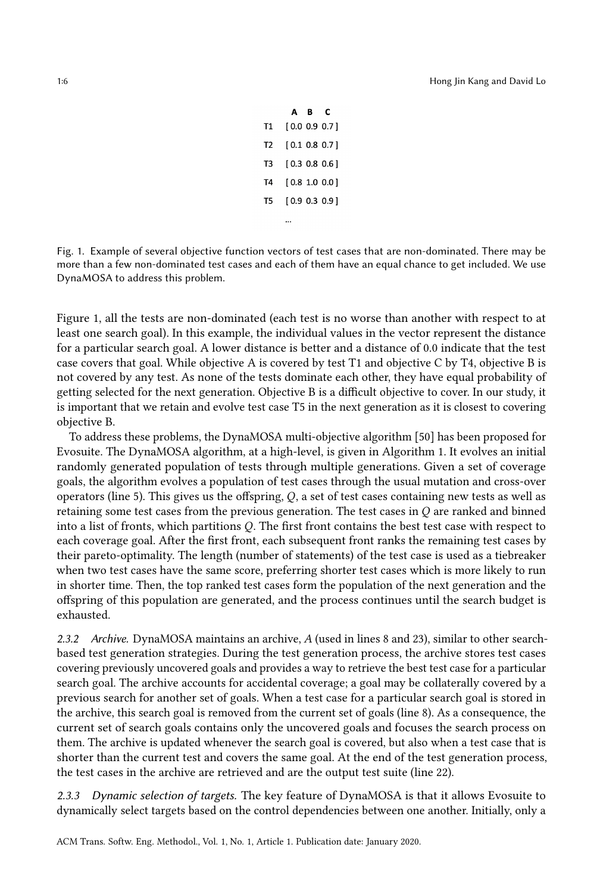|  | A | B | C |
|---|---|---|---|
| T1 | [ 0.0 | 0.9 | 0.7 ] |
| T2 | [ 0.1 | 0.8 | 0.7 ] |
| T3 | [ 0.3 | 0.8 | 0.6 ] |
| T4 | [ 0.8 | 1.0 | 0.0 ] |
| T5 | [ 0.9 | 0.3 | 0.9 ] |
|  | ... |  |  |

Fig. 1. Example of several objective function vectors of test cases that are non-dominated. There may be more than a few non-dominated test cases and each of them have an equal chance to get included. We use DynaMOSA to address this problem.

Figure 1, all the tests are non-dominated (each test is no worse than another with respect to at least one search goal). In this example, the individual values in the vector represent the distance for a particular search goal. A lower distance is better and a distance of 0.0 indicate that the test case covers that goal. While objective A is covered by test T1 and objective C by T4, objective B is not covered by any test. As none of the tests dominate each other, they have equal probability of getting selected for the next generation. Objective B is a difficult objective to cover. In our study, it is important that we retain and evolve test case T5 in the next generation as it is closest to covering objective B.

To address these problems, the DynaMOSA multi-objective algorithm [50] has been proposed for Evosuite. The DynaMOSA algorithm, at a high-level, is given in Algorithm 1. It evolves an initial randomly generated population of tests through multiple generations. Given a set of coverage goals, the algorithm evolves a population of test cases through the usual mutation and cross-over operators (line 5). This gives us the offspring, $Q$, a set of test cases containing new tests as well as retaining some test cases from the previous generation. The test cases in $Q$ are ranked and binned into a list of fronts, which partitions $Q$. The first front contains the best test case with respect to each coverage goal. After the first front, each subsequent front ranks the remaining test cases by their pareto-optimality. The length (number of statements) of the test case is used as a tiebreaker when two test cases have the same score, preferring shorter test cases which is more likely to run in shorter time. Then, the top ranked test cases form the population of the next generation and the offspring of this population are generated, and the process continues until the search budget is exhausted.

*2.3.2 Archive.* DynaMOSA maintains an archive, $A$ (used in lines 8 and 23), similar to other search-based test generation strategies. During the test generation process, the archive stores test cases covering previously uncovered goals and provides a way to retrieve the best test case for a particular search goal. The archive accounts for accidental coverage; a goal may be collaterally covered by a previous search for another set of goals. When a test case for a particular search goal is stored in the archive, this search goal is removed from the current set of goals (line 8). As a consequence, the current set of search goals contains only the uncovered goals and focuses the search process on them. The archive is updated whenever the search goal is covered, but also when a test case that is shorter than the current test and covers the same goal. At the end of the test generation process, the test cases in the archive are retrieved and are the output test suite (line 22).

*2.3.3 Dynamic selection of targets.* The key feature of DynaMOSA is that it allows Evosuite to dynamically select targets based on the control dependencies between one another. Initially, only a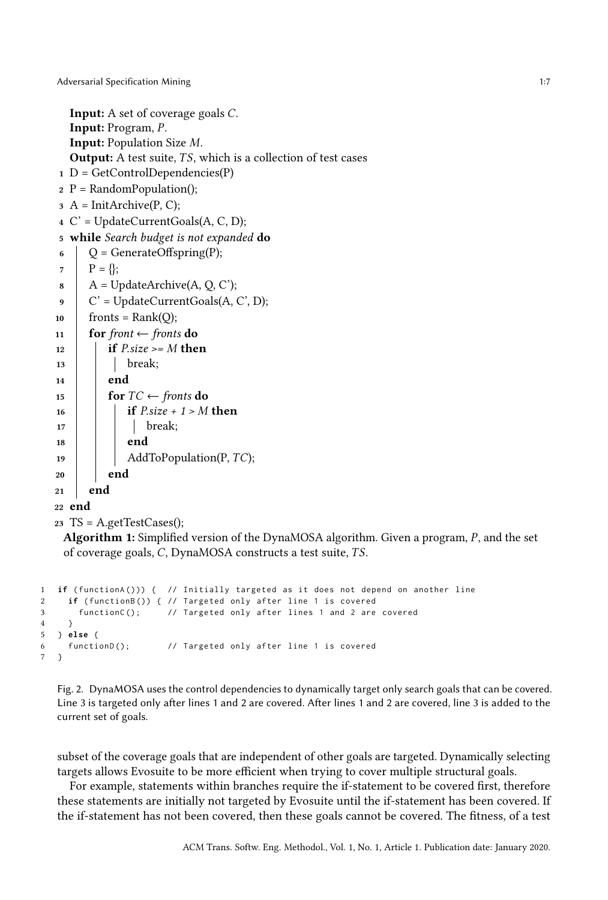**Input:** A set of coverage goals $C$.
**Input:** Program, $P$.
**Input:** Population Size $M$.
**Output:** A test suite, $TS$, which is a collection of test cases

```
1  D = GetControlDependencies(P)
2  P = RandomPopulation();
3  A = InitArchive(P, C);
4  C' = UpdateCurrentGoals(A, C, D);
5  while Search budget is not expanded do
6      Q = GenerateOffspring(P);
7      P = {};
8      A = UpdateArchive(A, Q, C');
9      C' = UpdateCurrentGoals(A, C', D);
10     fronts = Rank(Q);
11     for front ← fronts do
12         if P.size >= M then
13             break;
14         end
15         for TC ← fronts do
16             if P.size + 1 > M then
17                 break;
18             end
19             AddToPopulation(P, TC);
20         end
21     end
22 end
23 TS = A.getTestCases();
```

**Algorithm 1:** Simplified version of the DynaMOSA algorithm. Given a program, $P$, and the set of coverage goals, $C$, DynaMOSA constructs a test suite, $TS$.

```
1  if (functionA())) {  // Initially targeted as it does not depend on another line
2    if (functionB()) { // Targeted only after line 1 is covered
3      functionC();     // Targeted only after lines 1 and 2 are covered
4    }
5  } else {
6    functionD();       // Targeted only after line 1 is covered
7  }
```

Fig. 2. DynaMOSA uses the control dependencies to dynamically target only search goals that can be covered. Line 3 is targeted only after lines 1 and 2 are covered. After lines 1 and 2 are covered, line 3 is added to the current set of goals.

subset of the coverage goals that are independent of other goals are targeted. Dynamically selecting targets allows Evosuite to be more efficient when trying to cover multiple structural goals.

For example, statements within branches require the if-statement to be covered first, therefore these statements are initially not targeted by Evosuite until the if-statement has been covered. If the if-statement has not been covered, then these goals cannot be covered. The fitness, of a test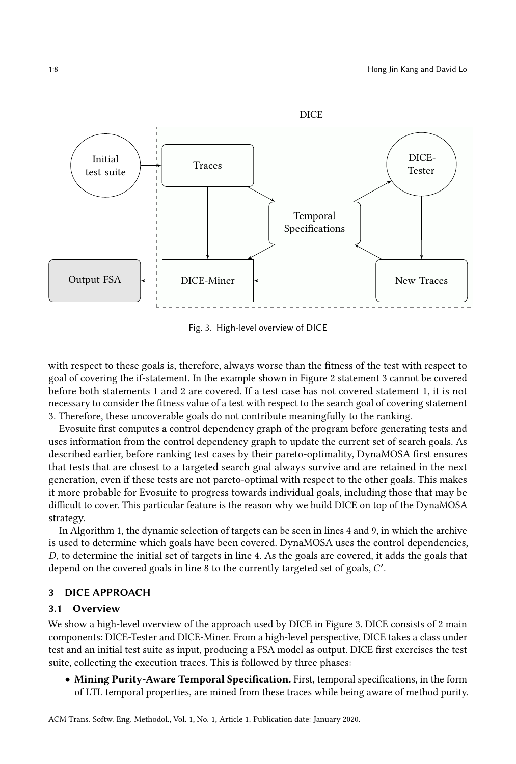Fig. 3. High-level overview of DICE

with respect to these goals is, therefore, always worse than the fitness of the test with respect to goal of covering the if-statement. In the example shown in Figure 2 statement 3 cannot be covered before both statements 1 and 2 are covered. If a test case has not covered statement 1, it is not necessary to consider the fitness value of a test with respect to the search goal of covering statement 3. Therefore, these uncoverable goals do not contribute meaningfully to the ranking.

Evosuite first computes a control dependency graph of the program before generating tests and uses information from the control dependency graph to update the current set of search goals. As described earlier, before ranking test cases by their pareto-optimality, DynaMOSA first ensures that tests that are closest to a targeted search goal always survive and are retained in the next generation, even if these tests are not pareto-optimal with respect to the other goals. This makes it more probable for Evosuite to progress towards individual goals, including those that may be difficult to cover. This particular feature is the reason why we build DICE on top of the DynaMOSA strategy.

In Algorithm 1, the dynamic selection of targets can be seen in lines 4 and 9, in which the archive is used to determine which goals have been covered. DynaMOSA uses the control dependencies, $D$, to determine the initial set of targets in line 4. As the goals are covered, it adds the goals that depend on the covered goals in line 8 to the currently targeted set of goals, $C'$.

## 3 DICE APPROACH

### 3.1 Overview

We show a high-level overview of the approach used by DICE in Figure 3. DICE consists of 2 main components: DICE-Tester and DICE-Miner. From a high-level perspective, DICE takes a class under test and an initial test suite as input, producing a FSA model as output. DICE first exercises the test suite, collecting the execution traces. This is followed by three phases:

- **Mining Purity-Aware Temporal Specification.** First, temporal specifications, in the form of LTL temporal properties, are mined from these traces while being aware of method purity.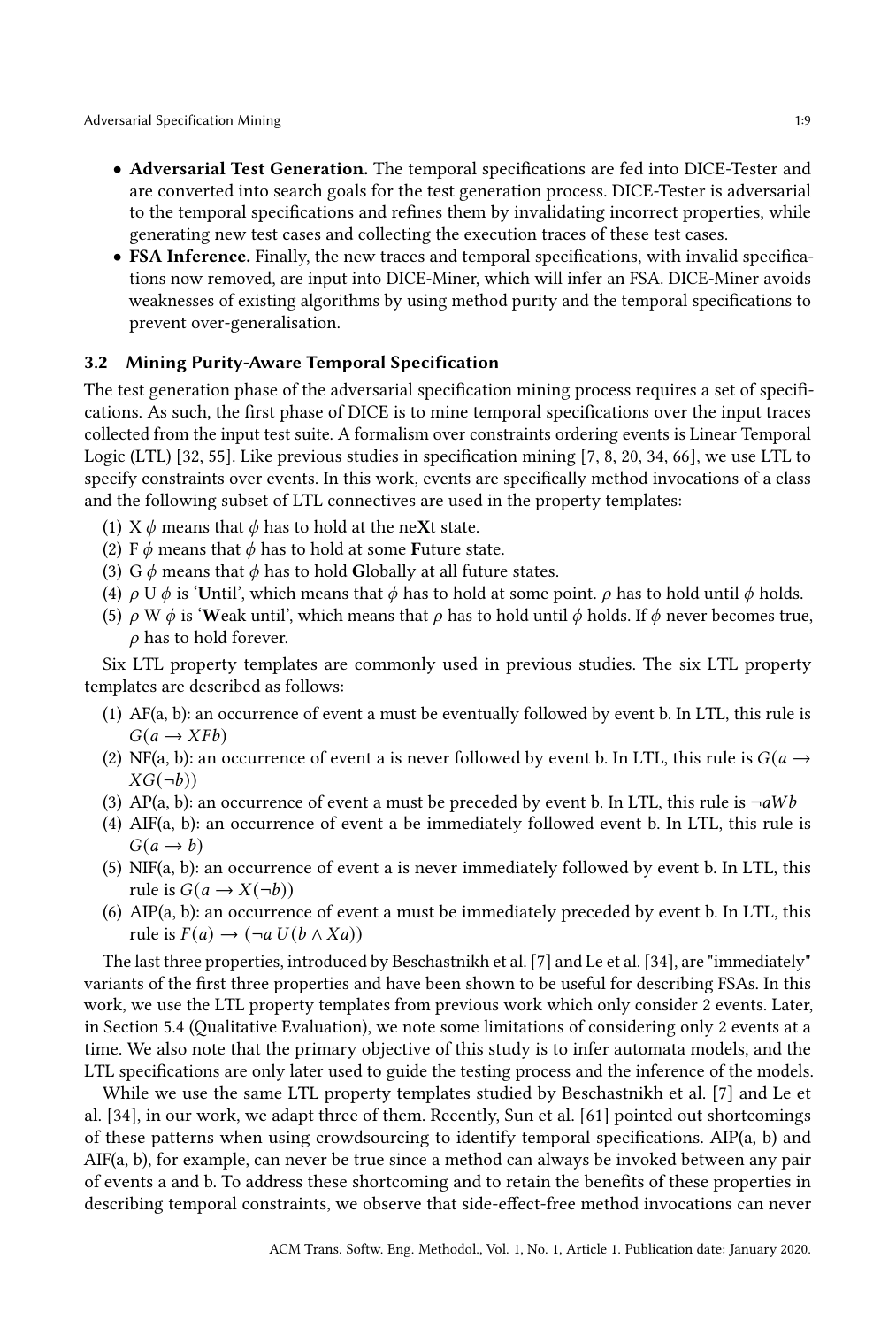- **Adversarial Test Generation.** The temporal specifications are fed into DICE-Tester and are converted into search goals for the test generation process. DICE-Tester is adversarial to the temporal specifications and refines them by invalidating incorrect properties, while generating new test cases and collecting the execution traces of these test cases.
- **FSA Inference.** Finally, the new traces and temporal specifications, with invalid specifications now removed, are input into DICE-Miner, which will infer an FSA. DICE-Miner avoids weaknesses of existing algorithms by using method purity and the temporal specifications to prevent over-generalisation.

### 3.2 Mining Purity-Aware Temporal Specification

The test generation phase of the adversarial specification mining process requires a set of specifications. As such, the first phase of DICE is to mine temporal specifications over the input traces collected from the input test suite. A formalism over constraints ordering events is Linear Temporal Logic (LTL) [32, 55]. Like previous studies in specification mining [7, 8, 20, 34, 66], we use LTL to specify constraints over events. In this work, events are specifically method invocations of a class and the following subset of LTL connectives are used in the property templates:

(1) X $\phi$ means that $\phi$ has to hold at the ne**X**t state.
(2) F $\phi$ means that $\phi$ has to hold at some **F**uture state.
(3) G $\phi$ means that $\phi$ has to hold **G**lobally at all future states.
(4) $\rho$ U $\phi$ is '**U**ntil', which means that $\phi$ has to hold at some point. $\rho$ has to hold until $\phi$ holds.
(5) $\rho$ W $\phi$ is '**W**eak until', which means that $\rho$ has to hold until $\phi$ holds. If $\phi$ never becomes true, $\rho$ has to hold forever.

Six LTL property templates are commonly used in previous studies. The six LTL property templates are described as follows:

(1) AF(a, b): an occurrence of event a must be eventually followed by event b. In LTL, this rule is $G(a \rightarrow XFb)$
(2) NF(a, b): an occurrence of event a is never followed by event b. In LTL, this rule is $G(a \rightarrow XG(\neg b))$
(3) AP(a, b): an occurrence of event a must be preceded by event b. In LTL, this rule is $\neg a W b$
(4) AIF(a, b): an occurrence of event a be immediately followed event b. In LTL, this rule is $G(a \rightarrow b)$
(5) NIF(a, b): an occurrence of event a is never immediately followed by event b. In LTL, this rule is $G(a \rightarrow X(\neg b))$
(6) AIP(a, b): an occurrence of event a must be immediately preceded by event b. In LTL, this rule is $F(a) \rightarrow (\neg a \, U (b \wedge Xa))$

The last three properties, introduced by Beschastnikh et al. [7] and Le et al. [34], are "immediately" variants of the first three properties and have been shown to be useful for describing FSAs. In this work, we use the LTL property templates from previous work which only consider 2 events. Later, in Section 5.4 (Qualitative Evaluation), we note some limitations of considering only 2 events at a time. We also note that the primary objective of this study is to infer automata models, and the LTL specifications are only later used to guide the testing process and the inference of the models.

While we use the same LTL property templates studied by Beschastnikh et al. [7] and Le et al. [34], in our work, we adapt three of them. Recently, Sun et al. [61] pointed out shortcomings of these patterns when using crowdsourcing to identify temporal specifications. AIP(a, b) and AIF(a, b), for example, can never be true since a method can always be invoked between any pair of events a and b. To address these shortcoming and to retain the benefits of these properties in describing temporal constraints, we observe that side-effect-free method invocations can never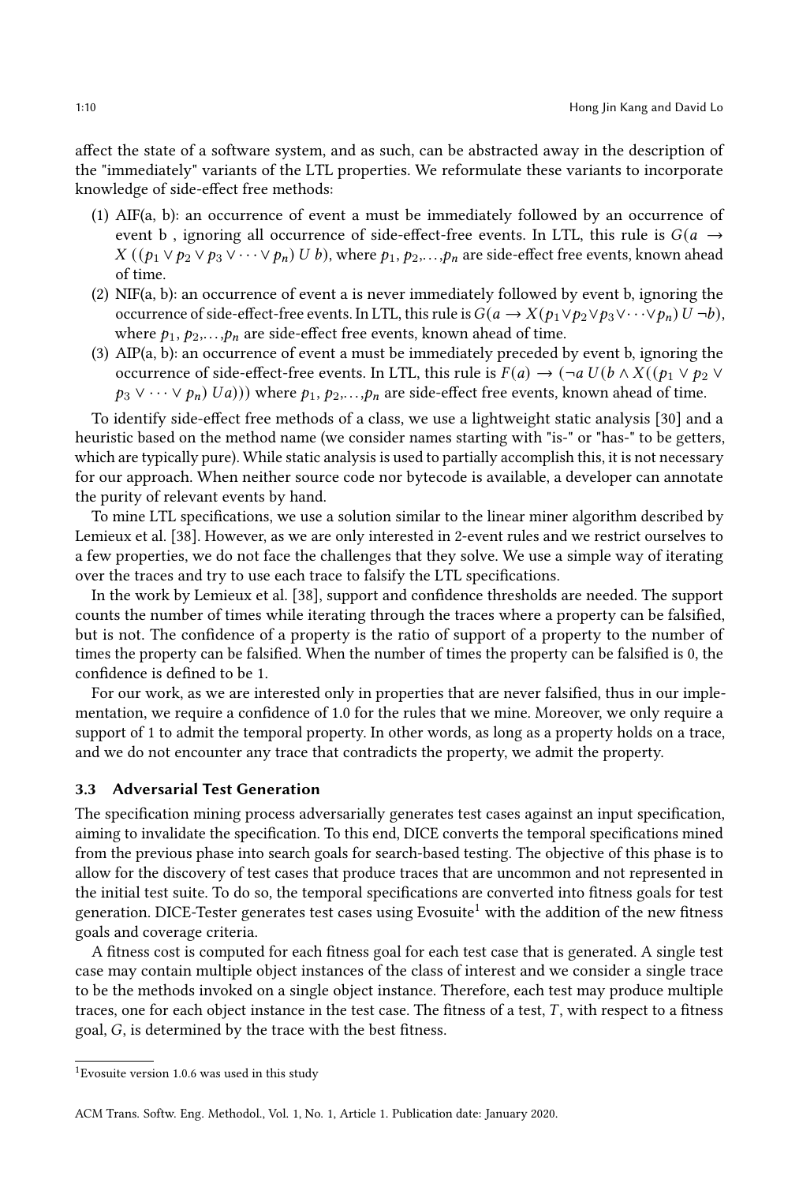affect the state of a software system, and as such, can be abstracted away in the description of the "immediately" variants of the LTL properties. We reformulate these variants to incorporate knowledge of side-effect free methods:

(1) AIF(a, b): an occurrence of event a must be immediately followed by an occurrence of event b , ignoring all occurrence of side-effect-free events. In LTL, this rule is $G(a \rightarrow X\,((p_1 \vee p_2 \vee p_3 \vee \cdots \vee p_n)\ U\ b)$, where $p_1$, $p_2$,...,$p_n$ are side-effect free events, known ahead of time.
(2) NIF(a, b): an occurrence of event a is never immediately followed by event b, ignoring the occurrence of side-effect-free events. In LTL, this rule is $G(a \rightarrow X(p_1 \vee p_2 \vee p_3 \vee \cdots \vee p_n)\ U\ \neg b)$, where $p_1$, $p_2$,...,$p_n$ are side-effect free events, known ahead of time.
(3) AIP(a, b): an occurrence of event a must be immediately preceded by event b, ignoring the occurrence of side-effect-free events. In LTL, this rule is $F(a) \rightarrow (\neg a\ U(b \wedge X((p_1 \vee p_2 \vee p_3 \vee \cdots \vee p_n)\ U a)))$ where $p_1$, $p_2$,...,$p_n$ are side-effect free events, known ahead of time.

To identify side-effect free methods of a class, we use a lightweight static analysis [30] and a heuristic based on the method name (we consider names starting with "is-" or "has-" to be getters, which are typically pure). While static analysis is used to partially accomplish this, it is not necessary for our approach. When neither source code nor bytecode is available, a developer can annotate the purity of relevant events by hand.

To mine LTL specifications, we use a solution similar to the linear miner algorithm described by Lemieux et al. [38]. However, as we are only interested in 2-event rules and we restrict ourselves to a few properties, we do not face the challenges that they solve. We use a simple way of iterating over the traces and try to use each trace to falsify the LTL specifications.

In the work by Lemieux et al. [38], support and confidence thresholds are needed. The support counts the number of times while iterating through the traces where a property can be falsified, but is not. The confidence of a property is the ratio of support of a property to the number of times the property can be falsified. When the number of times the property can be falsified is 0, the confidence is defined to be 1.

For our work, as we are interested only in properties that are never falsified, thus in our implementation, we require a confidence of 1.0 for the rules that we mine. Moreover, we only require a support of 1 to admit the temporal property. In other words, as long as a property holds on a trace, and we do not encounter any trace that contradicts the property, we admit the property.

### 3.3 Adversarial Test Generation

The specification mining process adversarially generates test cases against an input specification, aiming to invalidate the specification. To this end, DICE converts the temporal specifications mined from the previous phase into search goals for search-based testing. The objective of this phase is to allow for the discovery of test cases that produce traces that are uncommon and not represented in the initial test suite. To do so, the temporal specifications are converted into fitness goals for test generation. DICE-Tester generates test cases using Evosuite[1] with the addition of the new fitness goals and coverage criteria.

A fitness cost is computed for each fitness goal for each test case that is generated. A single test case may contain multiple object instances of the class of interest and we consider a single trace to be the methods invoked on a single object instance. Therefore, each test may produce multiple traces, one for each object instance in the test case. The fitness of a test, $T$, with respect to a fitness goal, $G$, is determined by the trace with the best fitness.

[1] Evosuite version 1.0.6 was used in this study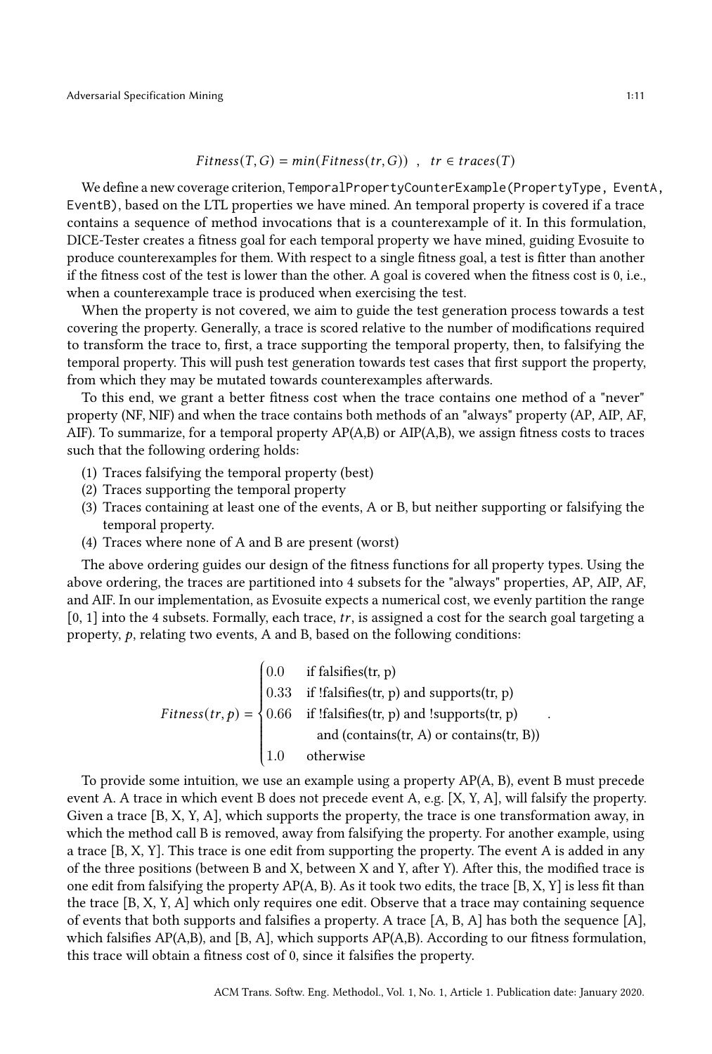$$Fitness(T, G) = min(Fitness(tr, G)) \quad , \quad tr \in traces(T)$$

We define a new coverage criterion, `TemporalPropertyCounterExample(PropertyType, EventA, EventB)`, based on the LTL properties we have mined. An temporal property is covered if a trace contains a sequence of method invocations that is a counterexample of it. In this formulation, DICE-Tester creates a fitness goal for each temporal property we have mined, guiding Evosuite to produce counterexamples for them. With respect to a single fitness goal, a test is fitter than another if the fitness cost of the test is lower than the other. A goal is covered when the fitness cost is 0, i.e., when a counterexample trace is produced when exercising the test.

When the property is not covered, we aim to guide the test generation process towards a test covering the property. Generally, a trace is scored relative to the number of modifications required to transform the trace to, first, a trace supporting the temporal property, then, to falsifying the temporal property. This will push test generation towards test cases that first support the property, from which they may be mutated towards counterexamples afterwards.

To this end, we grant a better fitness cost when the trace contains one method of a "never" property (NF, NIF) and when the trace contains both methods of an "always" property (AP, AIP, AF, AIF). To summarize, for a temporal property AP(A,B) or AIP(A,B), we assign fitness costs to traces such that the following ordering holds:

1. Traces falsifying the temporal property (best)
2. Traces supporting the temporal property
3. Traces containing at least one of the events, A or B, but neither supporting or falsifying the temporal property.
4. Traces where none of A and B are present (worst)

The above ordering guides our design of the fitness functions for all property types. Using the above ordering, the traces are partitioned into 4 subsets for the "always" properties, AP, AIP, AF, and AIF. In our implementation, as Evosuite expects a numerical cost, we evenly partition the range [0, 1] into the 4 subsets. Formally, each trace, $tr$, is assigned a cost for the search goal targeting a property, $p$, relating two events, A and B, based on the following conditions:

$$Fitness(tr, p) = \begin{cases} 0.0 & \text{if falsifies(tr, p)} \\ 0.33 & \text{if !falsifies(tr, p) and supports(tr, p)} \\ 0.66 & \text{if !falsifies(tr, p) and !supports(tr, p)} \\ & \quad \text{and (contains(tr, A) or contains(tr, B))} \\ 1.0 & \text{otherwise} \end{cases}.$$

To provide some intuition, we use an example using a property AP(A, B), event B must precede event A. A trace in which event B does not precede event A, e.g. [X, Y, A], will falsify the property. Given a trace [B, X, Y, A], which supports the property, the trace is one transformation away, in which the method call B is removed, away from falsifying the property. For another example, using a trace [B, X, Y]. This trace is one edit from supporting the property. The event A is added in any of the three positions (between B and X, between X and Y, after Y). After this, the modified trace is one edit from falsifying the property AP(A, B). As it took two edits, the trace [B, X, Y] is less fit than the trace [B, X, Y, A] which only requires one edit. Observe that a trace may containing sequence of events that both supports and falsifies a property. A trace [A, B, A] has both the sequence [A], which falsifies AP(A,B), and [B, A], which supports AP(A,B). According to our fitness formulation, this trace will obtain a fitness cost of 0, since it falsifies the property.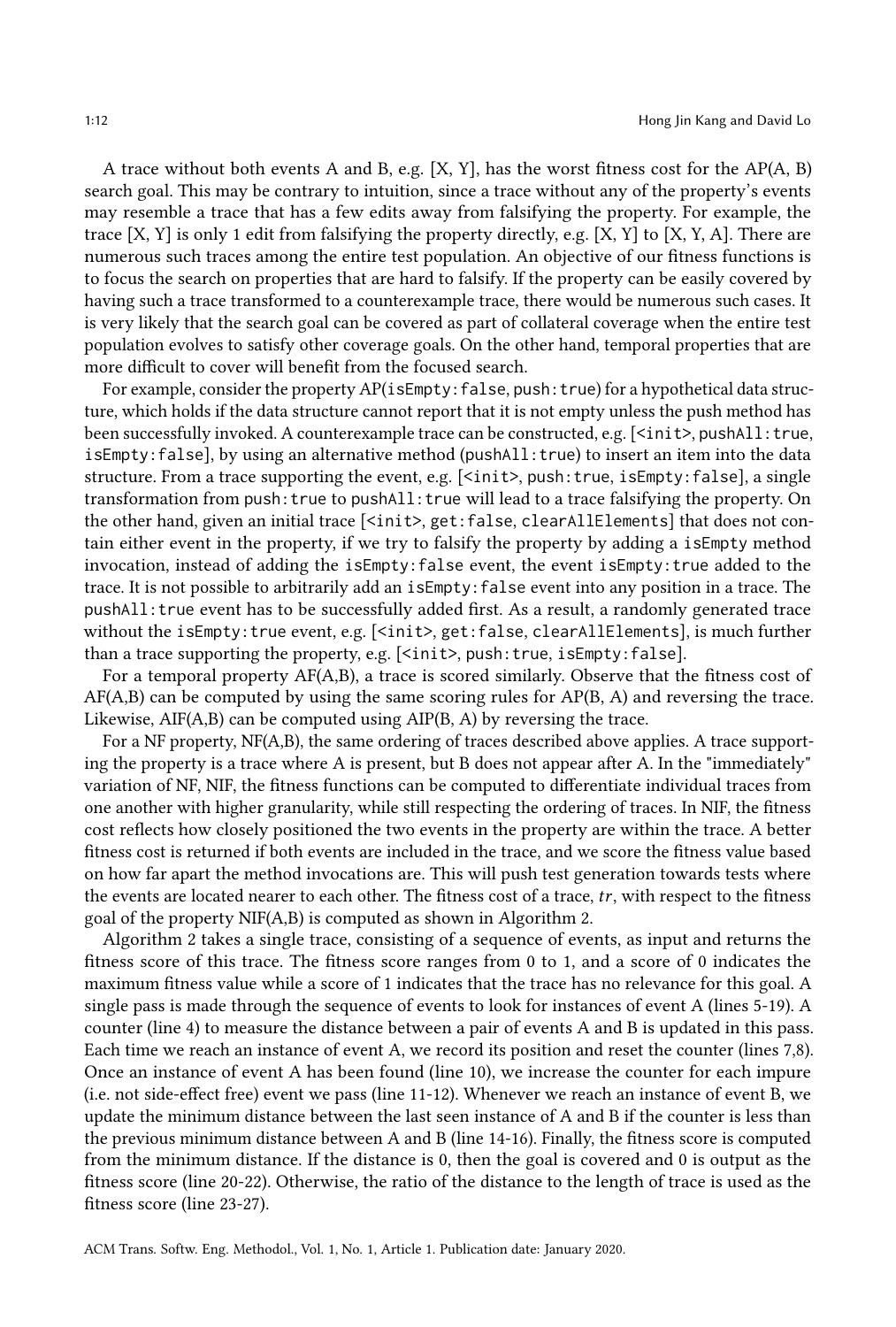A trace without both events A and B, e.g. [X, Y], has the worst fitness cost for the AP(A, B) search goal. This may be contrary to intuition, since a trace without any of the property's events may resemble a trace that has a few edits away from falsifying the property. For example, the trace [X, Y] is only 1 edit from falsifying the property directly, e.g. [X, Y] to [X, Y, A]. There are numerous such traces among the entire test population. An objective of our fitness functions is to focus the search on properties that are hard to falsify. If the property can be easily covered by having such a trace transformed to a counterexample trace, there would be numerous such cases. It is very likely that the search goal can be covered as part of collateral coverage when the entire test population evolves to satisfy other coverage goals. On the other hand, temporal properties that are more difficult to cover will benefit from the focused search.

For example, consider the property AP(`isEmpty:false`, `push:true`) for a hypothetical data structure, which holds if the data structure cannot report that it is not empty unless the push method has been successfully invoked. A counterexample trace can be constructed, e.g. [`<init>`, `pushAll:true`, `isEmpty:false`], by using an alternative method (`pushAll:true`) to insert an item into the data structure. From a trace supporting the event, e.g. [`<init>`, `push:true`, `isEmpty:false`], a single transformation from `push:true` to `pushAll:true` will lead to a trace falsifying the property. On the other hand, given an initial trace [`<init>`, `get:false`, `clearAllElements`] that does not contain either event in the property, if we try to falsify the property by adding a `isEmpty` method invocation, instead of adding the `isEmpty:false` event, the event `isEmpty:true` added to the trace. It is not possible to arbitrarily add an `isEmpty:false` event into any position in a trace. The `pushAll:true` event has to be successfully added first. As a result, a randomly generated trace without the `isEmpty:true` event, e.g. [`<init>`, `get:false`, `clearAllElements`], is much further than a trace supporting the property, e.g. [`<init>`, `push:true`, `isEmpty:false`].

For a temporal property AF(A,B), a trace is scored similarly. Observe that the fitness cost of AF(A,B) can be computed by using the same scoring rules for AP(B, A) and reversing the trace. Likewise, AIF(A,B) can be computed using AIP(B, A) by reversing the trace.

For a NF property, NF(A,B), the same ordering of traces described above applies. A trace supporting the property is a trace where A is present, but B does not appear after A. In the "immediately" variation of NF, NIF, the fitness functions can be computed to differentiate individual traces from one another with higher granularity, while still respecting the ordering of traces. In NIF, the fitness cost reflects how closely positioned the two events in the property are within the trace. A better fitness cost is returned if both events are included in the trace, and we score the fitness value based on how far apart the method invocations are. This will push test generation towards tests where the events are located nearer to each other. The fitness cost of a trace, $tr$, with respect to the fitness goal of the property NIF(A,B) is computed as shown in Algorithm 2.

Algorithm 2 takes a single trace, consisting of a sequence of events, as input and returns the fitness score of this trace. The fitness score ranges from 0 to 1, and a score of 0 indicates the maximum fitness value while a score of 1 indicates that the trace has no relevance for this goal. A single pass is made through the sequence of events to look for instances of event A (lines 5-19). A counter (line 4) to measure the distance between a pair of events A and B is updated in this pass. Each time we reach an instance of event A, we record its position and reset the counter (lines 7,8). Once an instance of event A has been found (line 10), we increase the counter for each impure (i.e. not side-effect free) event we pass (line 11-12). Whenever we reach an instance of event B, we update the minimum distance between the last seen instance of A and B if the counter is less than the previous minimum distance between A and B (line 14-16). Finally, the fitness score is computed from the minimum distance. If the distance is 0, then the goal is covered and 0 is output as the fitness score (line 20-22). Otherwise, the ratio of the distance to the length of trace is used as the fitness score (line 23-27).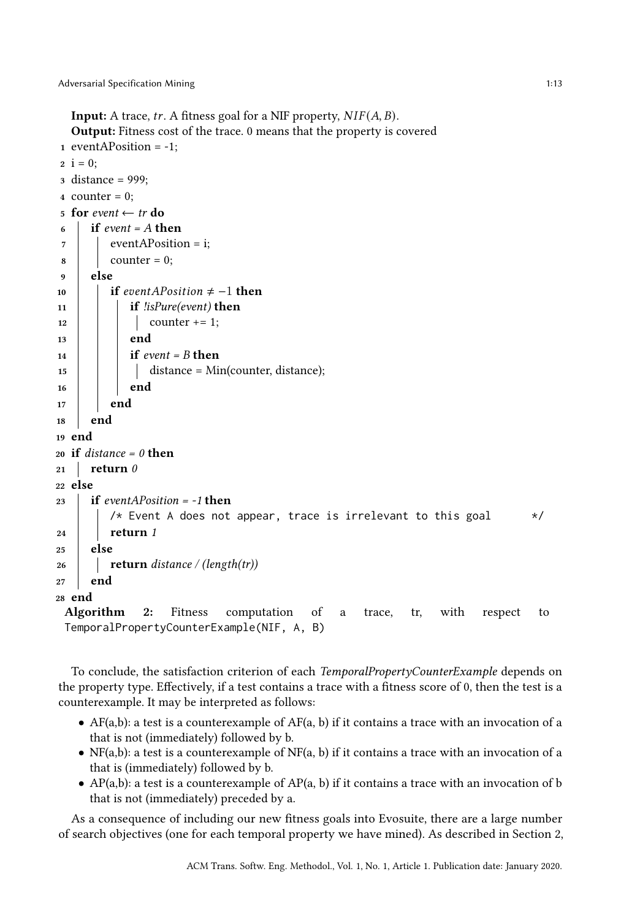**Input:** A trace, $tr$. A fitness goal for a NIF property, $NIF(A, B)$.
**Output:** Fitness cost of the trace. 0 means that the property is covered

```
1  eventAPosition = -1;
2  i = 0;
3  distance = 999;
4  counter = 0;
5  for event ← tr do
6      if event = A then
7          eventAPosition = i;
8          counter = 0;
9      else
10         if eventAPosition ≠ −1 then
11             if !isPure(event) then
12                 counter += 1;
13             end
14             if event = B then
15                 distance = Min(counter, distance);
16             end
17         end
18     end
19 end
20 if distance = 0 then
21     return 0
22 else
23     if eventAPosition = -1 then
           /* Event A does not appear, trace is irrelevant to this goal */
24         return 1
25     else
26         return distance / (length(tr))
27     end
28 end
```

**Algorithm 2:** Fitness computation of a trace, tr, with respect to `TemporalPropertyCounterExample(NIF, A, B)`

To conclude, the satisfaction criterion of each *TemporalPropertyCounterExample* depends on the property type. Effectively, if a test contains a trace with a fitness score of 0, then the test is a counterexample. It may be interpreted as follows:

- AF(a,b): a test is a counterexample of AF(a, b) if it contains a trace with an invocation of a that is not (immediately) followed by b.
- NF(a,b): a test is a counterexample of NF(a, b) if it contains a trace with an invocation of a that is (immediately) followed by b.
- AP(a,b): a test is a counterexample of AP(a, b) if it contains a trace with an invocation of b that is not (immediately) preceded by a.

As a consequence of including our new fitness goals into Evosuite, there are a large number of search objectives (one for each temporal property we have mined). As described in Section 2,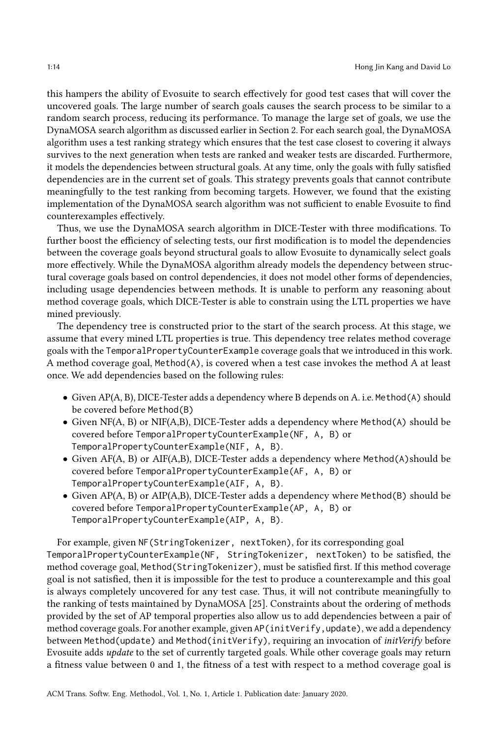this hampers the ability of Evosuite to search effectively for good test cases that will cover the uncovered goals. The large number of search goals causes the search process to be similar to a random search process, reducing its performance. To manage the large set of goals, we use the DynaMOSA search algorithm as discussed earlier in Section 2. For each search goal, the DynaMOSA algorithm uses a test ranking strategy which ensures that the test case closest to covering it always survives to the next generation when tests are ranked and weaker tests are discarded. Furthermore, it models the dependencies between structural goals. At any time, only the goals with fully satisfied dependencies are in the current set of goals. This strategy prevents goals that cannot contribute meaningfully to the test ranking from becoming targets. However, we found that the existing implementation of the DynaMOSA search algorithm was not sufficient to enable Evosuite to find counterexamples effectively.

Thus, we use the DynaMOSA search algorithm in DICE-Tester with three modifications. To further boost the efficiency of selecting tests, our first modification is to model the dependencies between the coverage goals beyond structural goals to allow Evosuite to dynamically select goals more effectively. While the DynaMOSA algorithm already models the dependency between structural coverage goals based on control dependencies, it does not model other forms of dependencies, including usage dependencies between methods. It is unable to perform any reasoning about method coverage goals, which DICE-Tester is able to constrain using the LTL properties we have mined previously.

The dependency tree is constructed prior to the start of the search process. At this stage, we assume that every mined LTL properties is true. This dependency tree relates method coverage goals with the `TemporalPropertyCounterExample` coverage goals that we introduced in this work. A method coverage goal, `Method(A)`, is covered when a test case invokes the method A at least once. We add dependencies based on the following rules:

- Given AP(A, B), DICE-Tester adds a dependency where B depends on A. i.e. `Method(A)` should be covered before `Method(B)`
- Given NF(A, B) or NIF(A,B), DICE-Tester adds a dependency where `Method(A)` should be covered before `TemporalPropertyCounterExample(NF, A, B)` or `TemporalPropertyCounterExample(NIF, A, B)`.
- Given AF(A, B) or AIF(A,B), DICE-Tester adds a dependency where `Method(A)`should be covered before `TemporalPropertyCounterExample(AF, A, B)` or `TemporalPropertyCounterExample(AIF, A, B)`.
- Given AP(A, B) or AIP(A,B), DICE-Tester adds a dependency where `Method(B)` should be covered before `TemporalPropertyCounterExample(AP, A, B)` or `TemporalPropertyCounterExample(AIP, A, B)`.

For example, given `NF(StringTokenizer, nextToken)`, for its corresponding goal `TemporalPropertyCounterExample(NF, StringTokenizer, nextToken)` to be satisfied, the method coverage goal, `Method(StringTokenizer)`, must be satisfied first. If this method coverage goal is not satisfied, then it is impossible for the test to produce a counterexample and this goal is always completely uncovered for any test case. Thus, it will not contribute meaningfully to the ranking of tests maintained by DynaMOSA [25]. Constraints about the ordering of methods provided by the set of AP temporal properties also allow us to add dependencies between a pair of method coverage goals. For another example, given `AP(initVerify,update)`, we add a dependency between `Method(update)` and `Method(initVerify)`, requiring an invocation of *initVerify* before Evosuite adds *update* to the set of currently targeted goals. While other coverage goals may return a fitness value between 0 and 1, the fitness of a test with respect to a method coverage goal is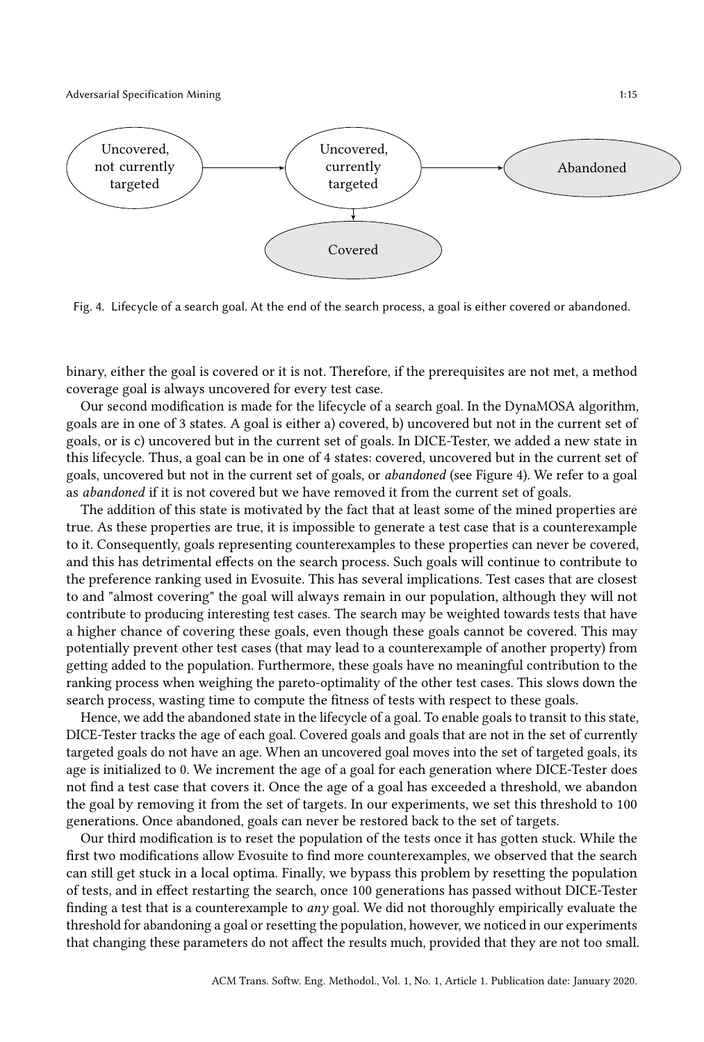Fig. 4. Lifecycle of a search goal. At the end of the search process, a goal is either covered or abandoned.

binary, either the goal is covered or it is not. Therefore, if the prerequisites are not met, a method coverage goal is always uncovered for every test case.

Our second modification is made for the lifecycle of a search goal. In the DynaMOSA algorithm, goals are in one of 3 states. A goal is either a) covered, b) uncovered but not in the current set of goals, or is c) uncovered but in the current set of goals. In DICE-Tester, we added a new state in this lifecycle. Thus, a goal can be in one of 4 states: covered, uncovered but in the current set of goals, uncovered but not in the current set of goals, or *abandoned* (see Figure 4). We refer to a goal as *abandoned* if it is not covered but we have removed it from the current set of goals.

The addition of this state is motivated by the fact that at least some of the mined properties are true. As these properties are true, it is impossible to generate a test case that is a counterexample to it. Consequently, goals representing counterexamples to these properties can never be covered, and this has detrimental effects on the search process. Such goals will continue to contribute to the preference ranking used in Evosuite. This has several implications. Test cases that are closest to and "almost covering" the goal will always remain in our population, although they will not contribute to producing interesting test cases. The search may be weighted towards tests that have a higher chance of covering these goals, even though these goals cannot be covered. This may potentially prevent other test cases (that may lead to a counterexample of another property) from getting added to the population. Furthermore, these goals have no meaningful contribution to the ranking process when weighing the pareto-optimality of the other test cases. This slows down the search process, wasting time to compute the fitness of tests with respect to these goals.

Hence, we add the abandoned state in the lifecycle of a goal. To enable goals to transit to this state, DICE-Tester tracks the age of each goal. Covered goals and goals that are not in the set of currently targeted goals do not have an age. When an uncovered goal moves into the set of targeted goals, its age is initialized to 0. We increment the age of a goal for each generation where DICE-Tester does not find a test case that covers it. Once the age of a goal has exceeded a threshold, we abandon the goal by removing it from the set of targets. In our experiments, we set this threshold to 100 generations. Once abandoned, goals can never be restored back to the set of targets.

Our third modification is to reset the population of the tests once it has gotten stuck. While the first two modifications allow Evosuite to find more counterexamples, we observed that the search can still get stuck in a local optima. Finally, we bypass this problem by resetting the population of tests, and in effect restarting the search, once 100 generations has passed without DICE-Tester finding a test that is a counterexample to *any* goal. We did not thoroughly empirically evaluate the threshold for abandoning a goal or resetting the population, however, we noticed in our experiments that changing these parameters do not affect the results much, provided that they are not too small.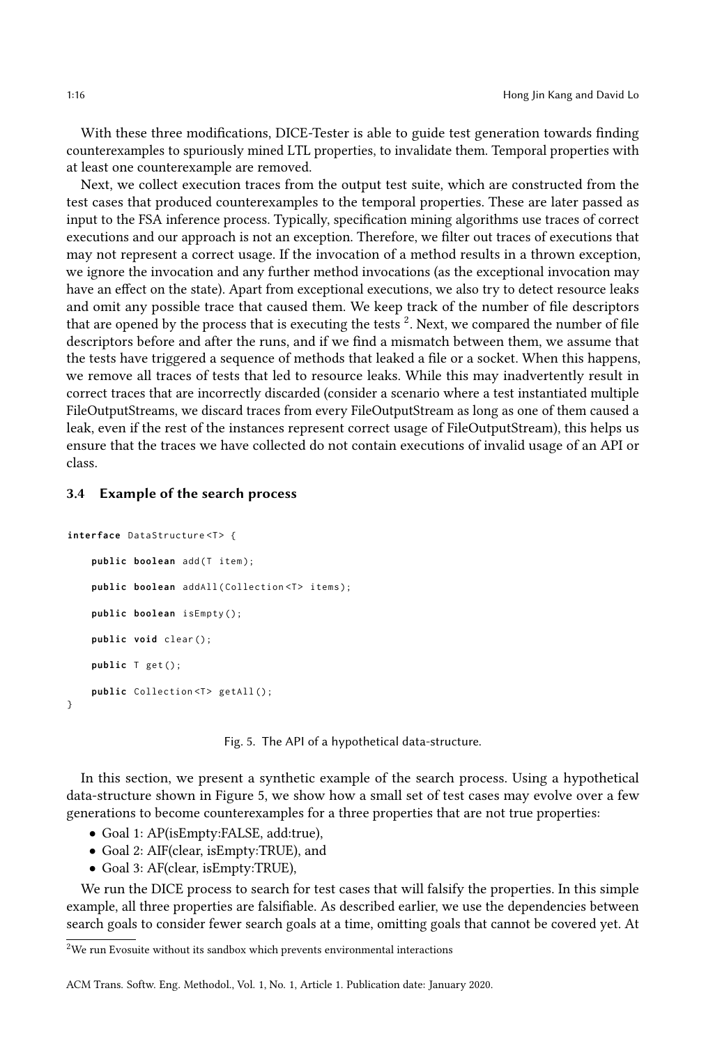With these three modifications, DICE-Tester is able to guide test generation towards finding counterexamples to spuriously mined LTL properties, to invalidate them. Temporal properties with at least one counterexample are removed.

Next, we collect execution traces from the output test suite, which are constructed from the test cases that produced counterexamples to the temporal properties. These are later passed as input to the FSA inference process. Typically, specification mining algorithms use traces of correct executions and our approach is not an exception. Therefore, we filter out traces of executions that may not represent a correct usage. If the invocation of a method results in a thrown exception, we ignore the invocation and any further method invocations (as the exceptional invocation may have an effect on the state). Apart from exceptional executions, we also try to detect resource leaks and omit any possible trace that caused them. We keep track of the number of file descriptors that are opened by the process that is executing the tests [2]. Next, we compared the number of file descriptors before and after the runs, and if we find a mismatch between them, we assume that the tests have triggered a sequence of methods that leaked a file or a socket. When this happens, we remove all traces of tests that led to resource leaks. While this may inadvertently result in correct traces that are incorrectly discarded (consider a scenario where a test instantiated multiple FileOutputStreams, we discard traces from every FileOutputStream as long as one of them caused a leak, even if the rest of the instances represent correct usage of FileOutputStream), this helps us ensure that the traces we have collected do not contain executions of invalid usage of an API or class.

### 3.4 Example of the search process

```
interface DataStructure<T> {

    public boolean add(T item);

    public boolean addAll(Collection<T> items);

    public boolean isEmpty();

    public void clear();

    public T get();

    public Collection<T> getAll();
}
```

Fig. 5. The API of a hypothetical data-structure.

In this section, we present a synthetic example of the search process. Using a hypothetical data-structure shown in Figure 5, we show how a small set of test cases may evolve over a few generations to become counterexamples for a three properties that are not true properties:

- Goal 1: AP(isEmpty:FALSE, add:true),
- Goal 2: AIF(clear, isEmpty:TRUE), and
- Goal 3: AF(clear, isEmpty:TRUE),

We run the DICE process to search for test cases that will falsify the properties. In this simple example, all three properties are falsifiable. As described earlier, we use the dependencies between search goals to consider fewer search goals at a time, omitting goals that cannot be covered yet. At

[2] We run Evosuite without its sandbox which prevents environmental interactions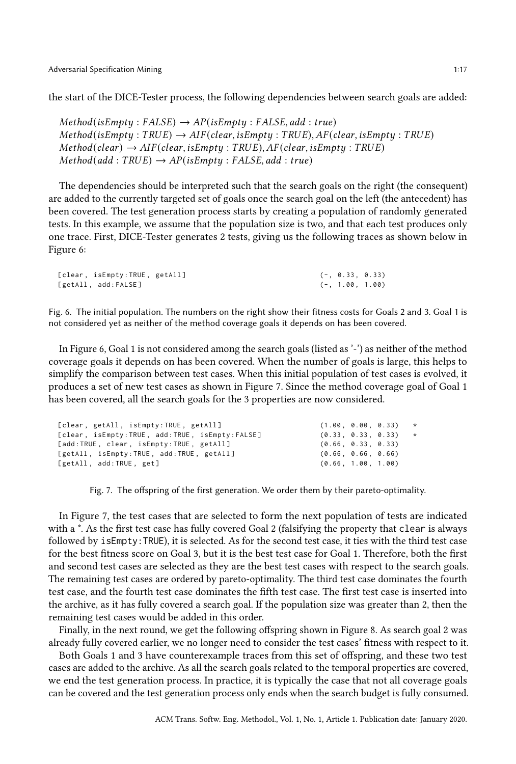the start of the DICE-Tester process, the following dependencies between search goals are added:

$$Method(isEmpty : FALSE) \rightarrow AP(isEmpty : FALSE, add : true)$$
$$Method(isEmpty : TRUE) \rightarrow AIF(clear, isEmpty : TRUE), AF(clear, isEmpty : TRUE)$$
$$Method(clear) \rightarrow AIF(clear, isEmpty : TRUE), AF(clear, isEmpty : TRUE)$$
$$Method(add : TRUE) \rightarrow AP(isEmpty : FALSE, add : true)$$

The dependencies should be interpreted such that the search goals on the right (the consequent) are added to the currently targeted set of goals once the search goal on the left (the antecedent) has been covered. The test generation process starts by creating a population of randomly generated tests. In this example, we assume that the population size is two, and that each test produces only one trace. First, DICE-Tester generates 2 tests, giving us the following traces as shown below in Figure 6:

```
[clear, isEmpty:TRUE, getAll]                                    (-, 0.33, 0.33)
[getAll, add:FALSE]                                              (-, 1.00, 1.00)
```

Fig. 6. The initial population. The numbers on the right show their fitness costs for Goals 2 and 3. Goal 1 is not considered yet as neither of the method coverage goals it depends on has been covered.

In Figure 6, Goal 1 is not considered among the search goals (listed as '-') as neither of the method coverage goals it depends on has been covered. When the number of goals is large, this helps to simplify the comparison between test cases. When this initial population of test cases is evolved, it produces a set of new test cases as shown in Figure 7. Since the method coverage goal of Goal 1 has been covered, all the search goals for the 3 properties are now considered.

```
[clear, getAll, isEmpty:TRUE, getAll]                     (1.00, 0.00, 0.33)   *
[clear, isEmpty:TRUE, add:TRUE, isEmpty:FALSE]            (0.33, 0.33, 0.33)   *
[add:TRUE, clear, isEmpty:TRUE, getAll]                   (0.66, 0.33, 0.33)
[getAll, isEmpty:TRUE, add:TRUE, getAll]                  (0.66, 0.66, 0.66)
[getAll, add:TRUE, get]                                   (0.66, 1.00, 1.00)
```

Fig. 7. The offspring of the first generation. We order them by their pareto-optimality.

In Figure 7, the test cases that are selected to form the next population of tests are indicated with a *. As the first test case has fully covered Goal 2 (falsifying the property that `clear` is always followed by `isEmpty:TRUE`), it is selected. As for the second test case, it ties with the third test case for the best fitness score on Goal 3, but it is the best test case for Goal 1. Therefore, both the first and second test cases are selected as they are the best test cases with respect to the search goals. The remaining test cases are ordered by pareto-optimality. The third test case dominates the fourth test case, and the fourth test case dominates the fifth test case. The first test case is inserted into the archive, as it has fully covered a search goal. If the population size was greater than 2, then the remaining test cases would be added in this order.

Finally, in the next round, we get the following offspring shown in Figure 8. As search goal 2 was already fully covered earlier, we no longer need to consider the test cases' fitness with respect to it.

Both Goals 1 and 3 have counterexample traces from this set of offspring, and these two test cases are added to the archive. As all the search goals related to the temporal properties are covered, we end the test generation process. In practice, it is typically the case that not all coverage goals can be covered and the test generation process only ends when the search budget is fully consumed.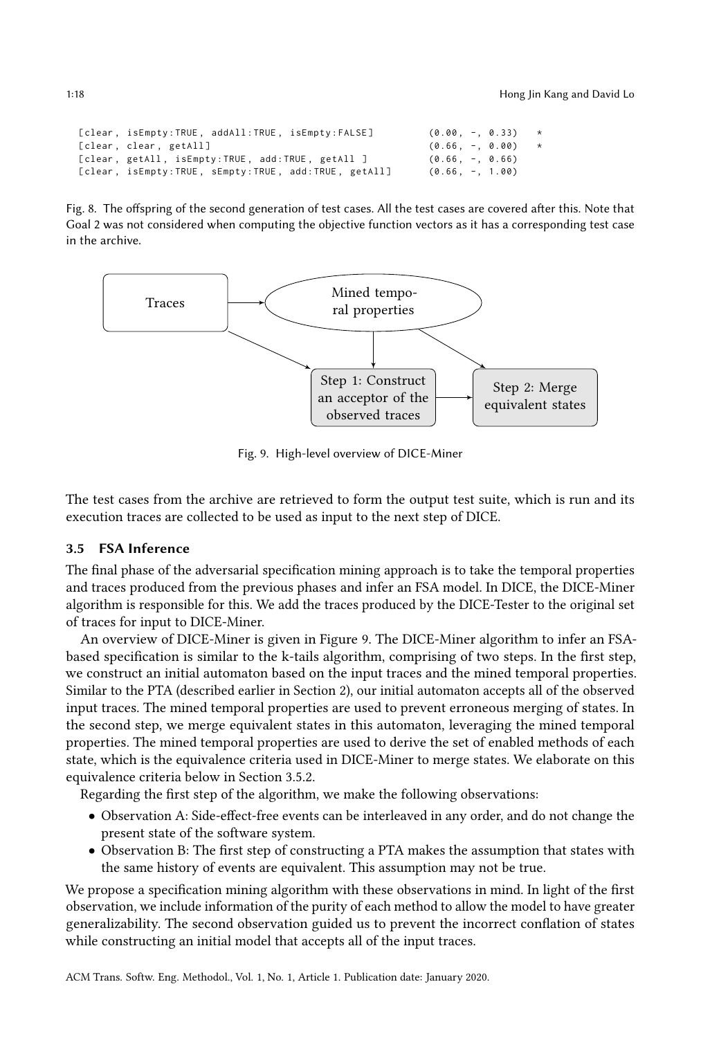```
[clear, isEmpty:TRUE, addAll:TRUE, isEmpty:FALSE]         (0.00, -, 0.33)   *
[clear, clear, getAll]                                    (0.66, -, 0.00)   *
[clear, getAll, isEmpty:TRUE, add:TRUE, getAll ]          (0.66, -, 0.66)
[clear, isEmpty:TRUE, sEmpty:TRUE, add:TRUE, getAll]      (0.66, -, 1.00)
```

Fig. 8. The offspring of the second generation of test cases. All the test cases are covered after this. Note that Goal 2 was not considered when computing the objective function vectors as it has a corresponding test case in the archive.

Traces → Mined temporal properties; Traces → Step 1: Construct an acceptor of the observed traces; Mined temporal properties → Step 1; Mined temporal properties → Step 2: Merge equivalent states; Step 1 → Step 2

Fig. 9. High-level overview of DICE-Miner

The test cases from the archive are retrieved to form the output test suite, which is run and its execution traces are collected to be used as input to the next step of DICE.

### 3.5 FSA Inference

The final phase of the adversarial specification mining approach is to take the temporal properties and traces produced from the previous phases and infer an FSA model. In DICE, the DICE-Miner algorithm is responsible for this. We add the traces produced by the DICE-Tester to the original set of traces for input to DICE-Miner.

An overview of DICE-Miner is given in Figure 9. The DICE-Miner algorithm to infer an FSA-based specification is similar to the k-tails algorithm, comprising of two steps. In the first step, we construct an initial automaton based on the input traces and the mined temporal properties. Similar to the PTA (described earlier in Section 2), our initial automaton accepts all of the observed input traces. The mined temporal properties are used to prevent erroneous merging of states. In the second step, we merge equivalent states in this automaton, leveraging the mined temporal properties. The mined temporal properties are used to derive the set of enabled methods of each state, which is the equivalence criteria used in DICE-Miner to merge states. We elaborate on this equivalence criteria below in Section 3.5.2.

Regarding the first step of the algorithm, we make the following observations:

- Observation A: Side-effect-free events can be interleaved in any order, and do not change the present state of the software system.
- Observation B: The first step of constructing a PTA makes the assumption that states with the same history of events are equivalent. This assumption may not be true.

We propose a specification mining algorithm with these observations in mind. In light of the first observation, we include information of the purity of each method to allow the model to have greater generalizability. The second observation guided us to prevent the incorrect conflation of states while constructing an initial model that accepts all of the input traces.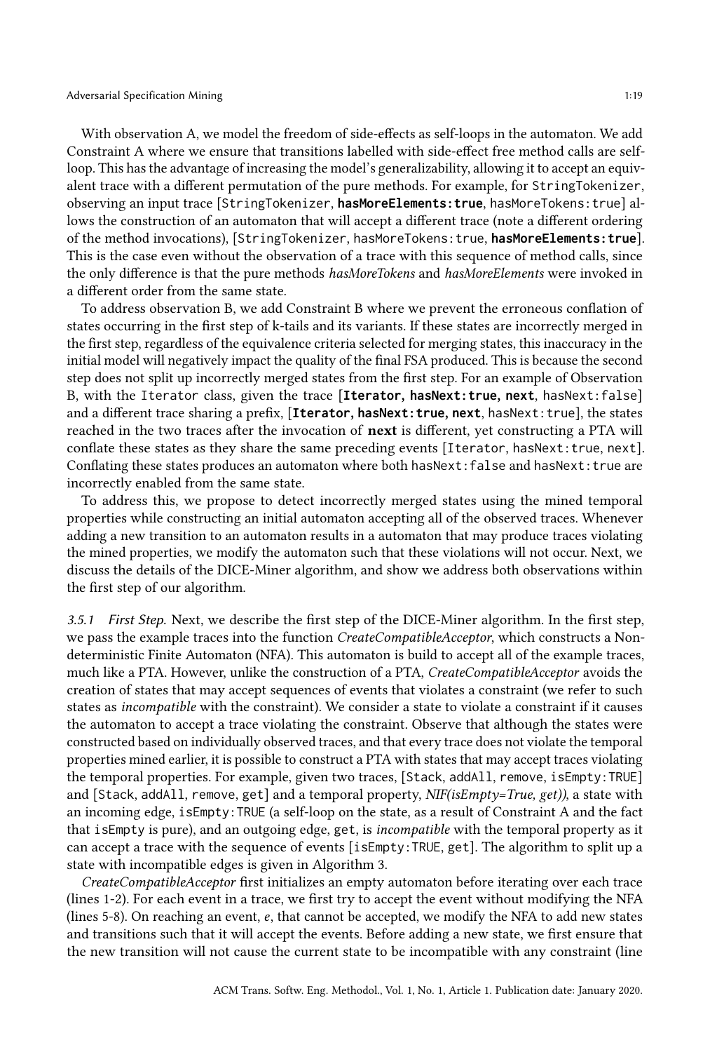With observation A, we model the freedom of side-effects as self-loops in the automaton. We add Constraint A where we ensure that transitions labelled with side-effect free method calls are self-loop. This has the advantage of increasing the model's generalizability, allowing it to accept an equivalent trace with a different permutation of the pure methods. For example, for `StringTokenizer`, observing an input trace [`StringTokenizer`, **`hasMoreElements:true`**, `hasMoreTokens:true`] allows the construction of an automaton that will accept a different trace (note a different ordering of the method invocations), [`StringTokenizer`, `hasMoreTokens:true`, **`hasMoreElements:true`**]. This is the case even without the observation of a trace with this sequence of method calls, since the only difference is that the pure methods *hasMoreTokens* and *hasMoreElements* were invoked in a different order from the same state.

To address observation B, we add Constraint B where we prevent the erroneous conflation of states occurring in the first step of k-tails and its variants. If these states are incorrectly merged in the first step, regardless of the equivalence criteria selected for merging states, this inaccuracy in the initial model will negatively impact the quality of the final FSA produced. This is because the second step does not split up incorrectly merged states from the first step. For an example of Observation B, with the `Iterator` class, given the trace [**`Iterator`, `hasNext:true`, `next`**, `hasNext:false`] and a different trace sharing a prefix, [**`Iterator`, `hasNext:true`, `next`**, `hasNext:true`], the states reached in the two traces after the invocation of **next** is different, yet constructing a PTA will conflate these states as they share the same preceding events [`Iterator`, `hasNext:true`, `next`]. Conflating these states produces an automaton where both `hasNext:false` and `hasNext:true` are incorrectly enabled from the same state.

To address this, we propose to detect incorrectly merged states using the mined temporal properties while constructing an initial automaton accepting all of the observed traces. Whenever adding a new transition to an automaton results in a automaton that may produce traces violating the mined properties, we modify the automaton such that these violations will not occur. Next, we discuss the details of the DICE-Miner algorithm, and show we address both observations within the first step of our algorithm.

*3.5.1 First Step.* Next, we describe the first step of the DICE-Miner algorithm. In the first step, we pass the example traces into the function *CreateCompatibleAcceptor*, which constructs a Non-deterministic Finite Automaton (NFA). This automaton is build to accept all of the example traces, much like a PTA. However, unlike the construction of a PTA, *CreateCompatibleAcceptor* avoids the creation of states that may accept sequences of events that violates a constraint (we refer to such states as *incompatible* with the constraint). We consider a state to violate a constraint if it causes the automaton to accept a trace violating the constraint. Observe that although the states were constructed based on individually observed traces, and that every trace does not violate the temporal properties mined earlier, it is possible to construct a PTA with states that may accept traces violating the temporal properties. For example, given two traces, [`Stack`, `addAll`, `remove`, `isEmpty:TRUE`] and [`Stack`, `addAll`, `remove`, `get`] and a temporal property, *NIF(isEmpty=True, get))*, a state with an incoming edge, `isEmpty:TRUE` (a self-loop on the state, as a result of Constraint A and the fact that `isEmpty` is pure), and an outgoing edge, `get`, is *incompatible* with the temporal property as it can accept a trace with the sequence of events [`isEmpty:TRUE`, `get`]. The algorithm to split up a state with incompatible edges is given in Algorithm 3.

*CreateCompatibleAcceptor* first initializes an empty automaton before iterating over each trace (lines 1-2). For each event in a trace, we first try to accept the event without modifying the NFA (lines 5-8). On reaching an event, *e*, that cannot be accepted, we modify the NFA to add new states and transitions such that it will accept the events. Before adding a new state, we first ensure that the new transition will not cause the current state to be incompatible with any constraint (line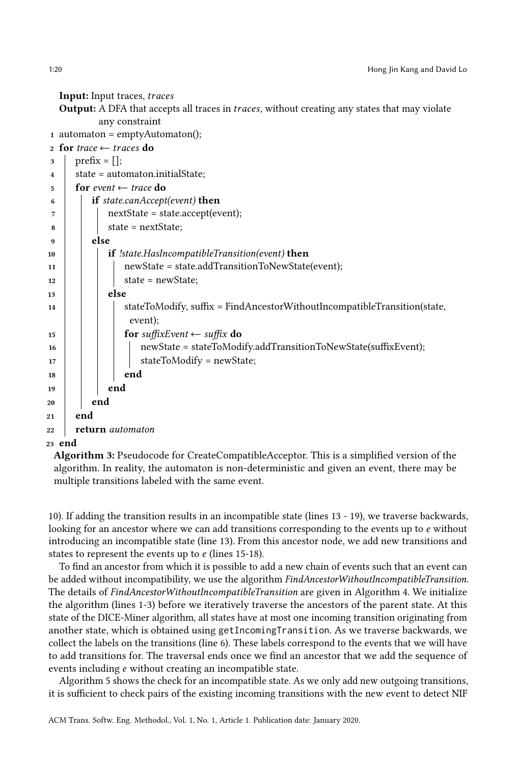**Input:** Input traces, *traces*

**Output:** A DFA that accepts all traces in *traces*, without creating any states that may violate any constraint

```
1  automaton = emptyAutomaton();
2  for trace ← traces do
3      prefix = [];
4      state = automaton.initialState;
5      for event ← trace do
6          if state.canAccept(event) then
7              nextState = state.accept(event);
8              state = nextState;
9          else
10             if !state.HasIncompatibleTransition(event) then
11                 newState = state.addTransitionToNewState(event);
12                 state = newState;
13             else
14                 stateToModify, suffix = FindAncestorWithoutIncompatibleTransition(state,
                     event);
15                 for suffixEvent ← suffix do
16                     newState = stateToModify.addTransitionToNewState(suffixEvent);
17                     stateToModify = newState;
18                 end
19             end
20         end
21     end
22     return automaton
23 end
```

**Algorithm 3:** Pseudocode for CreateCompatibleAcceptor. This is a simplified version of the algorithm. In reality, the automaton is non-deterministic and given an event, there may be multiple transitions labeled with the same event.

10). If adding the transition results in an incompatible state (lines 13 - 19), we traverse backwards, looking for an ancestor where we can add transitions corresponding to the events up to *e* without introducing an incompatible state (line 13). From this ancestor node, we add new transitions and states to represent the events up to *e* (lines 15-18).

To find an ancestor from which it is possible to add a new chain of events such that an event can be added without incompatibility, we use the algorithm *FindAncestorWithoutIncompatibleTransition*. The details of *FindAncestorWithoutIncompatibleTransition* are given in Algorithm 4. We initialize the algorithm (lines 1-3) before we iteratively traverse the ancestors of the parent state. At this state of the DICE-Miner algorithm, all states have at most one incoming transition originating from another state, which is obtained using `getIncomingTransition`. As we traverse backwards, we collect the labels on the transitions (line 6). These labels correspond to the events that we will have to add transitions for. The traversal ends once we find an ancestor that we add the sequence of events including *e* without creating an incompatible state.

Algorithm 5 shows the check for an incompatible state. As we only add new outgoing transitions, it is sufficient to check pairs of the existing incoming transitions with the new event to detect NIF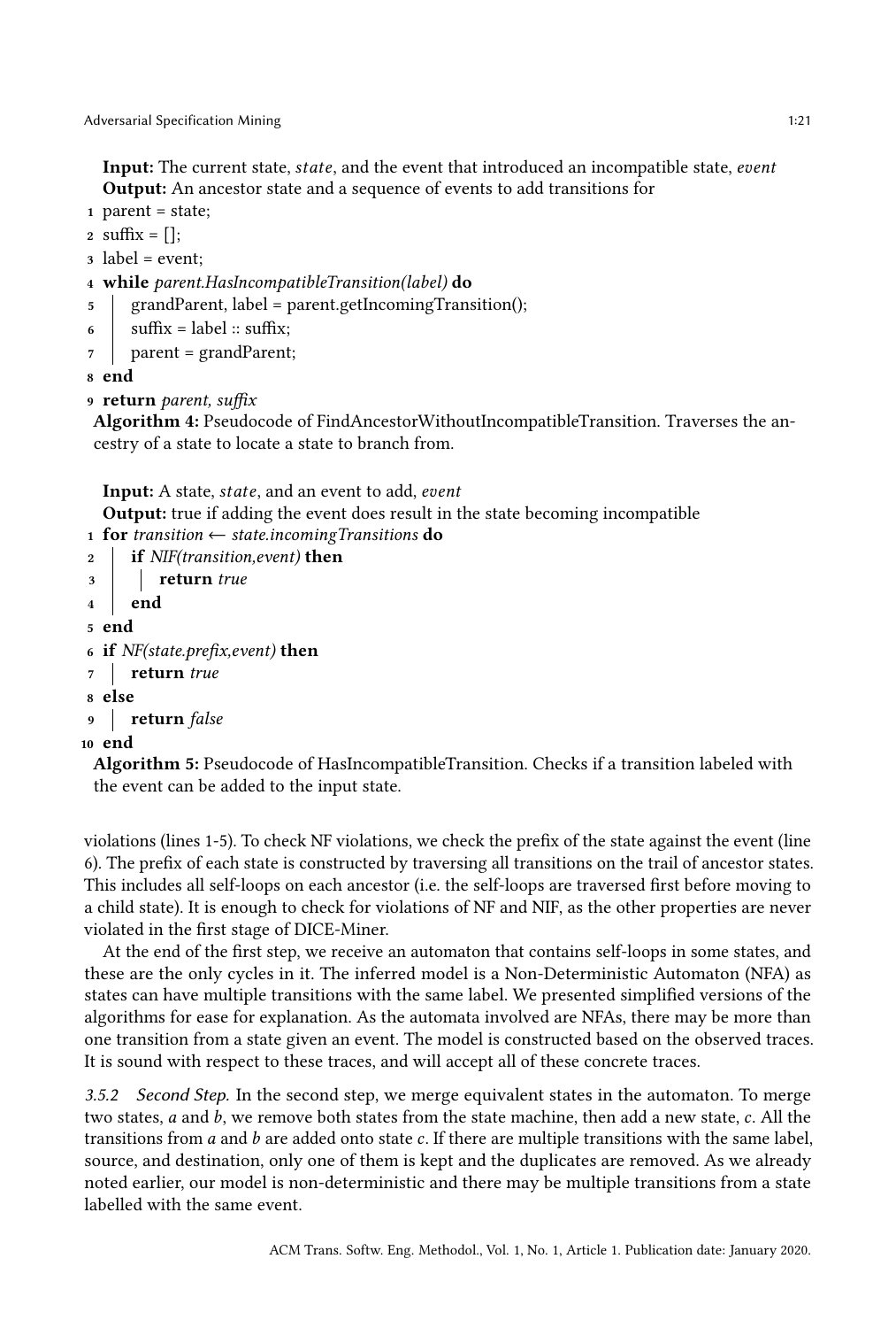**Input:** The current state, *state*, and the event that introduced an incompatible state, *event*
**Output:** An ancestor state and a sequence of events to add transitions for

```
1 parent = state;
2 suffix = [];
3 label = event;
4 while parent.HasIncompatibleTransition(label) do
5     grandParent, label = parent.getIncomingTransition();
6     suffix = label :: suffix;
7     parent = grandParent;
8 end
9 return parent, suffix
```

**Algorithm 4:** Pseudocode of FindAncestorWithoutIncompatibleTransition. Traverses the ancestry of a state to locate a state to branch from.

**Input:** A state, *state*, and an event to add, *event*
**Output:** true if adding the event does result in the state becoming incompatible

```
1 for transition ← state.incomingTransitions do
2     if NIF(transition,event) then
3         return true
4     end
5 end
6 if NF(state.prefix,event) then
7     return true
8 else
9     return false
10 end
```

**Algorithm 5:** Pseudocode of HasIncompatibleTransition. Checks if a transition labeled with the event can be added to the input state.

violations (lines 1-5). To check NF violations, we check the prefix of the state against the event (line 6). The prefix of each state is constructed by traversing all transitions on the trail of ancestor states. This includes all self-loops on each ancestor (i.e. the self-loops are traversed first before moving to a child state). It is enough to check for violations of NF and NIF, as the other properties are never violated in the first stage of DICE-Miner.

At the end of the first step, we receive an automaton that contains self-loops in some states, and these are the only cycles in it. The inferred model is a Non-Deterministic Automaton (NFA) as states can have multiple transitions with the same label. We presented simplified versions of the algorithms for ease for explanation. As the automata involved are NFAs, there may be more than one transition from a state given an event. The model is constructed based on the observed traces. It is sound with respect to these traces, and will accept all of these concrete traces.

#### 3.5.2 *Second Step.*

In the second step, we merge equivalent states in the automaton. To merge two states, *a* and *b*, we remove both states from the state machine, then add a new state, *c*. All the transitions from *a* and *b* are added onto state *c*. If there are multiple transitions with the same label, source, and destination, only one of them is kept and the duplicates are removed. As we already noted earlier, our model is non-deterministic and there may be multiple transitions from a state labelled with the same event.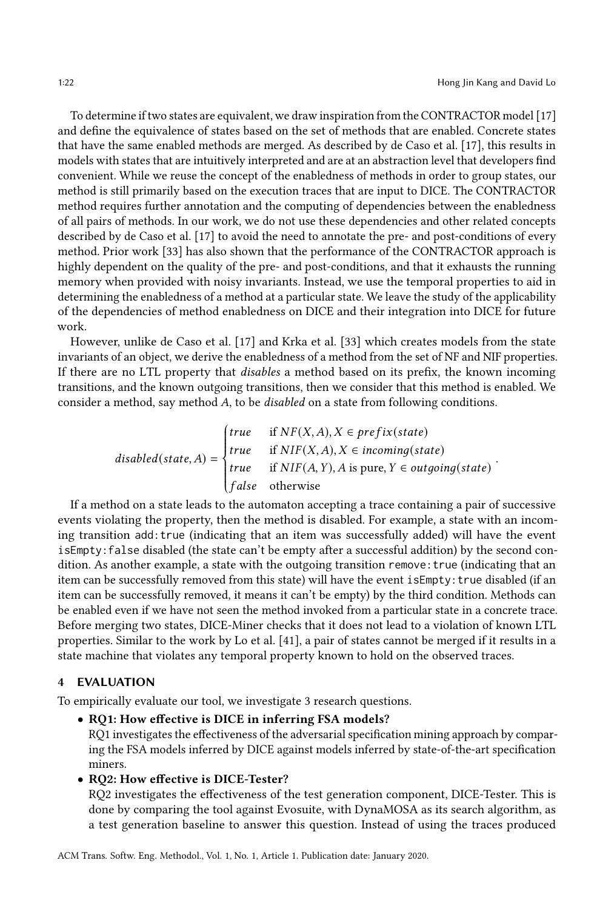To determine if two states are equivalent, we draw inspiration from the CONTRACTOR model [17] and define the equivalence of states based on the set of methods that are enabled. Concrete states that have the same enabled methods are merged. As described by de Caso et al. [17], this results in models with states that are intuitively interpreted and are at an abstraction level that developers find convenient. While we reuse the concept of the enabledness of methods in order to group states, our method is still primarily based on the execution traces that are input to DICE. The CONTRACTOR method requires further annotation and the computing of dependencies between the enabledness of all pairs of methods. In our work, we do not use these dependencies and other related concepts described by de Caso et al. [17] to avoid the need to annotate the pre- and post-conditions of every method. Prior work [33] has also shown that the performance of the CONTRACTOR approach is highly dependent on the quality of the pre- and post-conditions, and that it exhausts the running memory when provided with noisy invariants. Instead, we use the temporal properties to aid in determining the enabledness of a method at a particular state. We leave the study of the applicability of the dependencies of method enabledness on DICE and their integration into DICE for future work.

However, unlike de Caso et al. [17] and Krka et al. [33] which creates models from the state invariants of an object, we derive the enabledness of a method from the set of NF and NIF properties. If there are no LTL property that *disables* a method based on its prefix, the known incoming transitions, and the known outgoing transitions, then we consider that this method is enabled. We consider a method, say method $A$, to be *disabled* on a state from following conditions.

$$disabled(state, A) = \begin{cases} true & \text{if } NF(X, A), X \in prefix(state) \\ true & \text{if } NIF(X, A), X \in incoming(state) \\ true & \text{if } NIF(A, Y), A \text{ is pure}, Y \in outgoing(state) \\ false & \text{otherwise} \end{cases}.$$

If a method on a state leads to the automaton accepting a trace containing a pair of successive events violating the property, then the method is disabled. For example, a state with an incoming transition `add:true` (indicating that an item was successfully added) will have the event `isEmpty:false` disabled (the state can't be empty after a successful addition) by the second condition. As another example, a state with the outgoing transition `remove:true` (indicating that an item can be successfully removed from this state) will have the event `isEmpty:true` disabled (if an item can be successfully removed, it means it can't be empty) by the third condition. Methods can be enabled even if we have not seen the method invoked from a particular state in a concrete trace. Before merging two states, DICE-Miner checks that it does not lead to a violation of known LTL properties. Similar to the work by Lo et al. [41], a pair of states cannot be merged if it results in a state machine that violates any temporal property known to hold on the observed traces.

## 4 EVALUATION

To empirically evaluate our tool, we investigate 3 research questions.

- **RQ1: How effective is DICE in inferring FSA models?**
  RQ1 investigates the effectiveness of the adversarial specification mining approach by comparing the FSA models inferred by DICE against models inferred by state-of-the-art specification miners.
- **RQ2: How effective is DICE-Tester?**
  RQ2 investigates the effectiveness of the test generation component, DICE-Tester. This is done by comparing the tool against Evosuite, with DynaMOSA as its search algorithm, as a test generation baseline to answer this question. Instead of using the traces produced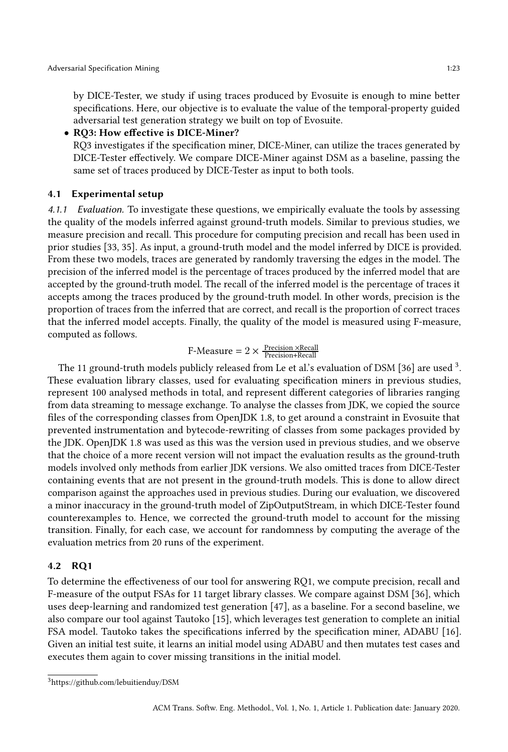by DICE-Tester, we study if using traces produced by Evosuite is enough to mine better specifications. Here, our objective is to evaluate the value of the temporal-property guided adversarial test generation strategy we built on top of Evosuite.

- **RQ3: How effective is DICE-Miner?**
  RQ3 investigates if the specification miner, DICE-Miner, can utilize the traces generated by DICE-Tester effectively. We compare DICE-Miner against DSM as a baseline, passing the same set of traces produced by DICE-Tester as input to both tools.

## 4.1 Experimental setup

*4.1.1 Evaluation.* To investigate these questions, we empirically evaluate the tools by assessing the quality of the models inferred against ground-truth models. Similar to previous studies, we measure precision and recall. This procedure for computing precision and recall has been used in prior studies [33, 35]. As input, a ground-truth model and the model inferred by DICE is provided. From these two models, traces are generated by randomly traversing the edges in the model. The precision of the inferred model is the percentage of traces produced by the inferred model that are accepted by the ground-truth model. The recall of the inferred model is the percentage of traces it accepts among the traces produced by the ground-truth model. In other words, precision is the proportion of traces from the inferred that are correct, and recall is the proportion of correct traces that the inferred model accepts. Finally, the quality of the model is measured using F-measure, computed as follows.

$$\text{F-Measure} = 2 \times \frac{\text{Precision} \times \text{Recall}}{\text{Precision}+\text{Recall}}$$

The 11 ground-truth models publicly released from Le et al.'s evaluation of DSM [36] are used [3]. These evaluation library classes, used for evaluating specification miners in previous studies, represent 100 analysed methods in total, and represent different categories of libraries ranging from data streaming to message exchange. To analyse the classes from JDK, we copied the source files of the corresponding classes from OpenJDK 1.8, to get around a constraint in Evosuite that prevented instrumentation and bytecode-rewriting of classes from some packages provided by the JDK. OpenJDK 1.8 was used as this was the version used in previous studies, and we observe that the choice of a more recent version will not impact the evaluation results as the ground-truth models involved only methods from earlier JDK versions. We also omitted traces from DICE-Tester containing events that are not present in the ground-truth models. This is done to allow direct comparison against the approaches used in previous studies. During our evaluation, we discovered a minor inaccuracy in the ground-truth model of ZipOutputStream, in which DICE-Tester found counterexamples to. Hence, we corrected the ground-truth model to account for the missing transition. Finally, for each case, we account for randomness by computing the average of the evaluation metrics from 20 runs of the experiment.

## 4.2 RQ1

To determine the effectiveness of our tool for answering RQ1, we compute precision, recall and F-measure of the output FSAs for 11 target library classes. We compare against DSM [36], which uses deep-learning and randomized test generation [47], as a baseline. For a second baseline, we also compare our tool against Tautoko [15], which leverages test generation to complete an initial FSA model. Tautoko takes the specifications inferred by the specification miner, ADABU [16]. Given an initial test suite, it learns an initial model using ADABU and then mutates test cases and executes them again to cover missing transitions in the initial model.

[3] https://github.com/lebuitienduy/DSM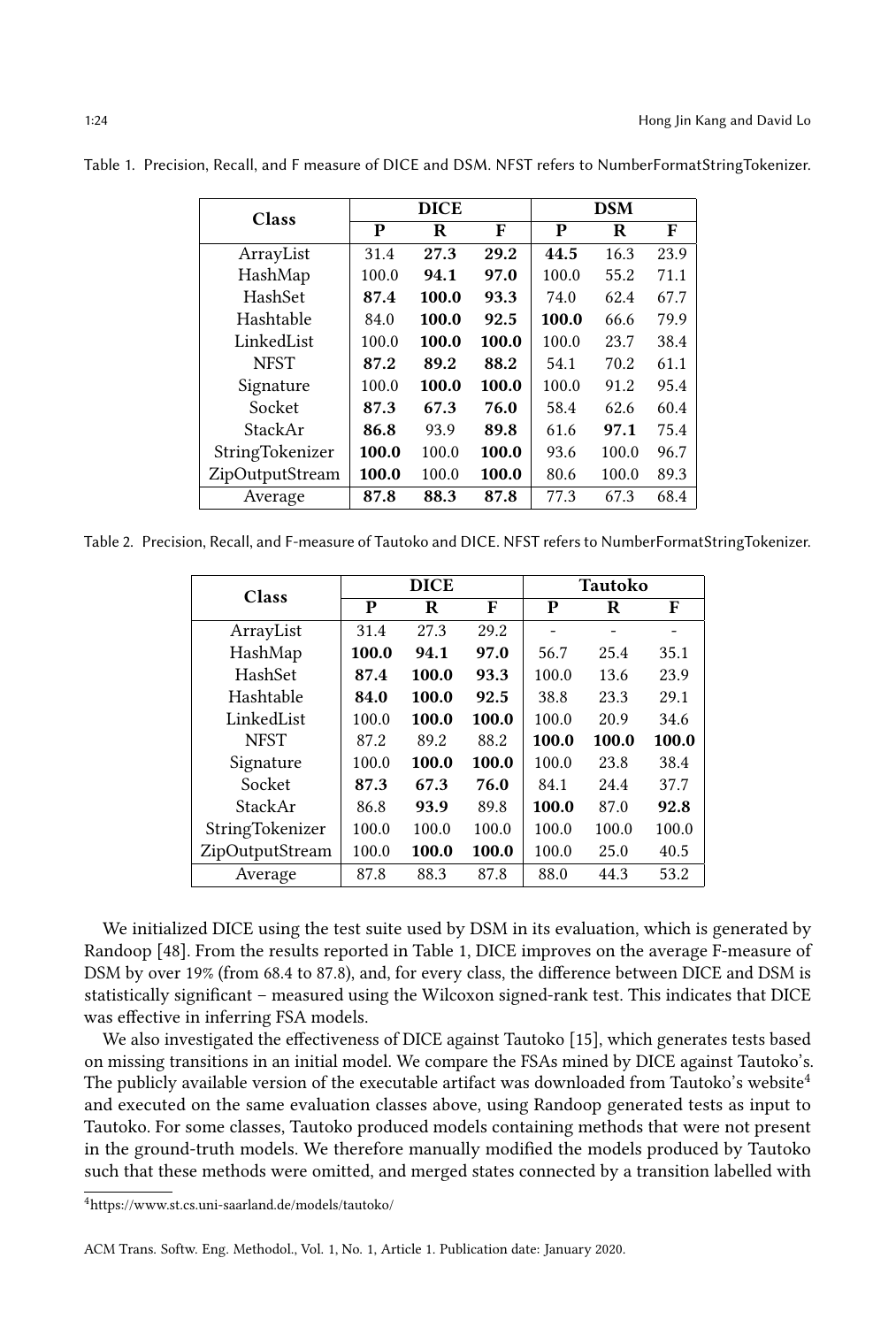Table 1. Precision, Recall, and F measure of DICE and DSM. NFST refers to NumberFormatStringTokenizer.

| Class | DICE | | | DSM | | |
|---|---|---|---|---|---|---|
| | **P** | **R** | **F** | **P** | **R** | **F** |
| ArrayList | 31.4 | **27.3** | **29.2** | **44.5** | 16.3 | 23.9 |
| HashMap | 100.0 | **94.1** | **97.0** | 100.0 | 55.2 | 71.1 |
| HashSet | **87.4** | **100.0** | **93.3** | 74.0 | 62.4 | 67.7 |
| Hashtable | 84.0 | **100.0** | **92.5** | **100.0** | 66.6 | 79.9 |
| LinkedList | 100.0 | **100.0** | **100.0** | 100.0 | 23.7 | 38.4 |
| NFST | **87.2** | **89.2** | **88.2** | 54.1 | 70.2 | 61.1 |
| Signature | 100.0 | **100.0** | **100.0** | 100.0 | 91.2 | 95.4 |
| Socket | **87.3** | **67.3** | **76.0** | 58.4 | 62.6 | 60.4 |
| StackAr | **86.8** | 93.9 | **89.8** | 61.6 | **97.1** | 75.4 |
| StringTokenizer | **100.0** | 100.0 | **100.0** | 93.6 | 100.0 | 96.7 |
| ZipOutputStream | **100.0** | 100.0 | **100.0** | 80.6 | 100.0 | 89.3 |
| Average | **87.8** | **88.3** | **87.8** | 77.3 | 67.3 | 68.4 |

Table 2. Precision, Recall, and F-measure of Tautoko and DICE. NFST refers to NumberFormatStringTokenizer.

| Class | DICE | | | Tautoko | | |
|---|---|---|---|---|---|---|
| | **P** | **R** | **F** | **P** | **R** | **F** |
| ArrayList | 31.4 | 27.3 | 29.2 | - | - | - |
| HashMap | **100.0** | **94.1** | **97.0** | 56.7 | 25.4 | 35.1 |
| HashSet | **87.4** | **100.0** | **93.3** | 100.0 | 13.6 | 23.9 |
| Hashtable | **84.0** | **100.0** | **92.5** | 38.8 | 23.3 | 29.1 |
| LinkedList | 100.0 | **100.0** | **100.0** | 100.0 | 20.9 | 34.6 |
| NFST | 87.2 | 89.2 | 88.2 | **100.0** | **100.0** | **100.0** |
| Signature | 100.0 | **100.0** | **100.0** | 100.0 | 23.8 | 38.4 |
| Socket | **87.3** | **67.3** | **76.0** | 84.1 | 24.4 | 37.7 |
| StackAr | 86.8 | **93.9** | 89.8 | **100.0** | 87.0 | **92.8** |
| StringTokenizer | 100.0 | 100.0 | 100.0 | 100.0 | 100.0 | 100.0 |
| ZipOutputStream | 100.0 | **100.0** | **100.0** | 100.0 | 25.0 | 40.5 |
| Average | 87.8 | 88.3 | 87.8 | 88.0 | 44.3 | 53.2 |

We initialized DICE using the test suite used by DSM in its evaluation, which is generated by Randoop [48]. From the results reported in Table 1, DICE improves on the average F-measure of DSM by over 19% (from 68.4 to 87.8), and, for every class, the difference between DICE and DSM is statistically significant – measured using the Wilcoxon signed-rank test. This indicates that DICE was effective in inferring FSA models.

We also investigated the effectiveness of DICE against Tautoko [15], which generates tests based on missing transitions in an initial model. We compare the FSAs mined by DICE against Tautoko's. The publicly available version of the executable artifact was downloaded from Tautoko's website[4] and executed on the same evaluation classes above, using Randoop generated tests as input to Tautoko. For some classes, Tautoko produced models containing methods that were not present in the ground-truth models. We therefore manually modified the models produced by Tautoko such that these methods were omitted, and merged states connected by a transition labelled with

[4] https://www.st.cs.uni-saarland.de/models/tautoko/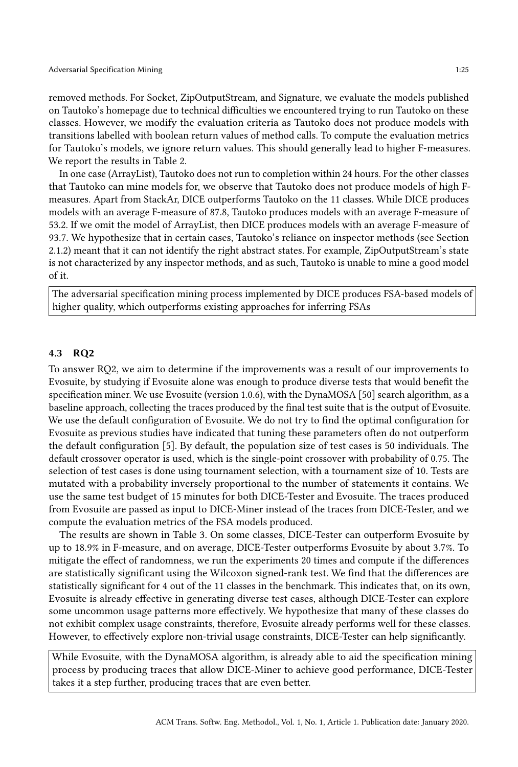removed methods. For Socket, ZipOutputStream, and Signature, we evaluate the models published on Tautoko's homepage due to technical difficulties we encountered trying to run Tautoko on these classes. However, we modify the evaluation criteria as Tautoko does not produce models with transitions labelled with boolean return values of method calls. To compute the evaluation metrics for Tautoko's models, we ignore return values. This should generally lead to higher F-measures. We report the results in Table 2.

In one case (ArrayList), Tautoko does not run to completion within 24 hours. For the other classes that Tautoko can mine models for, we observe that Tautoko does not produce models of high F-measures. Apart from StackAr, DICE outperforms Tautoko on the 11 classes. While DICE produces models with an average F-measure of 87.8, Tautoko produces models with an average F-measure of 53.2. If we omit the model of ArrayList, then DICE produces models with an average F-measure of 93.7. We hypothesize that in certain cases, Tautoko's reliance on inspector methods (see Section 2.1.2) meant that it can not identify the right abstract states. For example, ZipOutputStream's state is not characterized by any inspector methods, and as such, Tautoko is unable to mine a good model of it.

> The adversarial specification mining process implemented by DICE produces FSA-based models of higher quality, which outperforms existing approaches for inferring FSAs

### 4.3 RQ2

To answer RQ2, we aim to determine if the improvements was a result of our improvements to Evosuite, by studying if Evosuite alone was enough to produce diverse tests that would benefit the specification miner. We use Evosuite (version 1.0.6), with the DynaMOSA [50] search algorithm, as a baseline approach, collecting the traces produced by the final test suite that is the output of Evosuite. We use the default configuration of Evosuite. We do not try to find the optimal configuration for Evosuite as previous studies have indicated that tuning these parameters often do not outperform the default configuration [5]. By default, the population size of test cases is 50 individuals. The default crossover operator is used, which is the single-point crossover with probability of 0.75. The selection of test cases is done using tournament selection, with a tournament size of 10. Tests are mutated with a probability inversely proportional to the number of statements it contains. We use the same test budget of 15 minutes for both DICE-Tester and Evosuite. The traces produced from Evosuite are passed as input to DICE-Miner instead of the traces from DICE-Tester, and we compute the evaluation metrics of the FSA models produced.

The results are shown in Table 3. On some classes, DICE-Tester can outperform Evosuite by up to 18.9% in F-measure, and on average, DICE-Tester outperforms Evosuite by about 3.7%. To mitigate the effect of randomness, we run the experiments 20 times and compute if the differences are statistically significant using the Wilcoxon signed-rank test. We find that the differences are statistically significant for 4 out of the 11 classes in the benchmark. This indicates that, on its own, Evosuite is already effective in generating diverse test cases, although DICE-Tester can explore some uncommon usage patterns more effectively. We hypothesize that many of these classes do not exhibit complex usage constraints, therefore, Evosuite already performs well for these classes. However, to effectively explore non-trivial usage constraints, DICE-Tester can help significantly.

> While Evosuite, with the DynaMOSA algorithm, is already able to aid the specification mining process by producing traces that allow DICE-Miner to achieve good performance, DICE-Tester takes it a step further, producing traces that are even better.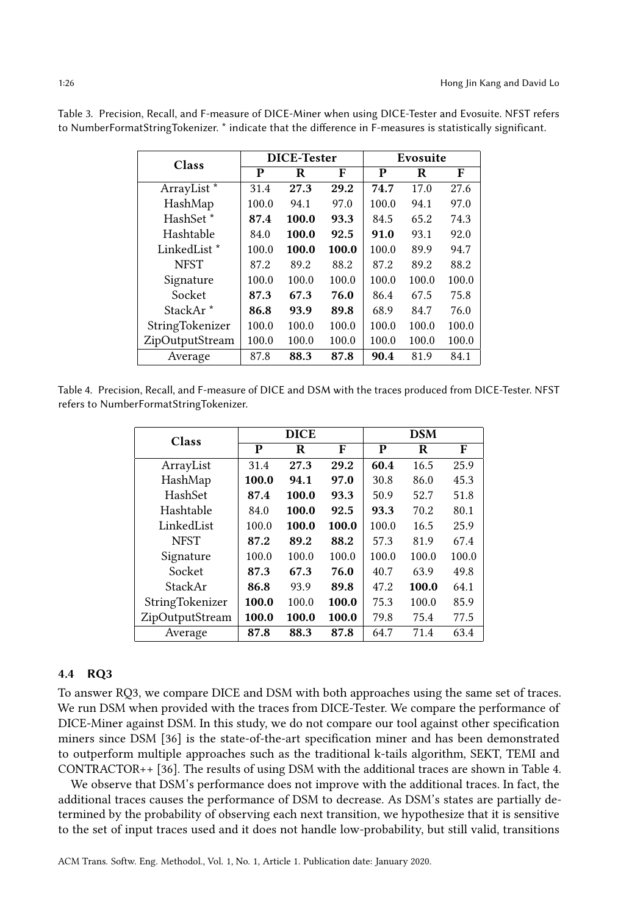Table 3. Precision, Recall, and F-measure of DICE-Miner when using DICE-Tester and Evosuite. NFST refers to NumberFormatStringTokenizer. * indicate that the difference in F-measures is statistically significant.

| Class | DICE-Tester | | | Evosuite | | |
|---|---|---|---|---|---|---|
| | **P** | **R** | **F** | **P** | **R** | **F** |
| ArrayList * | 31.4 | **27.3** | **29.2** | **74.7** | 17.0 | 27.6 |
| HashMap | 100.0 | 94.1 | 97.0 | 100.0 | 94.1 | 97.0 |
| HashSet * | **87.4** | **100.0** | **93.3** | 84.5 | 65.2 | 74.3 |
| Hashtable | 84.0 | **100.0** | **92.5** | **91.0** | 93.1 | 92.0 |
| LinkedList * | 100.0 | **100.0** | **100.0** | 100.0 | 89.9 | 94.7 |
| NFST | 87.2 | 89.2 | 88.2 | 87.2 | 89.2 | 88.2 |
| Signature | 100.0 | 100.0 | 100.0 | 100.0 | 100.0 | 100.0 |
| Socket | **87.3** | **67.3** | **76.0** | 86.4 | 67.5 | 75.8 |
| StackAr * | **86.8** | **93.9** | **89.8** | 68.9 | 84.7 | 76.0 |
| StringTokenizer | 100.0 | 100.0 | 100.0 | 100.0 | 100.0 | 100.0 |
| ZipOutputStream | 100.0 | 100.0 | 100.0 | 100.0 | 100.0 | 100.0 |
| Average | 87.8 | **88.3** | **87.8** | **90.4** | 81.9 | 84.1 |

Table 4. Precision, Recall, and F-measure of DICE and DSM with the traces produced from DICE-Tester. NFST refers to NumberFormatStringTokenizer.

| Class | DICE | | | DSM | | |
|---|---|---|---|---|---|---|
| | **P** | **R** | **F** | **P** | **R** | **F** |
| ArrayList | 31.4 | **27.3** | **29.2** | **60.4** | 16.5 | 25.9 |
| HashMap | **100.0** | **94.1** | **97.0** | 30.8 | 86.0 | 45.3 |
| HashSet | **87.4** | **100.0** | **93.3** | 50.9 | 52.7 | 51.8 |
| Hashtable | 84.0 | **100.0** | **92.5** | **93.3** | 70.2 | 80.1 |
| LinkedList | 100.0 | **100.0** | **100.0** | 100.0 | 16.5 | 25.9 |
| NFST | **87.2** | **89.2** | **88.2** | 57.3 | 81.9 | 67.4 |
| Signature | 100.0 | 100.0 | 100.0 | 100.0 | 100.0 | 100.0 |
| Socket | **87.3** | **67.3** | **76.0** | 40.7 | 63.9 | 49.8 |
| StackAr | **86.8** | 93.9 | **89.8** | 47.2 | **100.0** | 64.1 |
| StringTokenizer | **100.0** | 100.0 | **100.0** | 75.3 | 100.0 | 85.9 |
| ZipOutputStream | **100.0** | **100.0** | **100.0** | 79.8 | 75.4 | 77.5 |
| Average | **87.8** | **88.3** | **87.8** | 64.7 | 71.4 | 63.4 |

### 4.4 RQ3

To answer RQ3, we compare DICE and DSM with both approaches using the same set of traces. We run DSM when provided with the traces from DICE-Tester. We compare the performance of DICE-Miner against DSM. In this study, we do not compare our tool against other specification miners since DSM [36] is the state-of-the-art specification miner and has been demonstrated to outperform multiple approaches such as the traditional k-tails algorithm, SEKT, TEMI and CONTRACTOR++ [36]. The results of using DSM with the additional traces are shown in Table 4.

We observe that DSM's performance does not improve with the additional traces. In fact, the additional traces causes the performance of DSM to decrease. As DSM's states are partially determined by the probability of observing each next transition, we hypothesize that it is sensitive to the set of input traces used and it does not handle low-probability, but still valid, transitions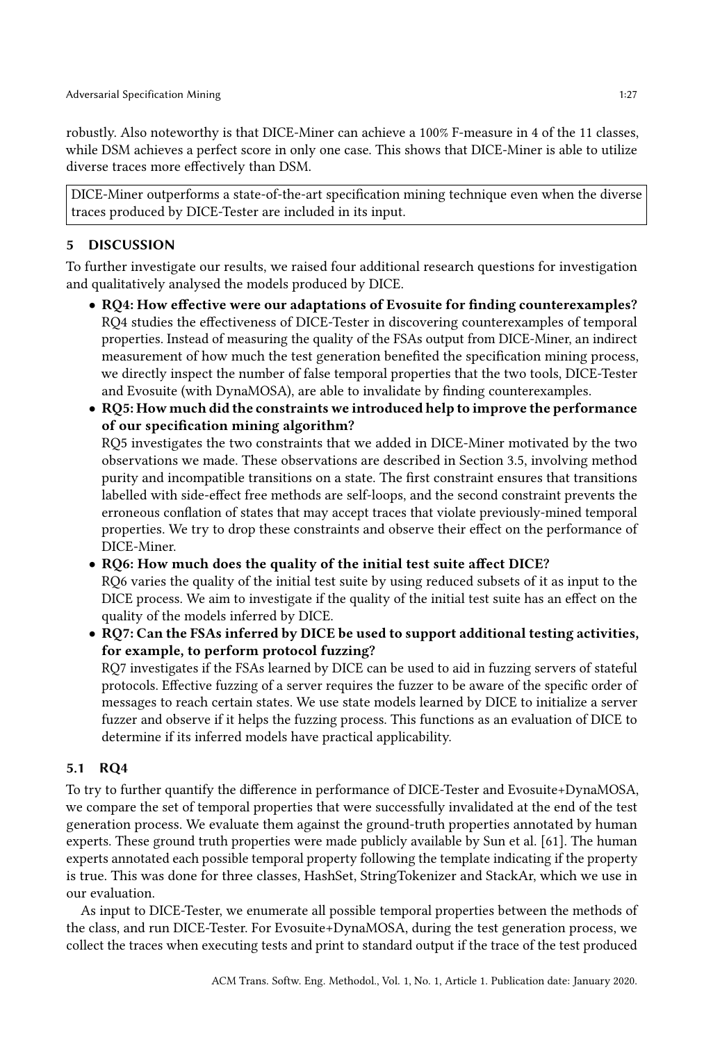robustly. Also noteworthy is that DICE-Miner can achieve a 100% F-measure in 4 of the 11 classes, while DSM achieves a perfect score in only one case. This shows that DICE-Miner is able to utilize diverse traces more effectively than DSM.

> DICE-Miner outperforms a state-of-the-art specification mining technique even when the diverse traces produced by DICE-Tester are included in its input.

## 5 DISCUSSION

To further investigate our results, we raised four additional research questions for investigation and qualitatively analysed the models produced by DICE.

- **RQ4: How effective were our adaptations of Evosuite for finding counterexamples?** RQ4 studies the effectiveness of DICE-Tester in discovering counterexamples of temporal properties. Instead of measuring the quality of the FSAs output from DICE-Miner, an indirect measurement of how much the test generation benefited the specification mining process, we directly inspect the number of false temporal properties that the two tools, DICE-Tester and Evosuite (with DynaMOSA), are able to invalidate by finding counterexamples.
- **RQ5: How much did the constraints we introduced help to improve the performance of our specification mining algorithm?**
  RQ5 investigates the two constraints that we added in DICE-Miner motivated by the two observations we made. These observations are described in Section 3.5, involving method purity and incompatible transitions on a state. The first constraint ensures that transitions labelled with side-effect free methods are self-loops, and the second constraint prevents the erroneous conflation of states that may accept traces that violate previously-mined temporal properties. We try to drop these constraints and observe their effect on the performance of DICE-Miner.
- **RQ6: How much does the quality of the initial test suite affect DICE?**
  RQ6 varies the quality of the initial test suite by using reduced subsets of it as input to the DICE process. We aim to investigate if the quality of the initial test suite has an effect on the quality of the models inferred by DICE.
- **RQ7: Can the FSAs inferred by DICE be used to support additional testing activities, for example, to perform protocol fuzzing?**
  RQ7 investigates if the FSAs learned by DICE can be used to aid in fuzzing servers of stateful protocols. Effective fuzzing of a server requires the fuzzer to be aware of the specific order of messages to reach certain states. We use state models learned by DICE to initialize a server fuzzer and observe if it helps the fuzzing process. This functions as an evaluation of DICE to determine if its inferred models have practical applicability.

### 5.1 RQ4

To try to further quantify the difference in performance of DICE-Tester and Evosuite+DynaMOSA, we compare the set of temporal properties that were successfully invalidated at the end of the test generation process. We evaluate them against the ground-truth properties annotated by human experts. These ground truth properties were made publicly available by Sun et al. [61]. The human experts annotated each possible temporal property following the template indicating if the property is true. This was done for three classes, HashSet, StringTokenizer and StackAr, which we use in our evaluation.

As input to DICE-Tester, we enumerate all possible temporal properties between the methods of the class, and run DICE-Tester. For Evosuite+DynaMOSA, during the test generation process, we collect the traces when executing tests and print to standard output if the trace of the test produced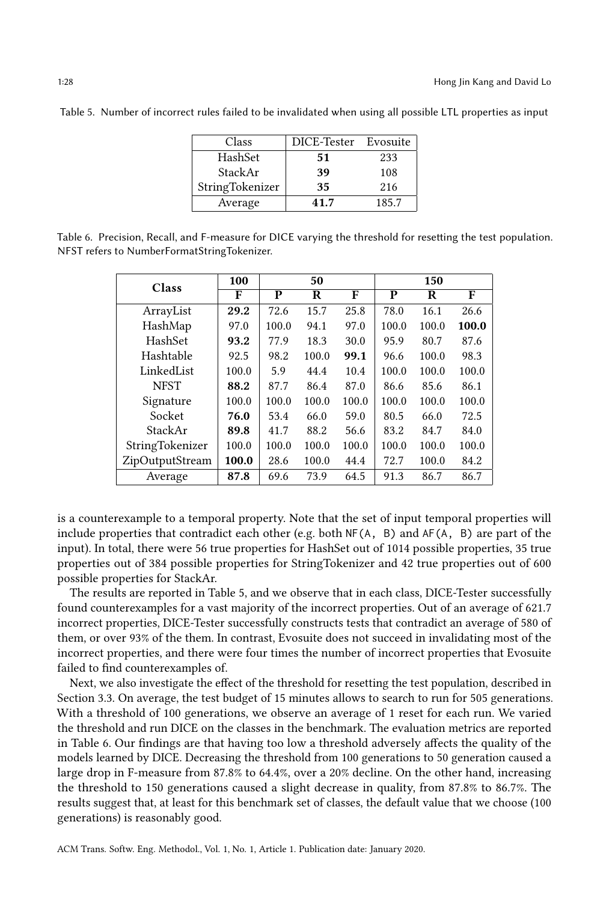Table 5. Number of incorrect rules failed to be invalidated when using all possible LTL properties as input

| Class | DICE-Tester | Evosuite |
|---|---|---|
| HashSet | **51** | 233 |
| StackAr | **39** | 108 |
| StringTokenizer | **35** | 216 |
| Average | **41.7** | 185.7 |

Table 6. Precision, Recall, and F-measure for DICE varying the threshold for resetting the test population. NFST refers to NumberFormatStringTokenizer.

| Class | 100 | 50 | | | 150 | | |
|---|---|---|---|---|---|---|---|
| | F | P | R | F | P | R | F |
| ArrayList | **29.2** | 72.6 | 15.7 | 25.8 | 78.0 | 16.1 | 26.6 |
| HashMap | 97.0 | 100.0 | 94.1 | 97.0 | 100.0 | 100.0 | **100.0** |
| HashSet | **93.2** | 77.9 | 18.3 | 30.0 | 95.9 | 80.7 | 87.6 |
| Hashtable | 92.5 | 98.2 | 100.0 | **99.1** | 96.6 | 100.0 | 98.3 |
| LinkedList | 100.0 | 5.9 | 44.4 | 10.4 | 100.0 | 100.0 | 100.0 |
| NFST | **88.2** | 87.7 | 86.4 | 87.0 | 86.6 | 85.6 | 86.1 |
| Signature | 100.0 | 100.0 | 100.0 | 100.0 | 100.0 | 100.0 | 100.0 |
| Socket | **76.0** | 53.4 | 66.0 | 59.0 | 80.5 | 66.0 | 72.5 |
| StackAr | **89.8** | 41.7 | 88.2 | 56.6 | 83.2 | 84.7 | 84.0 |
| StringTokenizer | 100.0 | 100.0 | 100.0 | 100.0 | 100.0 | 100.0 | 100.0 |
| ZipOutputStream | **100.0** | 28.6 | 100.0 | 44.4 | 72.7 | 100.0 | 84.2 |
| Average | **87.8** | 69.6 | 73.9 | 64.5 | 91.3 | 86.7 | 86.7 |

is a counterexample to a temporal property. Note that the set of input temporal properties will include properties that contradict each other (e.g. both `NF(A, B)` and `AF(A, B)` are part of the input). In total, there were 56 true properties for HashSet out of 1014 possible properties, 35 true properties out of 384 possible properties for StringTokenizer and 42 true properties out of 600 possible properties for StackAr.

The results are reported in Table 5, and we observe that in each class, DICE-Tester successfully found counterexamples for a vast majority of the incorrect properties. Out of an average of 621.7 incorrect properties, DICE-Tester successfully constructs tests that contradict an average of 580 of them, or over 93% of the them. In contrast, Evosuite does not succeed in invalidating most of the incorrect properties, and there were four times the number of incorrect properties that Evosuite failed to find counterexamples of.

Next, we also investigate the effect of the threshold for resetting the test population, described in Section 3.3. On average, the test budget of 15 minutes allows to search to run for 505 generations. With a threshold of 100 generations, we observe an average of 1 reset for each run. We varied the threshold and run DICE on the classes in the benchmark. The evaluation metrics are reported in Table 6. Our findings are that having too low a threshold adversely affects the quality of the models learned by DICE. Decreasing the threshold from 100 generations to 50 generation caused a large drop in F-measure from 87.8% to 64.4%, over a 20% decline. On the other hand, increasing the threshold to 150 generations caused a slight decrease in quality, from 87.8% to 86.7%. The results suggest that, at least for this benchmark set of classes, the default value that we choose (100 generations) is reasonably good.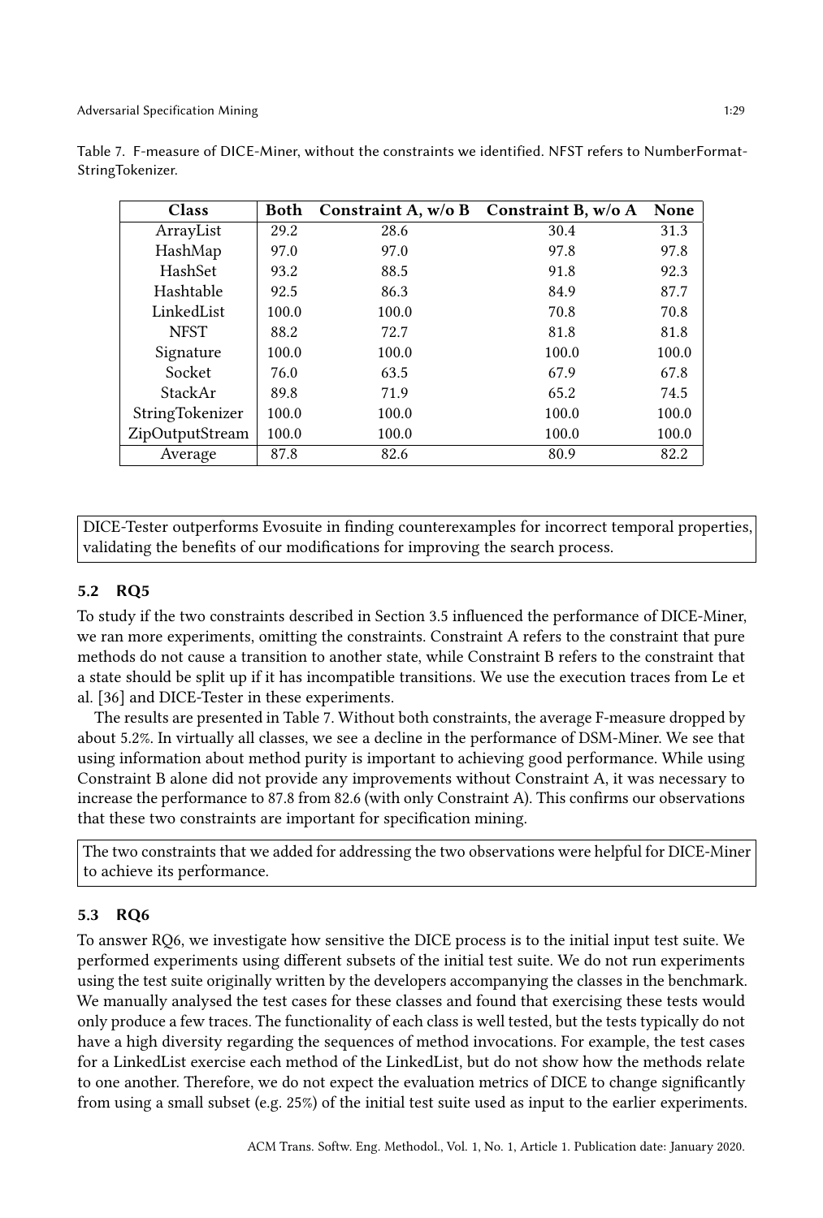Table 7. F-measure of DICE-Miner, without the constraints we identified. NFST refers to NumberFormat-StringTokenizer.

| Class | Both | Constraint A, w/o B | Constraint B, w/o A | None |
|---|---|---|---|---|
| ArrayList | 29.2 | 28.6 | 30.4 | 31.3 |
| HashMap | 97.0 | 97.0 | 97.8 | 97.8 |
| HashSet | 93.2 | 88.5 | 91.8 | 92.3 |
| Hashtable | 92.5 | 86.3 | 84.9 | 87.7 |
| LinkedList | 100.0 | 100.0 | 70.8 | 70.8 |
| NFST | 88.2 | 72.7 | 81.8 | 81.8 |
| Signature | 100.0 | 100.0 | 100.0 | 100.0 |
| Socket | 76.0 | 63.5 | 67.9 | 67.8 |
| StackAr | 89.8 | 71.9 | 65.2 | 74.5 |
| StringTokenizer | 100.0 | 100.0 | 100.0 | 100.0 |
| ZipOutputStream | 100.0 | 100.0 | 100.0 | 100.0 |
| Average | 87.8 | 82.6 | 80.9 | 82.2 |

DICE-Tester outperforms Evosuite in finding counterexamples for incorrect temporal properties, validating the benefits of our modifications for improving the search process.

### 5.2 RQ5

To study if the two constraints described in Section 3.5 influenced the performance of DICE-Miner, we ran more experiments, omitting the constraints. Constraint A refers to the constraint that pure methods do not cause a transition to another state, while Constraint B refers to the constraint that a state should be split up if it has incompatible transitions. We use the execution traces from Le et al. [36] and DICE-Tester in these experiments.

The results are presented in Table 7. Without both constraints, the average F-measure dropped by about 5.2%. In virtually all classes, we see a decline in the performance of DSM-Miner. We see that using information about method purity is important to achieving good performance. While using Constraint B alone did not provide any improvements without Constraint A, it was necessary to increase the performance to 87.8 from 82.6 (with only Constraint A). This confirms our observations that these two constraints are important for specification mining.

The two constraints that we added for addressing the two observations were helpful for DICE-Miner to achieve its performance.

### 5.3 RQ6

To answer RQ6, we investigate how sensitive the DICE process is to the initial input test suite. We performed experiments using different subsets of the initial test suite. We do not run experiments using the test suite originally written by the developers accompanying the classes in the benchmark. We manually analysed the test cases for these classes and found that exercising these tests would only produce a few traces. The functionality of each class is well tested, but the tests typically do not have a high diversity regarding the sequences of method invocations. For example, the test cases for a LinkedList exercise each method of the LinkedList, but do not show how the methods relate to one another. Therefore, we do not expect the evaluation metrics of DICE to change significantly from using a small subset (e.g. 25%) of the initial test suite used as input to the earlier experiments.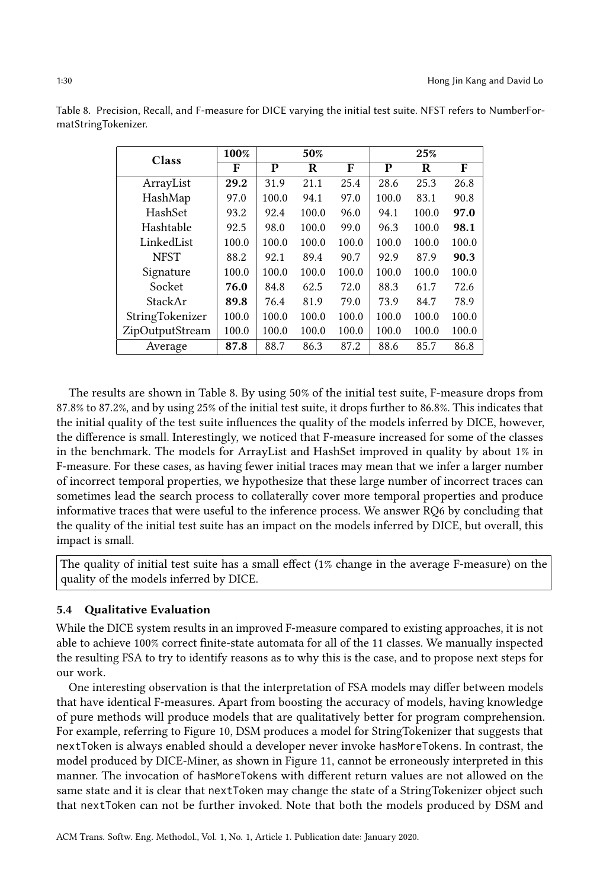Table 8. Precision, Recall, and F-measure for DICE varying the initial test suite. NFST refers to NumberFormatStringTokenizer.

| Class | 100% | 50% | | | 25% | | |
|---|---|---|---|---|---|---|---|
| | F | P | R | F | P | R | F |
| ArrayList | **29.2** | 31.9 | 21.1 | 25.4 | 28.6 | 25.3 | 26.8 |
| HashMap | 97.0 | 100.0 | 94.1 | 97.0 | 100.0 | 83.1 | 90.8 |
| HashSet | 93.2 | 92.4 | 100.0 | 96.0 | 94.1 | 100.0 | **97.0** |
| Hashtable | 92.5 | 98.0 | 100.0 | 99.0 | 96.3 | 100.0 | **98.1** |
| LinkedList | 100.0 | 100.0 | 100.0 | 100.0 | 100.0 | 100.0 | 100.0 |
| NFST | 88.2 | 92.1 | 89.4 | 90.7 | 92.9 | 87.9 | **90.3** |
| Signature | 100.0 | 100.0 | 100.0 | 100.0 | 100.0 | 100.0 | 100.0 |
| Socket | **76.0** | 84.8 | 62.5 | 72.0 | 88.3 | 61.7 | 72.6 |
| StackAr | **89.8** | 76.4 | 81.9 | 79.0 | 73.9 | 84.7 | 78.9 |
| StringTokenizer | 100.0 | 100.0 | 100.0 | 100.0 | 100.0 | 100.0 | 100.0 |
| ZipOutputStream | 100.0 | 100.0 | 100.0 | 100.0 | 100.0 | 100.0 | 100.0 |
| Average | **87.8** | 88.7 | 86.3 | 87.2 | 88.6 | 85.7 | 86.8 |

The results are shown in Table 8. By using 50% of the initial test suite, F-measure drops from 87.8% to 87.2%, and by using 25% of the initial test suite, it drops further to 86.8%. This indicates that the initial quality of the test suite influences the quality of the models inferred by DICE, however, the difference is small. Interestingly, we noticed that F-measure increased for some of the classes in the benchmark. The models for ArrayList and HashSet improved in quality by about 1% in F-measure. For these cases, as having fewer initial traces may mean that we infer a larger number of incorrect temporal properties, we hypothesize that these large number of incorrect traces can sometimes lead the search process to collaterally cover more temporal properties and produce informative traces that were useful to the inference process. We answer RQ6 by concluding that the quality of the initial test suite has an impact on the models inferred by DICE, but overall, this impact is small.

> The quality of initial test suite has a small effect (1% change in the average F-measure) on the quality of the models inferred by DICE.

### 5.4 Qualitative Evaluation

While the DICE system results in an improved F-measure compared to existing approaches, it is not able to achieve 100% correct finite-state automata for all of the 11 classes. We manually inspected the resulting FSA to try to identify reasons as to why this is the case, and to propose next steps for our work.

One interesting observation is that the interpretation of FSA models may differ between models that have identical F-measures. Apart from boosting the accuracy of models, having knowledge of pure methods will produce models that are qualitatively better for program comprehension. For example, referring to Figure 10, DSM produces a model for StringTokenizer that suggests that `nextToken` is always enabled should a developer never invoke `hasMoreTokens`. In contrast, the model produced by DICE-Miner, as shown in Figure 11, cannot be erroneously interpreted in this manner. The invocation of `hasMoreTokens` with different return values are not allowed on the same state and it is clear that `nextToken` may change the state of a StringTokenizer object such that `nextToken` can not be further invoked. Note that both the models produced by DSM and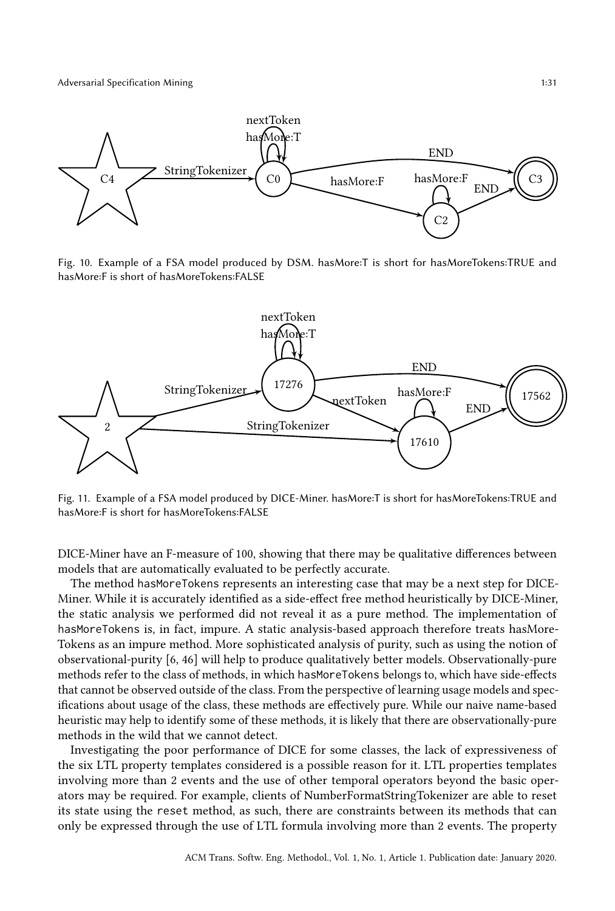Fig. 10. Example of a FSA model produced by DSM. hasMore:T is short for hasMoreTokens:TRUE and hasMore:F is short of hasMoreTokens:FALSE

Fig. 11. Example of a FSA model produced by DICE-Miner. hasMore:T is short for hasMoreTokens:TRUE and hasMore:F is short for hasMoreTokens:FALSE

DICE-Miner have an F-measure of 100, showing that there may be qualitative differences between models that are automatically evaluated to be perfectly accurate.

The method `hasMoreTokens` represents an interesting case that may be a next step for DICE-Miner. While it is accurately identified as a side-effect free method heuristically by DICE-Miner, the static analysis we performed did not reveal it as a pure method. The implementation of `hasMoreTokens` is, in fact, impure. A static analysis-based approach therefore treats hasMoreTokens as an impure method. More sophisticated analysis of purity, such as using the notion of observational-purity [6, 46] will help to produce qualitatively better models. Observationally-pure methods refer to the class of methods, in which `hasMoreTokens` belongs to, which have side-effects that cannot be observed outside of the class. From the perspective of learning usage models and specifications about usage of the class, these methods are effectively pure. While our naive name-based heuristic may help to identify some of these methods, it is likely that there are observationally-pure methods in the wild that we cannot detect.

Investigating the poor performance of DICE for some classes, the lack of expressiveness of the six LTL property templates considered is a possible reason for it. LTL properties templates involving more than 2 events and the use of other temporal operators beyond the basic operators may be required. For example, clients of NumberFormatStringTokenizer are able to reset its state using the `reset` method, as such, there are constraints between its methods that can only be expressed through the use of LTL formula involving more than 2 events. The property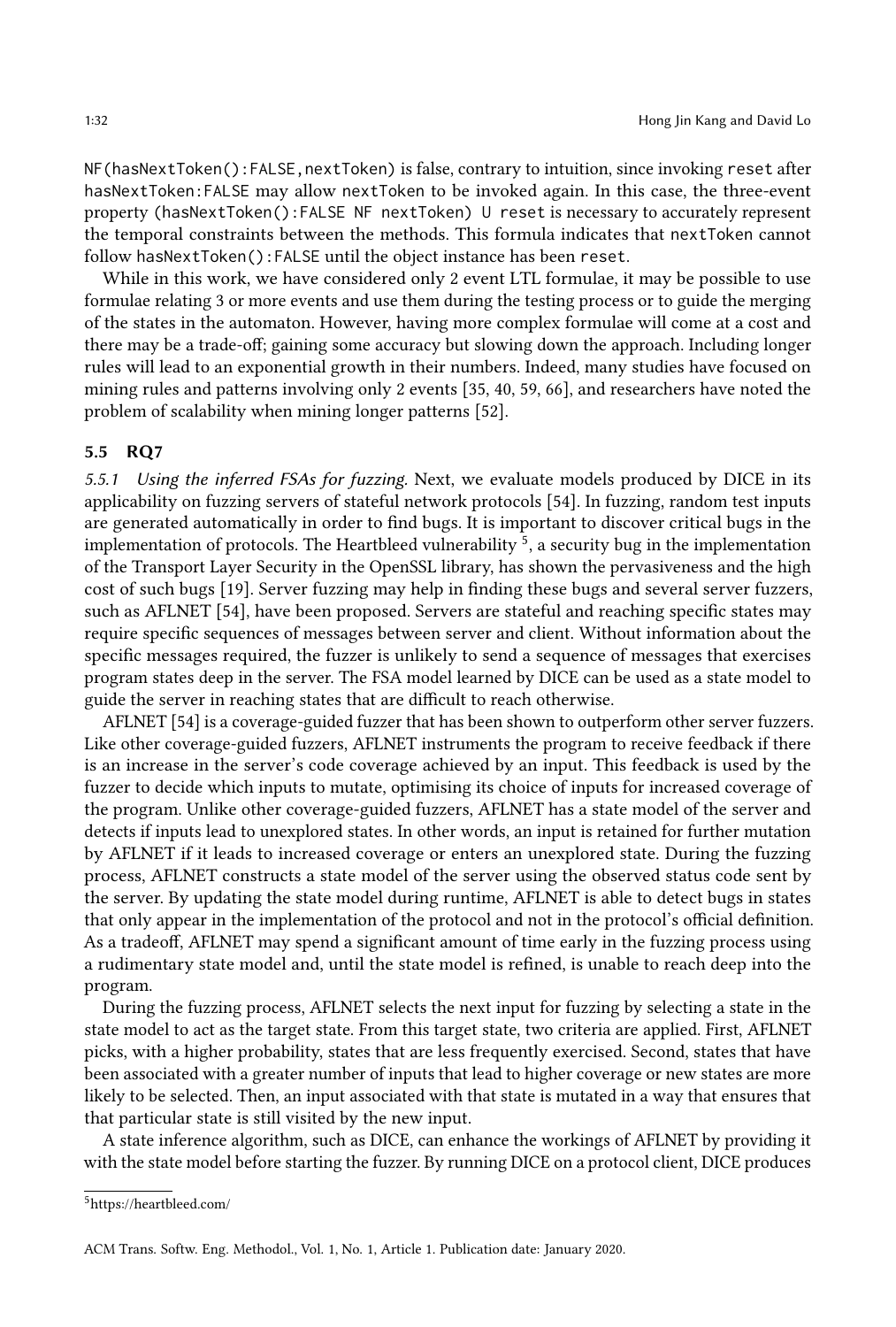`NF(hasNextToken():FALSE,nextToken)` is false, contrary to intuition, since invoking `reset` after `hasNextToken:FALSE` may allow `nextToken` to be invoked again. In this case, the three-event property `(hasNextToken():FALSE NF nextToken) U reset` is necessary to accurately represent the temporal constraints between the methods. This formula indicates that `nextToken` cannot follow `hasNextToken():FALSE` until the object instance has been `reset`.

While in this work, we have considered only 2 event LTL formulae, it may be possible to use formulae relating 3 or more events and use them during the testing process or to guide the merging of the states in the automaton. However, having more complex formulae will come at a cost and there may be a trade-off; gaining some accuracy but slowing down the approach. Including longer rules will lead to an exponential growth in their numbers. Indeed, many studies have focused on mining rules and patterns involving only 2 events [35, 40, 59, 66], and researchers have noted the problem of scalability when mining longer patterns [52].

## 5.5 RQ7

### 5.5.1 *Using the inferred FSAs for fuzzing.*

Next, we evaluate models produced by DICE in its applicability on fuzzing servers of stateful network protocols [54]. In fuzzing, random test inputs are generated automatically in order to find bugs. It is important to discover critical bugs in the implementation of protocols. The Heartbleed vulnerability [5], a security bug in the implementation of the Transport Layer Security in the OpenSSL library, has shown the pervasiveness and the high cost of such bugs [19]. Server fuzzing may help in finding these bugs and several server fuzzers, such as AFLNET [54], have been proposed. Servers are stateful and reaching specific states may require specific sequences of messages between server and client. Without information about the specific messages required, the fuzzer is unlikely to send a sequence of messages that exercises program states deep in the server. The FSA model learned by DICE can be used as a state model to guide the server in reaching states that are difficult to reach otherwise.

AFLNET [54] is a coverage-guided fuzzer that has been shown to outperform other server fuzzers. Like other coverage-guided fuzzers, AFLNET instruments the program to receive feedback if there is an increase in the server's code coverage achieved by an input. This feedback is used by the fuzzer to decide which inputs to mutate, optimising its choice of inputs for increased coverage of the program. Unlike other coverage-guided fuzzers, AFLNET has a state model of the server and detects if inputs lead to unexplored states. In other words, an input is retained for further mutation by AFLNET if it leads to increased coverage or enters an unexplored state. During the fuzzing process, AFLNET constructs a state model of the server using the observed status code sent by the server. By updating the state model during runtime, AFLNET is able to detect bugs in states that only appear in the implementation of the protocol and not in the protocol's official definition. As a tradeoff, AFLNET may spend a significant amount of time early in the fuzzing process using a rudimentary state model and, until the state model is refined, is unable to reach deep into the program.

During the fuzzing process, AFLNET selects the next input for fuzzing by selecting a state in the state model to act as the target state. From this target state, two criteria are applied. First, AFLNET picks, with a higher probability, states that are less frequently exercised. Second, states that have been associated with a greater number of inputs that lead to higher coverage or new states are more likely to be selected. Then, an input associated with that state is mutated in a way that ensures that that particular state is still visited by the new input.

A state inference algorithm, such as DICE, can enhance the workings of AFLNET by providing it with the state model before starting the fuzzer. By running DICE on a protocol client, DICE produces

[5] https://heartbleed.com/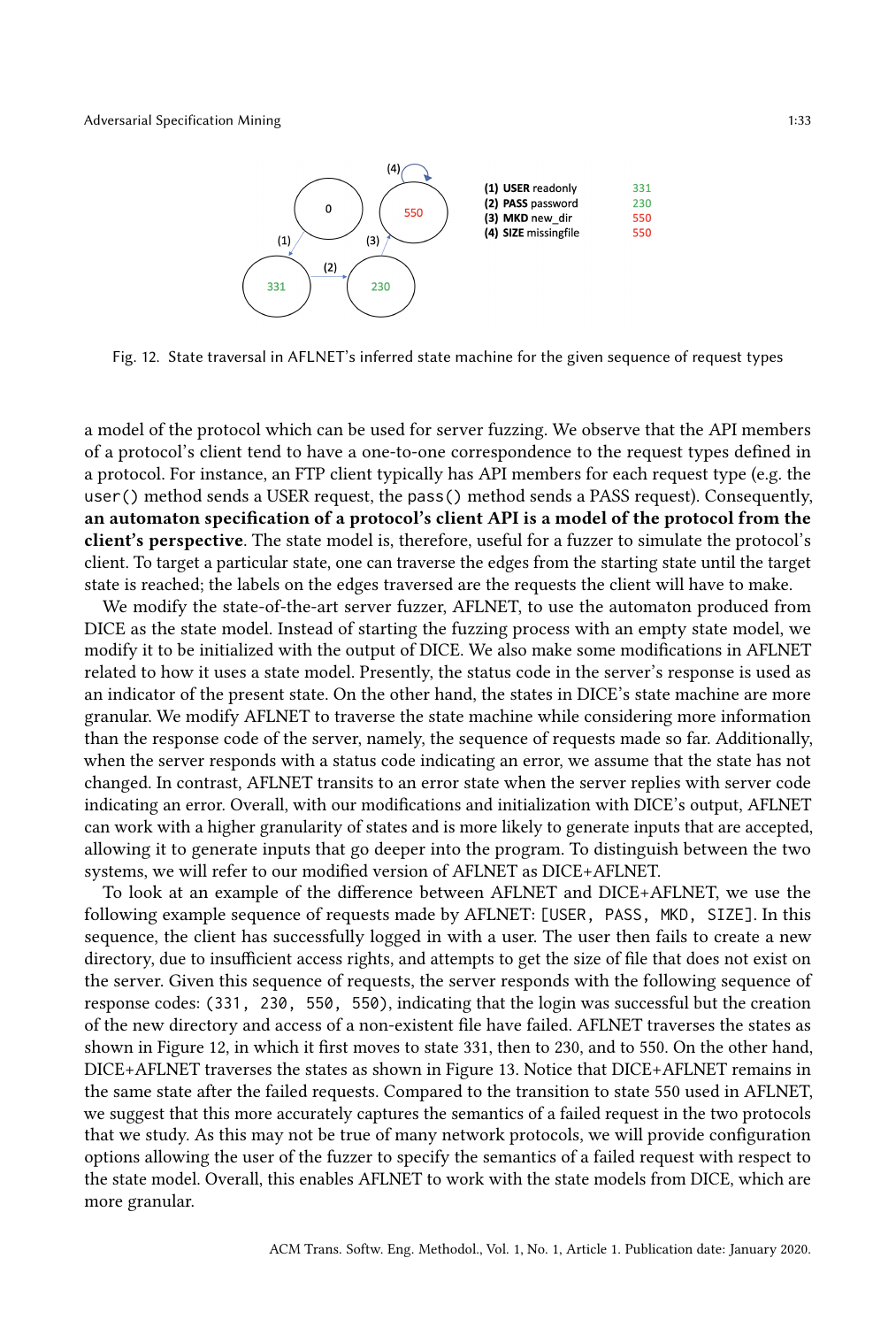Fig. 12. State traversal in AFLNET's inferred state machine for the given sequence of request types

a model of the protocol which can be used for server fuzzing. We observe that the API members of a protocol's client tend to have a one-to-one correspondence to the request types defined in a protocol. For instance, an FTP client typically has API members for each request type (e.g. the `user()` method sends a USER request, the `pass()` method sends a PASS request). Consequently, **an automaton specification of a protocol's client API is a model of the protocol from the client's perspective**. The state model is, therefore, useful for a fuzzer to simulate the protocol's client. To target a particular state, one can traverse the edges from the starting state until the target state is reached; the labels on the edges traversed are the requests the client will have to make.

We modify the state-of-the-art server fuzzer, AFLNET, to use the automaton produced from DICE as the state model. Instead of starting the fuzzing process with an empty state model, we modify it to be initialized with the output of DICE. We also make some modifications in AFLNET related to how it uses a state model. Presently, the status code in the server's response is used as an indicator of the present state. On the other hand, the states in DICE's state machine are more granular. We modify AFLNET to traverse the state machine while considering more information than the response code of the server, namely, the sequence of requests made so far. Additionally, when the server responds with a status code indicating an error, we assume that the state has not changed. In contrast, AFLNET transits to an error state when the server replies with server code indicating an error. Overall, with our modifications and initialization with DICE's output, AFLNET can work with a higher granularity of states and is more likely to generate inputs that are accepted, allowing it to generate inputs that go deeper into the program. To distinguish between the two systems, we will refer to our modified version of AFLNET as DICE+AFLNET.

To look at an example of the difference between AFLNET and DICE+AFLNET, we use the following example sequence of requests made by AFLNET: `[USER, PASS, MKD, SIZE]`. In this sequence, the client has successfully logged in with a user. The user then fails to create a new directory, due to insufficient access rights, and attempts to get the size of file that does not exist on the server. Given this sequence of requests, the server responds with the following sequence of response codes: `(331, 230, 550, 550)`, indicating that the login was successful but the creation of the new directory and access of a non-existent file have failed. AFLNET traverses the states as shown in Figure 12, in which it first moves to state 331, then to 230, and to 550. On the other hand, DICE+AFLNET traverses the states as shown in Figure 13. Notice that DICE+AFLNET remains in the same state after the failed requests. Compared to the transition to state 550 used in AFLNET, we suggest that this more accurately captures the semantics of a failed request in the two protocols that we study. As this may not be true of many network protocols, we will provide configuration options allowing the user of the fuzzer to specify the semantics of a failed request with respect to the state model. Overall, this enables AFLNET to work with the state models from DICE, which are more granular.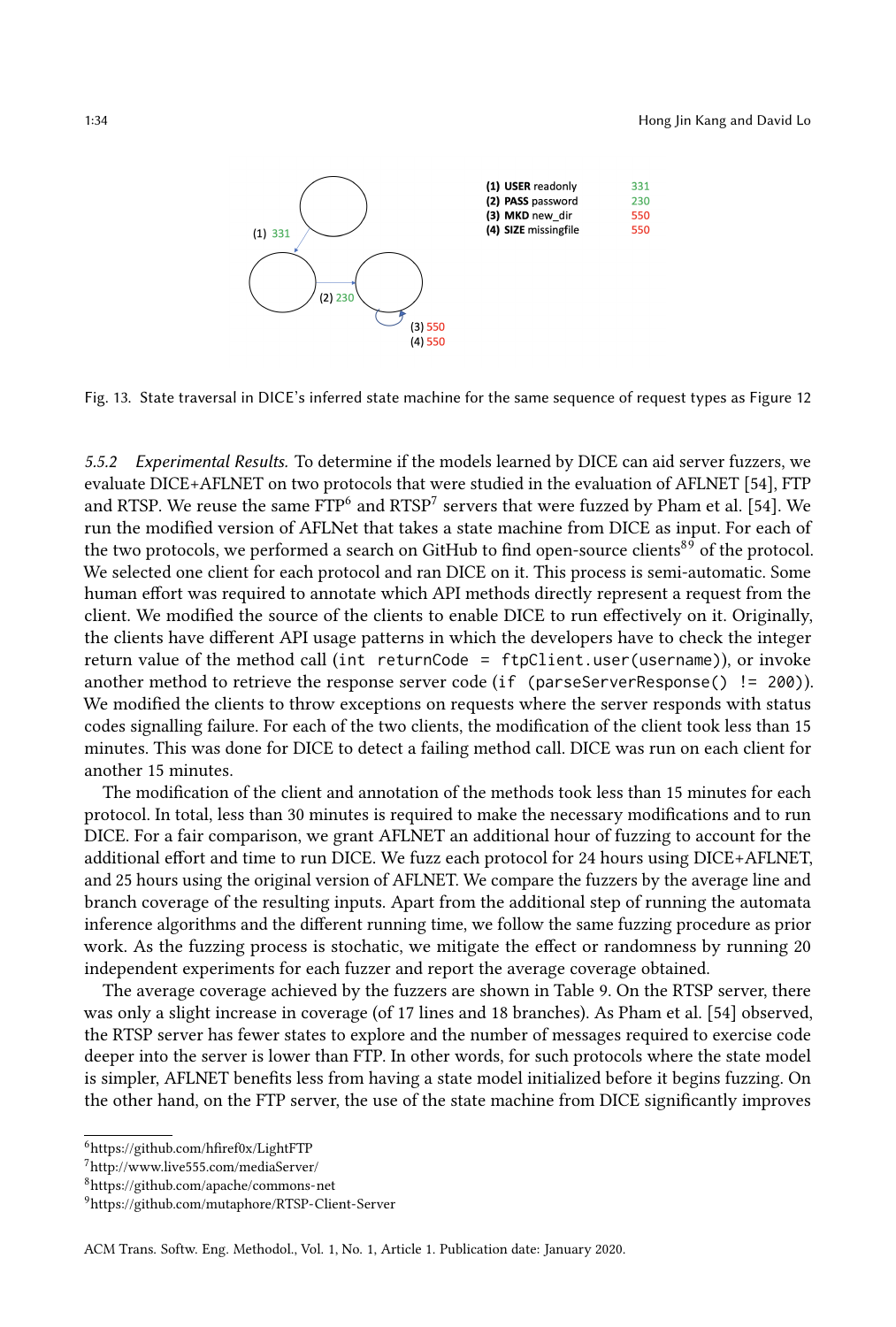(1) 331

(2) 230

(3) 550
(4) 550

**(1) USER** readonly 331
**(2) PASS** password 230
**(3) MKD** new_dir 550
**(4) SIZE** missingfile 550

Fig. 13. State traversal in DICE's inferred state machine for the same sequence of request types as Figure 12

### 5.5.2 *Experimental Results.*

To determine if the models learned by DICE can aid server fuzzers, we evaluate DICE+AFLNET on two protocols that were studied in the evaluation of AFLNET [54], FTP and RTSP. We reuse the same FTP[6] and RTSP[7] servers that were fuzzed by Pham et al. [54]. We run the modified version of AFLNet that takes a state machine from DICE as input. For each of the two protocols, we performed a search on GitHub to find open-source clients[8,9] of the protocol. We selected one client for each protocol and ran DICE on it. This process is semi-automatic. Some human effort was required to annotate which API methods directly represent a request from the client. We modified the source of the clients to enable DICE to run effectively on it. Originally, the clients have different API usage patterns in which the developers have to check the integer return value of the method call (`int returnCode = ftpClient.user(username)`), or invoke another method to retrieve the response server code (`if (parseServerResponse() != 200)`). We modified the clients to throw exceptions on requests where the server responds with status codes signalling failure. For each of the two clients, the modification of the client took less than 15 minutes. This was done for DICE to detect a failing method call. DICE was run on each client for another 15 minutes.

The modification of the client and annotation of the methods took less than 15 minutes for each protocol. In total, less than 30 minutes is required to make the necessary modifications and to run DICE. For a fair comparison, we grant AFLNET an additional hour of fuzzing to account for the additional effort and time to run DICE. We fuzz each protocol for 24 hours using DICE+AFLNET, and 25 hours using the original version of AFLNET. We compare the fuzzers by the average line and branch coverage of the resulting inputs. Apart from the additional step of running the automata inference algorithms and the different running time, we follow the same fuzzing procedure as prior work. As the fuzzing process is stochatic, we mitigate the effect or randomness by running 20 independent experiments for each fuzzer and report the average coverage obtained.

The average coverage achieved by the fuzzers are shown in Table 9. On the RTSP server, there was only a slight increase in coverage (of 17 lines and 18 branches). As Pham et al. [54] observed, the RTSP server has fewer states to explore and the number of messages required to exercise code deeper into the server is lower than FTP. In other words, for such protocols where the state model is simpler, AFLNET benefits less from having a state model initialized before it begins fuzzing. On the other hand, on the FTP server, the use of the state machine from DICE significantly improves

[6] https://github.com/hfiref0x/LightFTP

[7] http://www.live555.com/mediaServer/

[8] https://github.com/apache/commons-net

[9] https://github.com/mutaphore/RTSP-Client-Server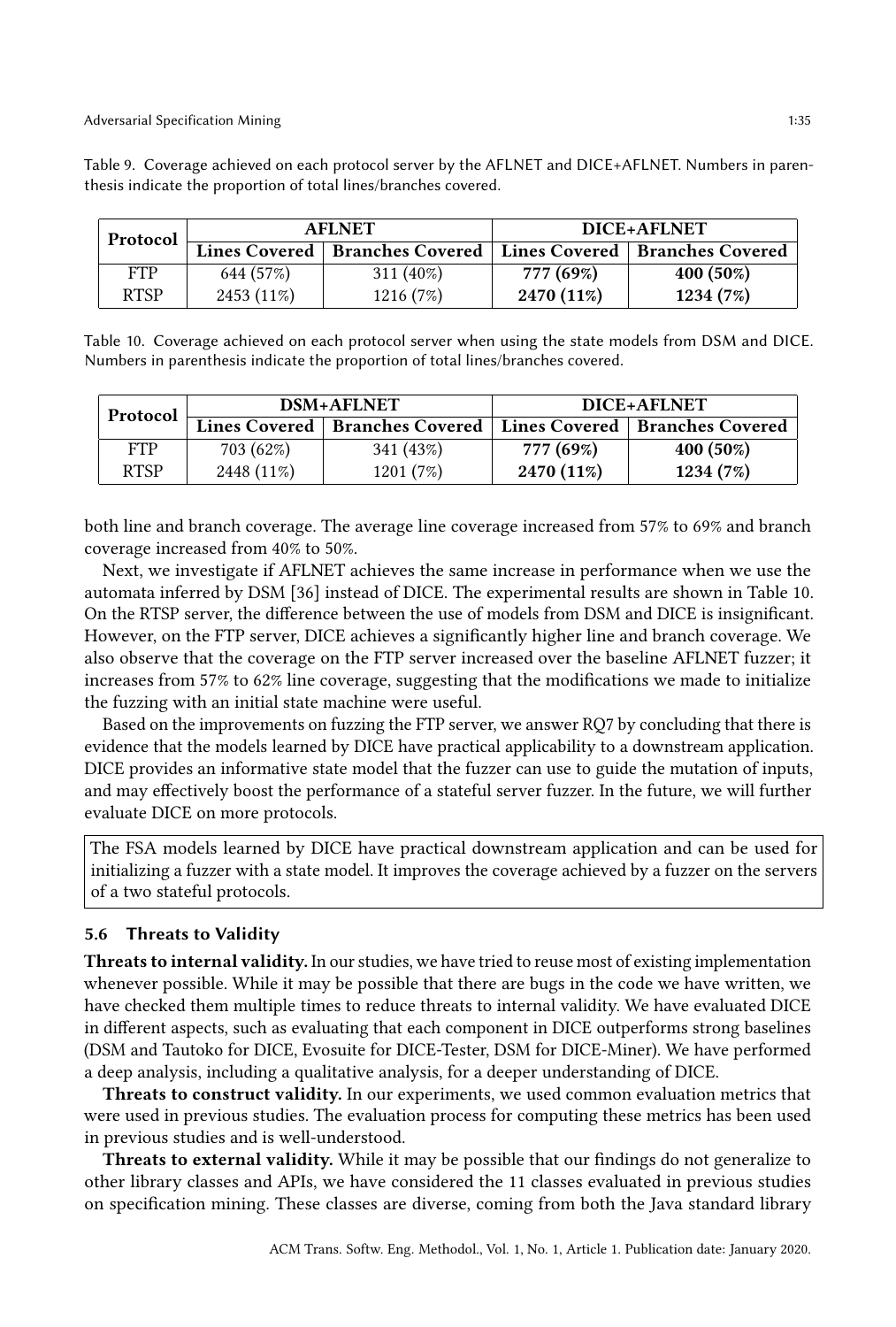Table 9. Coverage achieved on each protocol server by the AFLNET and DICE+AFLNET. Numbers in parenthesis indicate the proportion of total lines/branches covered.

| Protocol | AFLNET | | DICE+AFLNET | |
|---|---|---|---|---|
| | Lines Covered | Branches Covered | Lines Covered | Branches Covered |
| FTP | 644 (57%) | 311 (40%) | **777 (69%)** | **400 (50%)** |
| RTSP | 2453 (11%) | 1216 (7%) | **2470 (11%)** | **1234 (7%)** |

Table 10. Coverage achieved on each protocol server when using the state models from DSM and DICE. Numbers in parenthesis indicate the proportion of total lines/branches covered.

| Protocol | DSM+AFLNET | | DICE+AFLNET | |
|---|---|---|---|---|
| | Lines Covered | Branches Covered | Lines Covered | Branches Covered |
| FTP | 703 (62%) | 341 (43%) | **777 (69%)** | **400 (50%)** |
| RTSP | 2448 (11%) | 1201 (7%) | **2470 (11%)** | **1234 (7%)** |

both line and branch coverage. The average line coverage increased from 57% to 69% and branch coverage increased from 40% to 50%.

Next, we investigate if AFLNET achieves the same increase in performance when we use the automata inferred by DSM [36] instead of DICE. The experimental results are shown in Table 10. On the RTSP server, the difference between the use of models from DSM and DICE is insignificant. However, on the FTP server, DICE achieves a significantly higher line and branch coverage. We also observe that the coverage on the FTP server increased over the baseline AFLNET fuzzer; it increases from 57% to 62% line coverage, suggesting that the modifications we made to initialize the fuzzing with an initial state machine were useful.

Based on the improvements on fuzzing the FTP server, we answer RQ7 by concluding that there is evidence that the models learned by DICE have practical applicability to a downstream application. DICE provides an informative state model that the fuzzer can use to guide the mutation of inputs, and may effectively boost the performance of a stateful server fuzzer. In the future, we will further evaluate DICE on more protocols.

> The FSA models learned by DICE have practical downstream application and can be used for initializing a fuzzer with a state model. It improves the coverage achieved by a fuzzer on the servers of a two stateful protocols.

### 5.6 Threats to Validity

**Threats to internal validity.** In our studies, we have tried to reuse most of existing implementation whenever possible. While it may be possible that there are bugs in the code we have written, we have checked them multiple times to reduce threats to internal validity. We have evaluated DICE in different aspects, such as evaluating that each component in DICE outperforms strong baselines (DSM and Tautoko for DICE, Evosuite for DICE-Tester, DSM for DICE-Miner). We have performed a deep analysis, including a qualitative analysis, for a deeper understanding of DICE.

**Threats to construct validity.** In our experiments, we used common evaluation metrics that were used in previous studies. The evaluation process for computing these metrics has been used in previous studies and is well-understood.

**Threats to external validity.** While it may be possible that our findings do not generalize to other library classes and APIs, we have considered the 11 classes evaluated in previous studies on specification mining. These classes are diverse, coming from both the Java standard library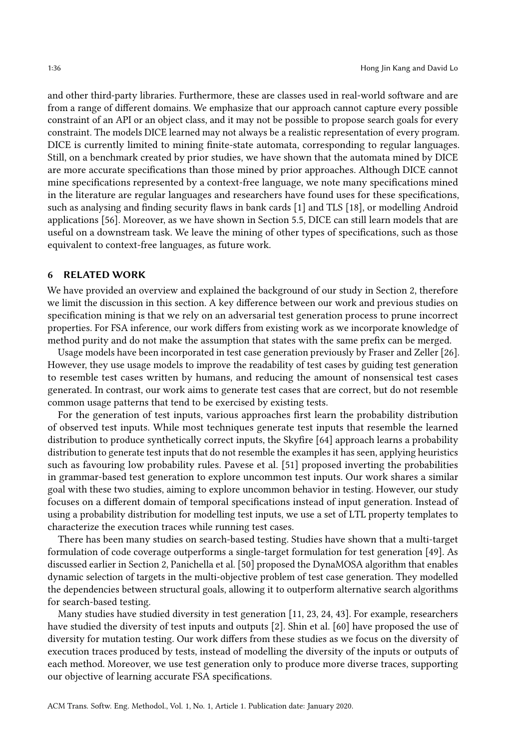and other third-party libraries. Furthermore, these are classes used in real-world software and are from a range of different domains. We emphasize that our approach cannot capture every possible constraint of an API or an object class, and it may not be possible to propose search goals for every constraint. The models DICE learned may not always be a realistic representation of every program. DICE is currently limited to mining finite-state automata, corresponding to regular languages. Still, on a benchmark created by prior studies, we have shown that the automata mined by DICE are more accurate specifications than those mined by prior approaches. Although DICE cannot mine specifications represented by a context-free language, we note many specifications mined in the literature are regular languages and researchers have found uses for these specifications, such as analysing and finding security flaws in bank cards [1] and TLS [18], or modelling Android applications [56]. Moreover, as we have shown in Section 5.5, DICE can still learn models that are useful on a downstream task. We leave the mining of other types of specifications, such as those equivalent to context-free languages, as future work.

## 6 RELATED WORK

We have provided an overview and explained the background of our study in Section 2, therefore we limit the discussion in this section. A key difference between our work and previous studies on specification mining is that we rely on an adversarial test generation process to prune incorrect properties. For FSA inference, our work differs from existing work as we incorporate knowledge of method purity and do not make the assumption that states with the same prefix can be merged.

Usage models have been incorporated in test case generation previously by Fraser and Zeller [26]. However, they use usage models to improve the readability of test cases by guiding test generation to resemble test cases written by humans, and reducing the amount of nonsensical test cases generated. In contrast, our work aims to generate test cases that are correct, but do not resemble common usage patterns that tend to be exercised by existing tests.

For the generation of test inputs, various approaches first learn the probability distribution of observed test inputs. While most techniques generate test inputs that resemble the learned distribution to produce synthetically correct inputs, the Skyfire [64] approach learns a probability distribution to generate test inputs that do not resemble the examples it has seen, applying heuristics such as favouring low probability rules. Pavese et al. [51] proposed inverting the probabilities in grammar-based test generation to explore uncommon test inputs. Our work shares a similar goal with these two studies, aiming to explore uncommon behavior in testing. However, our study focuses on a different domain of temporal specifications instead of input generation. Instead of using a probability distribution for modelling test inputs, we use a set of LTL property templates to characterize the execution traces while running test cases.

There has been many studies on search-based testing. Studies have shown that a multi-target formulation of code coverage outperforms a single-target formulation for test generation [49]. As discussed earlier in Section 2, Panichella et al. [50] proposed the DynaMOSA algorithm that enables dynamic selection of targets in the multi-objective problem of test case generation. They modelled the dependencies between structural goals, allowing it to outperform alternative search algorithms for search-based testing.

Many studies have studied diversity in test generation [11, 23, 24, 43]. For example, researchers have studied the diversity of test inputs and outputs [2]. Shin et al. [60] have proposed the use of diversity for mutation testing. Our work differs from these studies as we focus on the diversity of execution traces produced by tests, instead of modelling the diversity of the inputs or outputs of each method. Moreover, we use test generation only to produce more diverse traces, supporting our objective of learning accurate FSA specifications.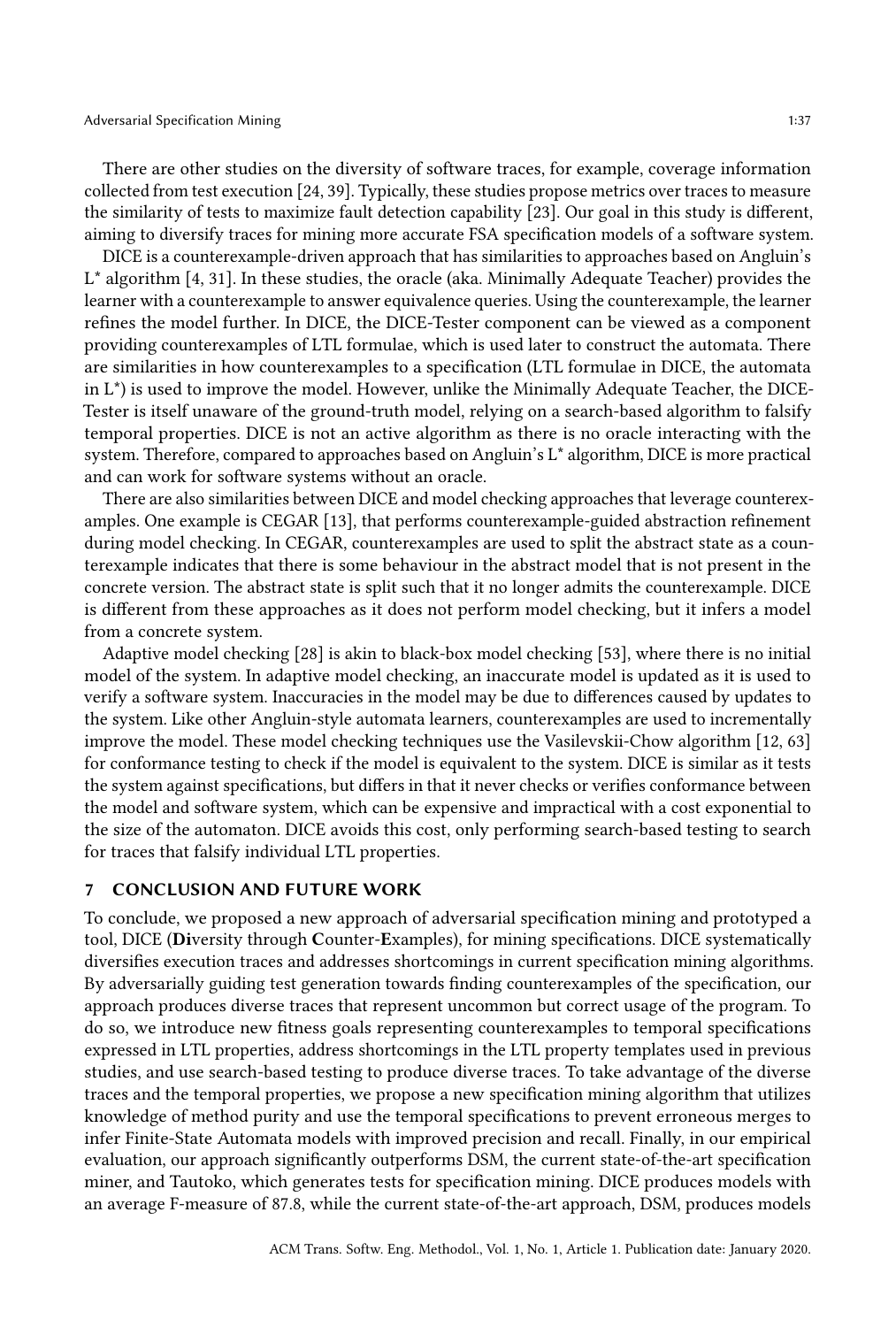There are other studies on the diversity of software traces, for example, coverage information collected from test execution [24, 39]. Typically, these studies propose metrics over traces to measure the similarity of tests to maximize fault detection capability [23]. Our goal in this study is different, aiming to diversify traces for mining more accurate FSA specification models of a software system.

DICE is a counterexample-driven approach that has similarities to approaches based on Angluin's L* algorithm [4, 31]. In these studies, the oracle (aka. Minimally Adequate Teacher) provides the learner with a counterexample to answer equivalence queries. Using the counterexample, the learner refines the model further. In DICE, the DICE-Tester component can be viewed as a component providing counterexamples of LTL formulae, which is used later to construct the automata. There are similarities in how counterexamples to a specification (LTL formulae in DICE, the automata in L*) is used to improve the model. However, unlike the Minimally Adequate Teacher, the DICE-Tester is itself unaware of the ground-truth model, relying on a search-based algorithm to falsify temporal properties. DICE is not an active algorithm as there is no oracle interacting with the system. Therefore, compared to approaches based on Angluin's L* algorithm, DICE is more practical and can work for software systems without an oracle.

There are also similarities between DICE and model checking approaches that leverage counterexamples. One example is CEGAR [13], that performs counterexample-guided abstraction refinement during model checking. In CEGAR, counterexamples are used to split the abstract state as a counterexample indicates that there is some behaviour in the abstract model that is not present in the concrete version. The abstract state is split such that it no longer admits the counterexample. DICE is different from these approaches as it does not perform model checking, but it infers a model from a concrete system.

Adaptive model checking [28] is akin to black-box model checking [53], where there is no initial model of the system. In adaptive model checking, an inaccurate model is updated as it is used to verify a software system. Inaccuracies in the model may be due to differences caused by updates to the system. Like other Angluin-style automata learners, counterexamples are used to incrementally improve the model. These model checking techniques use the Vasilevskii-Chow algorithm [12, 63] for conformance testing to check if the model is equivalent to the system. DICE is similar as it tests the system against specifications, but differs in that it never checks or verifies conformance between the model and software system, which can be expensive and impractical with a cost exponential to the size of the automaton. DICE avoids this cost, only performing search-based testing to search for traces that falsify individual LTL properties.

## 7 CONCLUSION AND FUTURE WORK

To conclude, we proposed a new approach of adversarial specification mining and prototyped a tool, DICE (**Di**versity through **C**ounter-**E**xamples), for mining specifications. DICE systematically diversifies execution traces and addresses shortcomings in current specification mining algorithms. By adversarially guiding test generation towards finding counterexamples of the specification, our approach produces diverse traces that represent uncommon but correct usage of the program. To do so, we introduce new fitness goals representing counterexamples to temporal specifications expressed in LTL properties, address shortcomings in the LTL property templates used in previous studies, and use search-based testing to produce diverse traces. To take advantage of the diverse traces and the temporal properties, we propose a new specification mining algorithm that utilizes knowledge of method purity and use the temporal specifications to prevent erroneous merges to infer Finite-State Automata models with improved precision and recall. Finally, in our empirical evaluation, our approach significantly outperforms DSM, the current state-of-the-art specification miner, and Tautoko, which generates tests for specification mining. DICE produces models with an average F-measure of 87.8, while the current state-of-the-art approach, DSM, produces models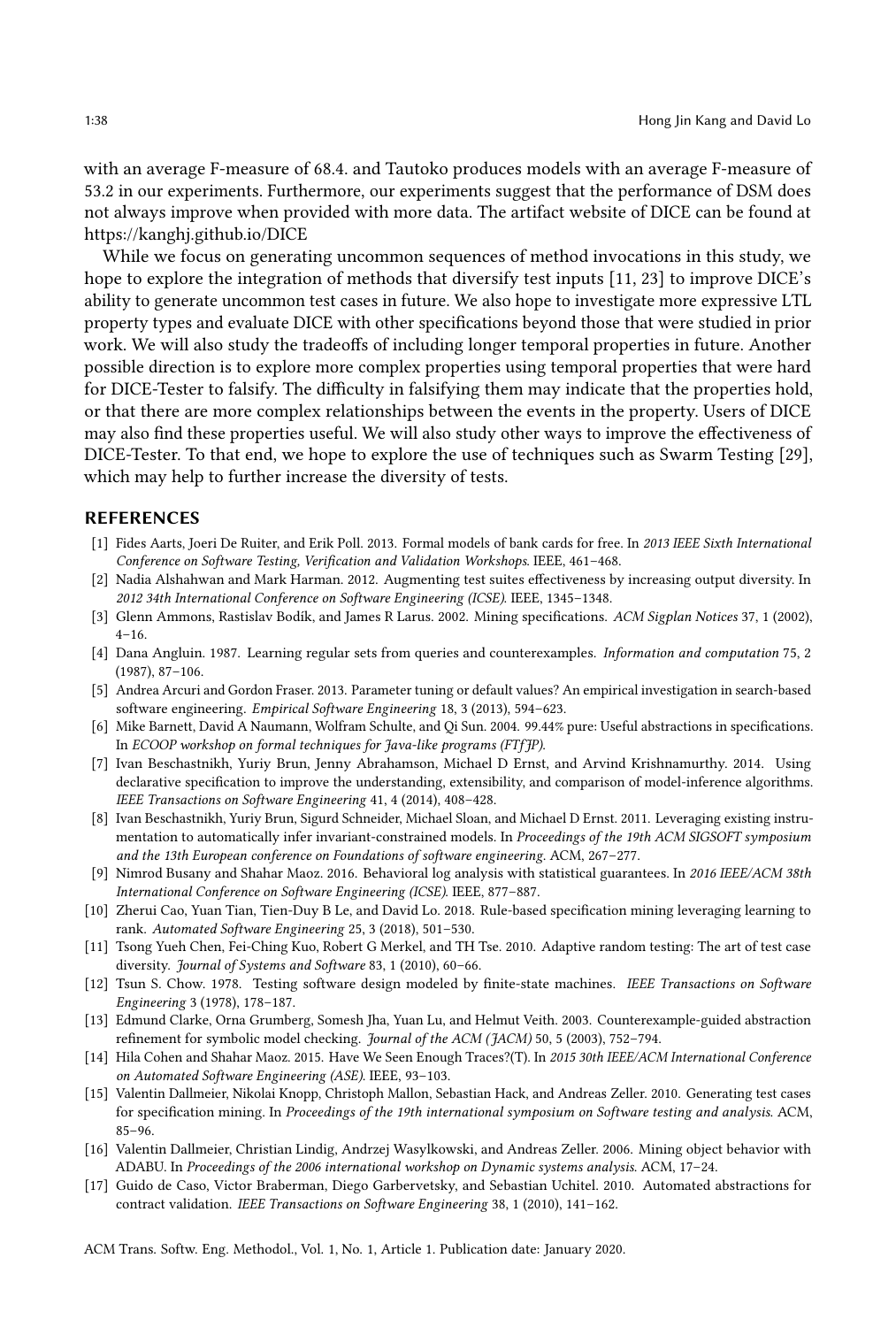with an average F-measure of 68.4. and Tautoko produces models with an average F-measure of 53.2 in our experiments. Furthermore, our experiments suggest that the performance of DSM does not always improve when provided with more data. The artifact website of DICE can be found at https://kanghj.github.io/DICE

While we focus on generating uncommon sequences of method invocations in this study, we hope to explore the integration of methods that diversify test inputs [11, 23] to improve DICE's ability to generate uncommon test cases in future. We also hope to investigate more expressive LTL property types and evaluate DICE with other specifications beyond those that were studied in prior work. We will also study the tradeoffs of including longer temporal properties in future. Another possible direction is to explore more complex properties using temporal properties that were hard for DICE-Tester to falsify. The difficulty in falsifying them may indicate that the properties hold, or that there are more complex relationships between the events in the property. Users of DICE may also find these properties useful. We will also study other ways to improve the effectiveness of DICE-Tester. To that end, we hope to explore the use of techniques such as Swarm Testing [29], which may help to further increase the diversity of tests.

## REFERENCES

- [1] Fides Aarts, Joeri De Ruiter, and Erik Poll. 2013. Formal models of bank cards for free. In *2013 IEEE Sixth International Conference on Software Testing, Verification and Validation Workshops*. IEEE, 461–468.
- [2] Nadia Alshahwan and Mark Harman. 2012. Augmenting test suites effectiveness by increasing output diversity. In *2012 34th International Conference on Software Engineering (ICSE)*. IEEE, 1345–1348.
- [3] Glenn Ammons, Rastislav Bodík, and James R Larus. 2002. Mining specifications. *ACM Sigplan Notices* 37, 1 (2002), 4–16.
- [4] Dana Angluin. 1987. Learning regular sets from queries and counterexamples. *Information and computation* 75, 2 (1987), 87–106.
- [5] Andrea Arcuri and Gordon Fraser. 2013. Parameter tuning or default values? An empirical investigation in search-based software engineering. *Empirical Software Engineering* 18, 3 (2013), 594–623.
- [6] Mike Barnett, David A Naumann, Wolfram Schulte, and Qi Sun. 2004. 99.44% pure: Useful abstractions in specifications. In *ECOOP workshop on formal techniques for Java-like programs (FTfJP)*.
- [7] Ivan Beschastnikh, Yuriy Brun, Jenny Abrahamson, Michael D Ernst, and Arvind Krishnamurthy. 2014. Using declarative specification to improve the understanding, extensibility, and comparison of model-inference algorithms. *IEEE Transactions on Software Engineering* 41, 4 (2014), 408–428.
- [8] Ivan Beschastnikh, Yuriy Brun, Sigurd Schneider, Michael Sloan, and Michael D Ernst. 2011. Leveraging existing instrumentation to automatically infer invariant-constrained models. In *Proceedings of the 19th ACM SIGSOFT symposium and the 13th European conference on Foundations of software engineering*. ACM, 267–277.
- [9] Nimrod Busany and Shahar Maoz. 2016. Behavioral log analysis with statistical guarantees. In *2016 IEEE/ACM 38th International Conference on Software Engineering (ICSE)*. IEEE, 877–887.
- [10] Zherui Cao, Yuan Tian, Tien-Duy B Le, and David Lo. 2018. Rule-based specification mining leveraging learning to rank. *Automated Software Engineering* 25, 3 (2018), 501–530.
- [11] Tsong Yueh Chen, Fei-Ching Kuo, Robert G Merkel, and TH Tse. 2010. Adaptive random testing: The art of test case diversity. *Journal of Systems and Software* 83, 1 (2010), 60–66.
- [12] Tsun S. Chow. 1978. Testing software design modeled by finite-state machines. *IEEE Transactions on Software Engineering* 3 (1978), 178–187.
- [13] Edmund Clarke, Orna Grumberg, Somesh Jha, Yuan Lu, and Helmut Veith. 2003. Counterexample-guided abstraction refinement for symbolic model checking. *Journal of the ACM (JACM)* 50, 5 (2003), 752–794.
- [14] Hila Cohen and Shahar Maoz. 2015. Have We Seen Enough Traces?(T). In *2015 30th IEEE/ACM International Conference on Automated Software Engineering (ASE)*. IEEE, 93–103.
- [15] Valentin Dallmeier, Nikolai Knopp, Christoph Mallon, Sebastian Hack, and Andreas Zeller. 2010. Generating test cases for specification mining. In *Proceedings of the 19th international symposium on Software testing and analysis*. ACM, 85–96.
- [16] Valentin Dallmeier, Christian Lindig, Andrzej Wasylkowski, and Andreas Zeller. 2006. Mining object behavior with ADABU. In *Proceedings of the 2006 international workshop on Dynamic systems analysis*. ACM, 17–24.
- [17] Guido de Caso, Victor Braberman, Diego Garbervetsky, and Sebastian Uchitel. 2010. Automated abstractions for contract validation. *IEEE Transactions on Software Engineering* 38, 1 (2010), 141–162.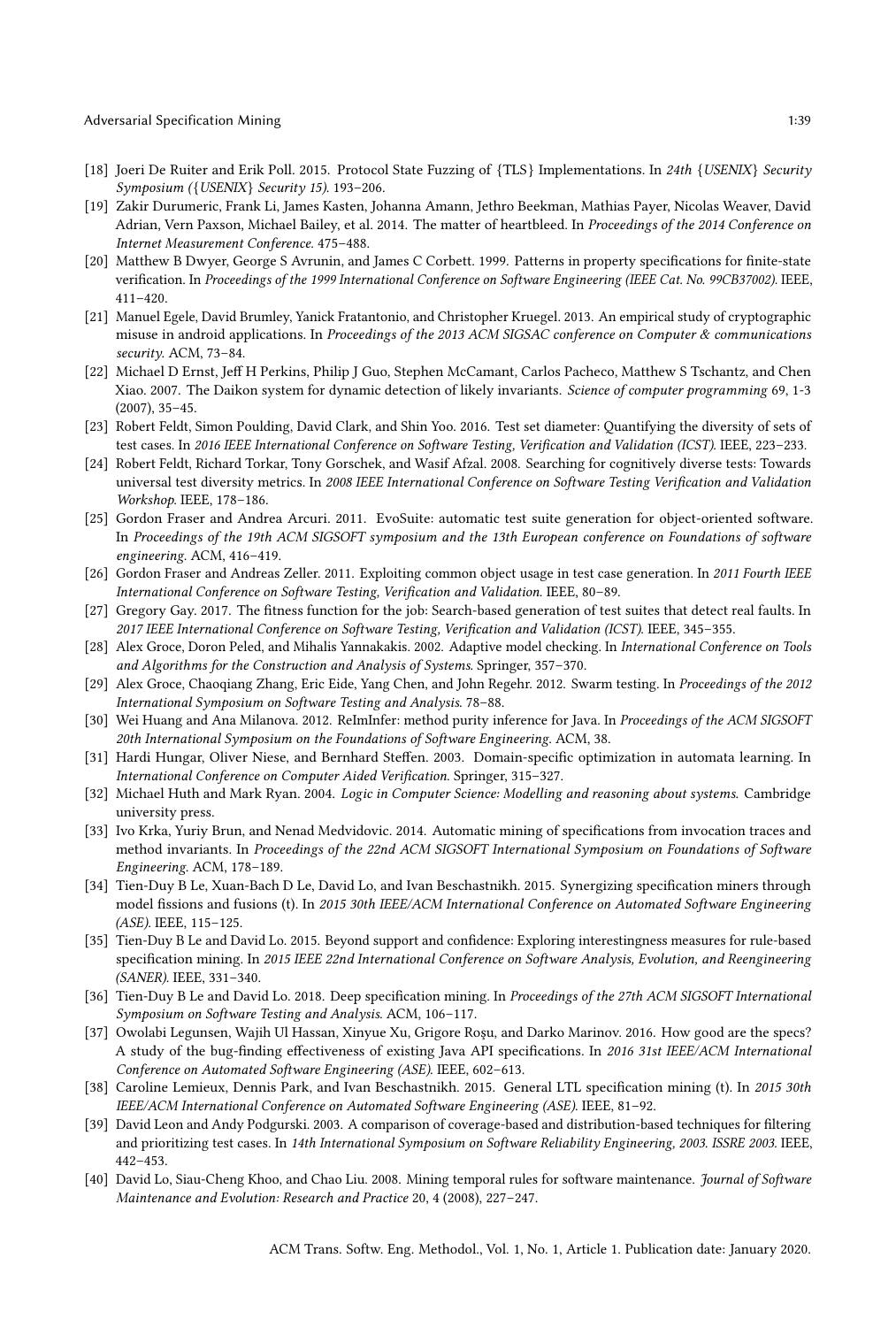[18] Joeri De Ruiter and Erik Poll. 2015. Protocol State Fuzzing of {TLS} Implementations. In *24th {USENIX} Security Symposium ({USENIX} Security 15)*. 193–206.

[19] Zakir Durumeric, Frank Li, James Kasten, Johanna Amann, Jethro Beekman, Mathias Payer, Nicolas Weaver, David Adrian, Vern Paxson, Michael Bailey, et al. 2014. The matter of heartbleed. In *Proceedings of the 2014 Conference on Internet Measurement Conference*. 475–488.

[20] Matthew B Dwyer, George S Avrunin, and James C Corbett. 1999. Patterns in property specifications for finite-state verification. In *Proceedings of the 1999 International Conference on Software Engineering (IEEE Cat. No. 99CB37002)*. IEEE, 411–420.

[21] Manuel Egele, David Brumley, Yanick Fratantonio, and Christopher Kruegel. 2013. An empirical study of cryptographic misuse in android applications. In *Proceedings of the 2013 ACM SIGSAC conference on Computer & communications security*. ACM, 73–84.

[22] Michael D Ernst, Jeff H Perkins, Philip J Guo, Stephen McCamant, Carlos Pacheco, Matthew S Tschantz, and Chen Xiao. 2007. The Daikon system for dynamic detection of likely invariants. *Science of computer programming* 69, 1-3 (2007), 35–45.

[23] Robert Feldt, Simon Poulding, David Clark, and Shin Yoo. 2016. Test set diameter: Quantifying the diversity of sets of test cases. In *2016 IEEE International Conference on Software Testing, Verification and Validation (ICST)*. IEEE, 223–233.

[24] Robert Feldt, Richard Torkar, Tony Gorschek, and Wasif Afzal. 2008. Searching for cognitively diverse tests: Towards universal test diversity metrics. In *2008 IEEE International Conference on Software Testing Verification and Validation Workshop*. IEEE, 178–186.

[25] Gordon Fraser and Andrea Arcuri. 2011. EvoSuite: automatic test suite generation for object-oriented software. In *Proceedings of the 19th ACM SIGSOFT symposium and the 13th European conference on Foundations of software engineering*. ACM, 416–419.

[26] Gordon Fraser and Andreas Zeller. 2011. Exploiting common object usage in test case generation. In *2011 Fourth IEEE International Conference on Software Testing, Verification and Validation*. IEEE, 80–89.

[27] Gregory Gay. 2017. The fitness function for the job: Search-based generation of test suites that detect real faults. In *2017 IEEE International Conference on Software Testing, Verification and Validation (ICST)*. IEEE, 345–355.

[28] Alex Groce, Doron Peled, and Mihalis Yannakakis. 2002. Adaptive model checking. In *International Conference on Tools and Algorithms for the Construction and Analysis of Systems*. Springer, 357–370.

[29] Alex Groce, Chaoqiang Zhang, Eric Eide, Yang Chen, and John Regehr. 2012. Swarm testing. In *Proceedings of the 2012 International Symposium on Software Testing and Analysis*. 78–88.

[30] Wei Huang and Ana Milanova. 2012. ReImInfer: method purity inference for Java. In *Proceedings of the ACM SIGSOFT 20th International Symposium on the Foundations of Software Engineering*. ACM, 38.

[31] Hardi Hungar, Oliver Niese, and Bernhard Steffen. 2003. Domain-specific optimization in automata learning. In *International Conference on Computer Aided Verification*. Springer, 315–327.

[32] Michael Huth and Mark Ryan. 2004. *Logic in Computer Science: Modelling and reasoning about systems*. Cambridge university press.

[33] Ivo Krka, Yuriy Brun, and Nenad Medvidovic. 2014. Automatic mining of specifications from invocation traces and method invariants. In *Proceedings of the 22nd ACM SIGSOFT International Symposium on Foundations of Software Engineering*. ACM, 178–189.

[34] Tien-Duy B Le, Xuan-Bach D Le, David Lo, and Ivan Beschastnikh. 2015. Synergizing specification miners through model fissions and fusions (t). In *2015 30th IEEE/ACM International Conference on Automated Software Engineering (ASE)*. IEEE, 115–125.

[35] Tien-Duy B Le and David Lo. 2015. Beyond support and confidence: Exploring interestingness measures for rule-based specification mining. In *2015 IEEE 22nd International Conference on Software Analysis, Evolution, and Reengineering (SANER)*. IEEE, 331–340.

[36] Tien-Duy B Le and David Lo. 2018. Deep specification mining. In *Proceedings of the 27th ACM SIGSOFT International Symposium on Software Testing and Analysis*. ACM, 106–117.

[37] Owolabi Legunsen, Wajih Ul Hassan, Xinyue Xu, Grigore Roşu, and Darko Marinov. 2016. How good are the specs? A study of the bug-finding effectiveness of existing Java API specifications. In *2016 31st IEEE/ACM International Conference on Automated Software Engineering (ASE)*. IEEE, 602–613.

[38] Caroline Lemieux, Dennis Park, and Ivan Beschastnikh. 2015. General LTL specification mining (t). In *2015 30th IEEE/ACM International Conference on Automated Software Engineering (ASE)*. IEEE, 81–92.

[39] David Leon and Andy Podgurski. 2003. A comparison of coverage-based and distribution-based techniques for filtering and prioritizing test cases. In *14th International Symposium on Software Reliability Engineering, 2003. ISSRE 2003*. IEEE, 442–453.

[40] David Lo, Siau-Cheng Khoo, and Chao Liu. 2008. Mining temporal rules for software maintenance. *Journal of Software Maintenance and Evolution: Research and Practice* 20, 4 (2008), 227–247.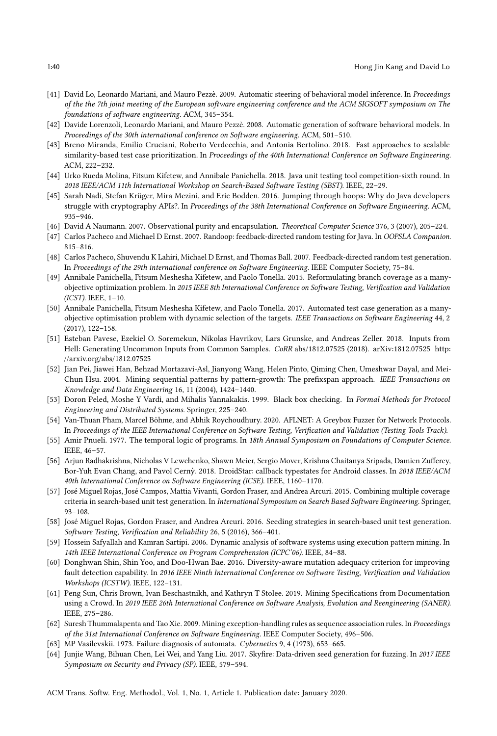- [41] David Lo, Leonardo Mariani, and Mauro Pezzè. 2009. Automatic steering of behavioral model inference. In *Proceedings of the the 7th joint meeting of the European software engineering conference and the ACM SIGSOFT symposium on The foundations of software engineering*. ACM, 345–354.
- [42] Davide Lorenzoli, Leonardo Mariani, and Mauro Pezzè. 2008. Automatic generation of software behavioral models. In *Proceedings of the 30th international conference on Software engineering*. ACM, 501–510.
- [43] Breno Miranda, Emilio Cruciani, Roberto Verdecchia, and Antonia Bertolino. 2018. Fast approaches to scalable similarity-based test case prioritization. In *Proceedings of the 40th International Conference on Software Engineering*. ACM, 222–232.
- [44] Urko Rueda Molina, Fitsum Kifetew, and Annibale Panichella. 2018. Java unit testing tool competition-sixth round. In *2018 IEEE/ACM 11th International Workshop on Search-Based Software Testing (SBST)*. IEEE, 22–29.
- [45] Sarah Nadi, Stefan Krüger, Mira Mezini, and Eric Bodden. 2016. Jumping through hoops: Why do Java developers struggle with cryptography APIs?. In *Proceedings of the 38th International Conference on Software Engineering*. ACM, 935–946.
- [46] David A Naumann. 2007. Observational purity and encapsulation. *Theoretical Computer Science* 376, 3 (2007), 205–224.
- [47] Carlos Pacheco and Michael D Ernst. 2007. Randoop: feedback-directed random testing for Java. In *OOPSLA Companion*. 815–816.
- [48] Carlos Pacheco, Shuvendu K Lahiri, Michael D Ernst, and Thomas Ball. 2007. Feedback-directed random test generation. In *Proceedings of the 29th international conference on Software Engineering*. IEEE Computer Society, 75–84.
- [49] Annibale Panichella, Fitsum Meshesha Kifetew, and Paolo Tonella. 2015. Reformulating branch coverage as a many-objective optimization problem. In *2015 IEEE 8th International Conference on Software Testing, Verification and Validation (ICST)*. IEEE, 1–10.
- [50] Annibale Panichella, Fitsum Meshesha Kifetew, and Paolo Tonella. 2017. Automated test case generation as a many-objective optimisation problem with dynamic selection of the targets. *IEEE Transactions on Software Engineering* 44, 2 (2017), 122–158.
- [51] Esteban Pavese, Ezekiel O. Soremekun, Nikolas Havrikov, Lars Grunske, and Andreas Zeller. 2018. Inputs from Hell: Generating Uncommon Inputs from Common Samples. *CoRR* abs/1812.07525 (2018). arXiv:1812.07525 http://arxiv.org/abs/1812.07525
- [52] Jian Pei, Jiawei Han, Behzad Mortazavi-Asl, Jianyong Wang, Helen Pinto, Qiming Chen, Umeshwar Dayal, and Mei-Chun Hsu. 2004. Mining sequential patterns by pattern-growth: The prefixspan approach. *IEEE Transactions on Knowledge and Data Engineering* 16, 11 (2004), 1424–1440.
- [53] Doron Peled, Moshe Y Vardi, and Mihalis Yannakakis. 1999. Black box checking. In *Formal Methods for Protocol Engineering and Distributed Systems*. Springer, 225–240.
- [54] Van-Thuan Pham, Marcel Böhme, and Abhik Roychoudhury. 2020. AFLNET: A Greybox Fuzzer for Network Protocols. In *Proceedings of the IEEE International Conference on Software Testing, Verification and Validation (Testing Tools Track)*.
- [55] Amir Pnueli. 1977. The temporal logic of programs. In *18th Annual Symposium on Foundations of Computer Science*. IEEE, 46–57.
- [56] Arjun Radhakrishna, Nicholas V Lewchenko, Shawn Meier, Sergio Mover, Krishna Chaitanya Sripada, Damien Zufferey, Bor-Yuh Evan Chang, and Pavol Cernỳ. 2018. DroidStar: callback typestates for Android classes. In *2018 IEEE/ACM 40th International Conference on Software Engineering (ICSE)*. IEEE, 1160–1170.
- [57] José Miguel Rojas, José Campos, Mattia Vivanti, Gordon Fraser, and Andrea Arcuri. 2015. Combining multiple coverage criteria in search-based unit test generation. In *International Symposium on Search Based Software Engineering*. Springer, 93–108.
- [58] José Miguel Rojas, Gordon Fraser, and Andrea Arcuri. 2016. Seeding strategies in search-based unit test generation. *Software Testing, Verification and Reliability* 26, 5 (2016), 366–401.
- [59] Hossein Safyallah and Kamran Sartipi. 2006. Dynamic analysis of software systems using execution pattern mining. In *14th IEEE International Conference on Program Comprehension (ICPC'06)*. IEEE, 84–88.
- [60] Donghwan Shin, Shin Yoo, and Doo-Hwan Bae. 2016. Diversity-aware mutation adequacy criterion for improving fault detection capability. In *2016 IEEE Ninth International Conference on Software Testing, Verification and Validation Workshops (ICSTW)*. IEEE, 122–131.
- [61] Peng Sun, Chris Brown, Ivan Beschastnikh, and Kathryn T Stolee. 2019. Mining Specifications from Documentation using a Crowd. In *2019 IEEE 26th International Conference on Software Analysis, Evolution and Reengineering (SANER)*. IEEE, 275–286.
- [62] Suresh Thummalapenta and Tao Xie. 2009. Mining exception-handling rules as sequence association rules. In *Proceedings of the 31st International Conference on Software Engineering*. IEEE Computer Society, 496–506.
- [63] MP Vasilevskii. 1973. Failure diagnosis of automata. *Cybernetics* 9, 4 (1973), 653–665.
- [64] Junjie Wang, Bihuan Chen, Lei Wei, and Yang Liu. 2017. Skyfire: Data-driven seed generation for fuzzing. In *2017 IEEE Symposium on Security and Privacy (SP)*. IEEE, 579–594.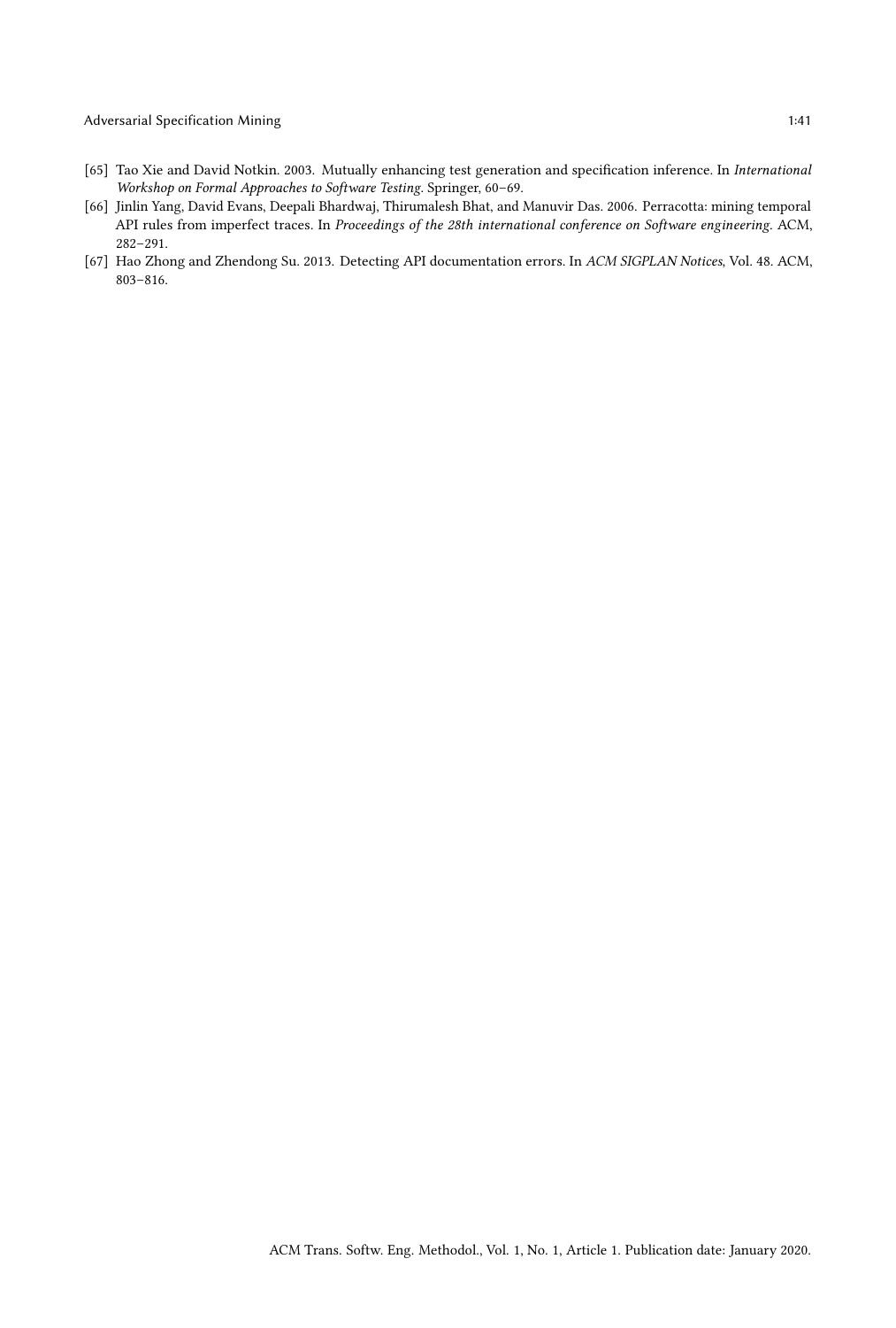[65] Tao Xie and David Notkin. 2003. Mutually enhancing test generation and specification inference. In *International Workshop on Formal Approaches to Software Testing*. Springer, 60–69.

[66] Jinlin Yang, David Evans, Deepali Bhardwaj, Thirumalesh Bhat, and Manuvir Das. 2006. Perracotta: mining temporal API rules from imperfect traces. In *Proceedings of the 28th international conference on Software engineering*. ACM, 282–291.

[67] Hao Zhong and Zhendong Su. 2013. Detecting API documentation errors. In *ACM SIGPLAN Notices*, Vol. 48. ACM, 803–816.